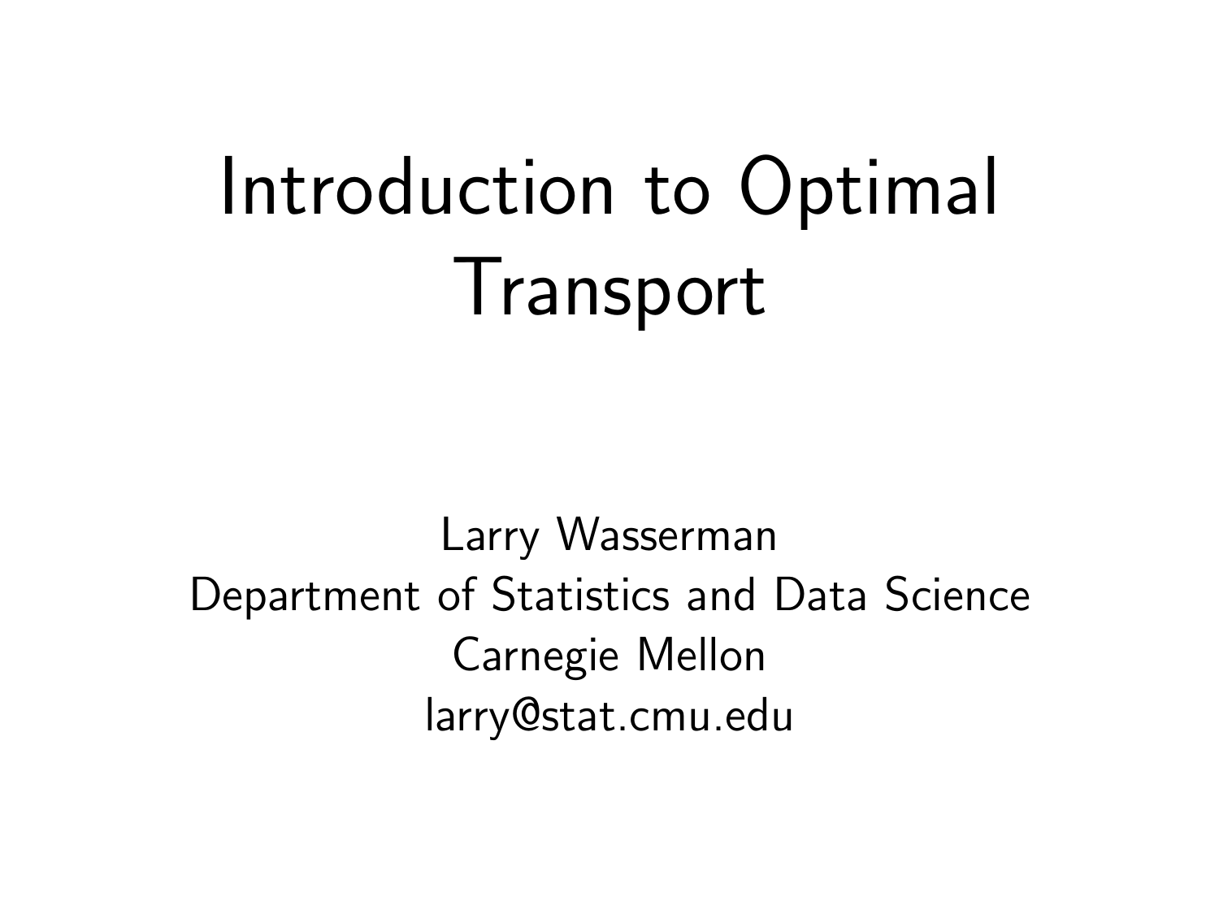# Introduction to Optimal Transport

Larry Wasserman
Department of Statistics and Data Science
Carnegie Mellon
larry@stat.cmu.edu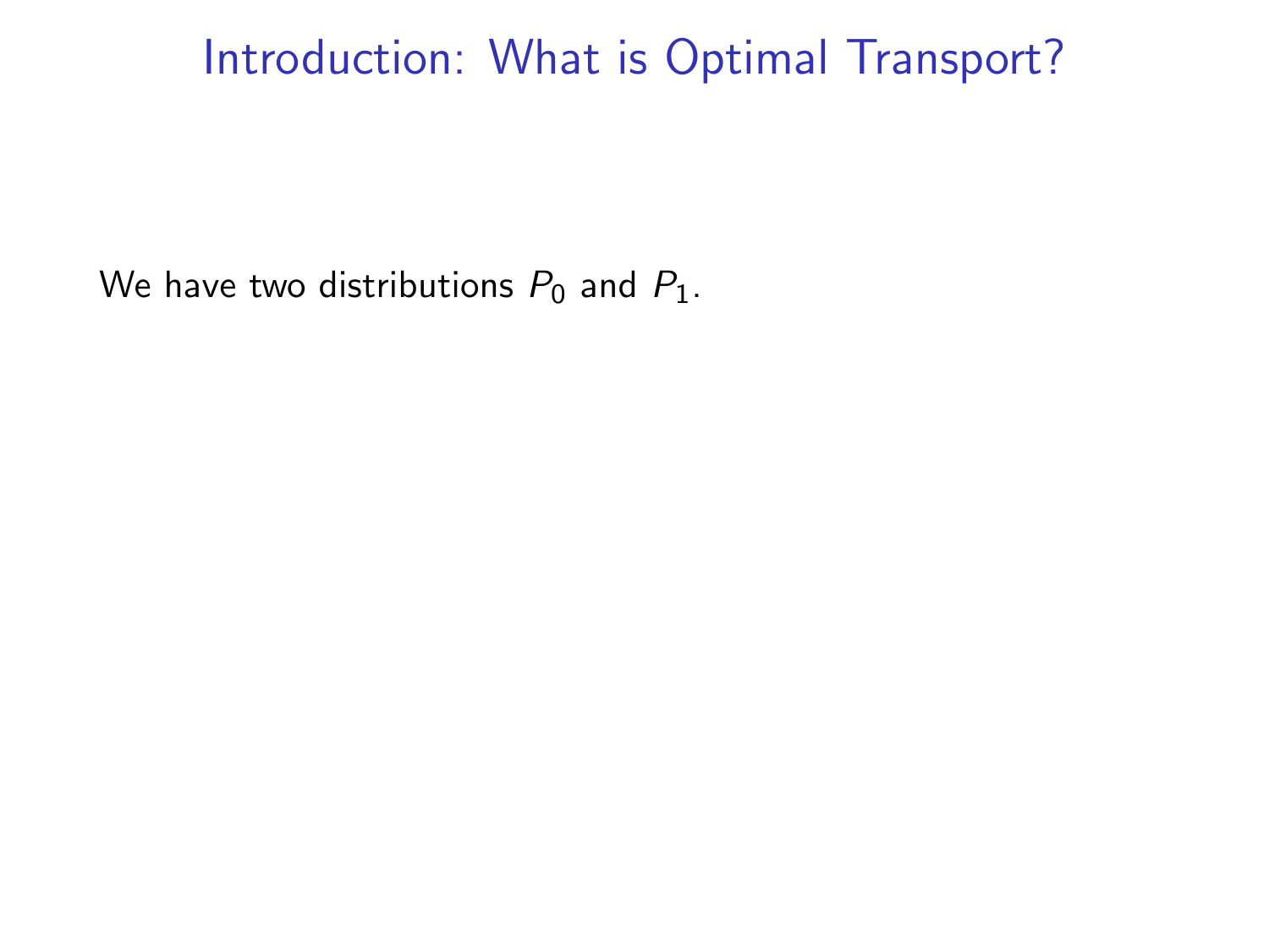# Introduction: What is Optimal Transport?

We have two distributions $P_0$ and $P_1$.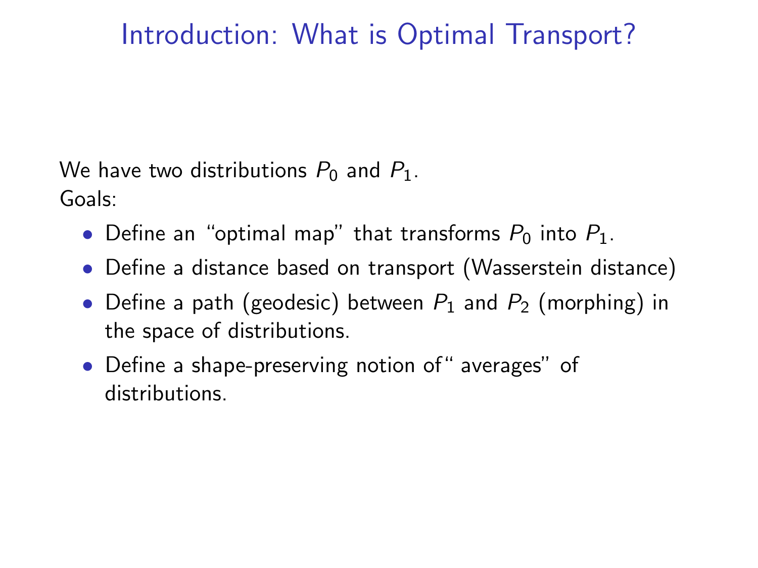# Introduction: What is Optimal Transport?

We have two distributions $P_0$ and $P_1$.
Goals:

- Define an "optimal map" that transforms $P_0$ into $P_1$.
- Define a distance based on transport (Wasserstein distance)
- Define a path (geodesic) between $P_1$ and $P_2$ (morphing) in the space of distributions.
- Define a shape-preserving notion of" averages" of distributions.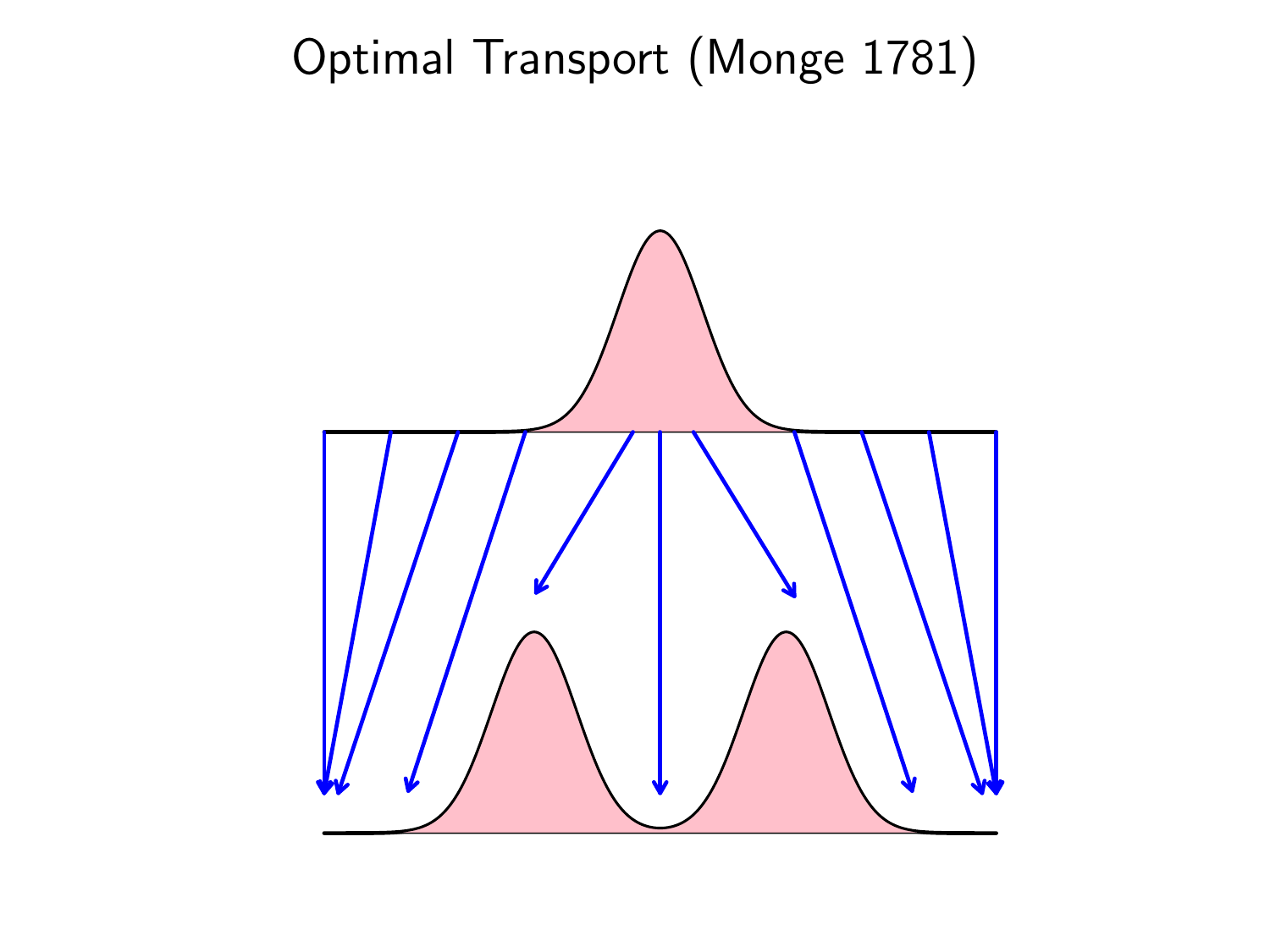# Optimal Transport (Monge 1781)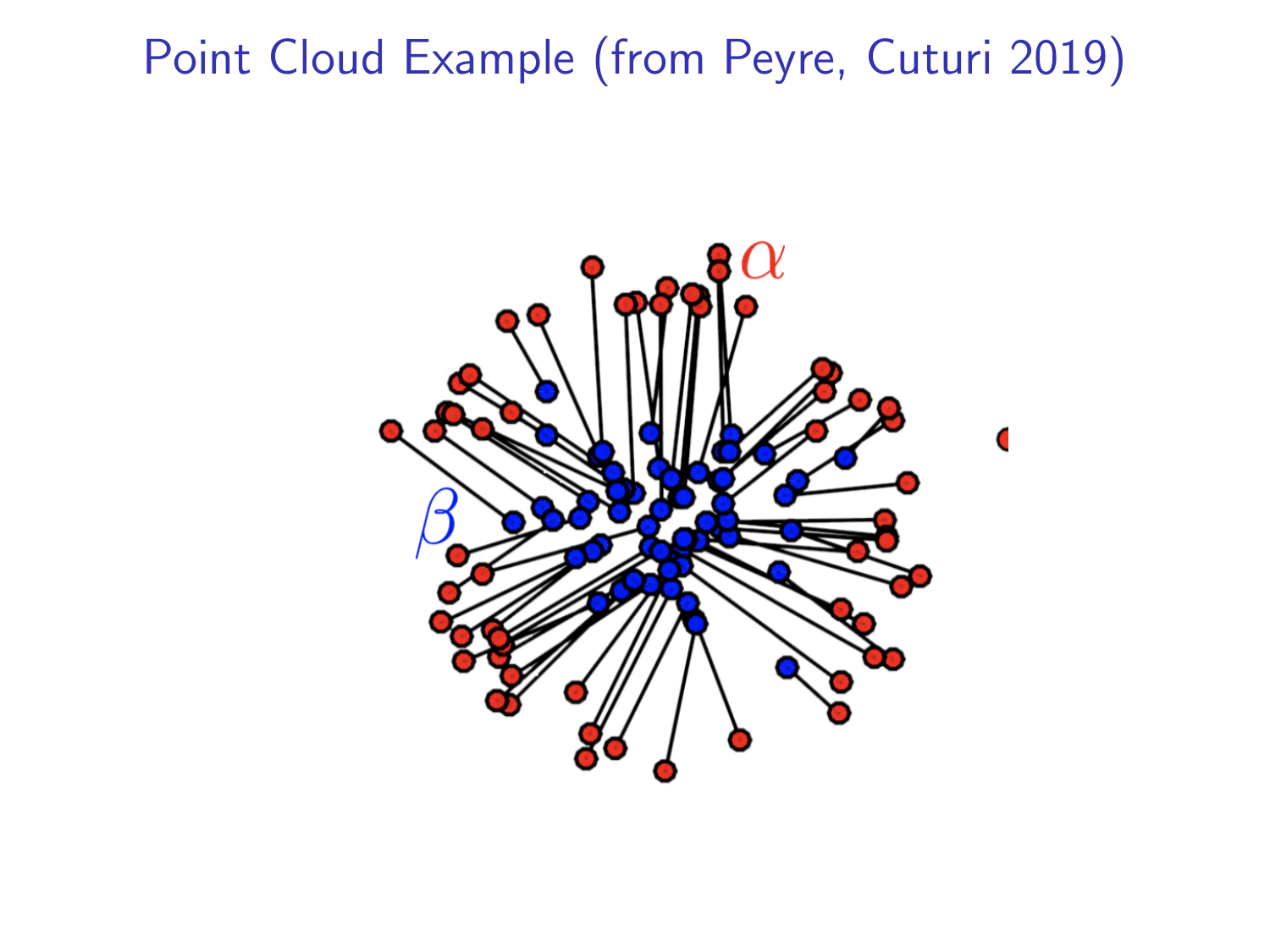# Point Cloud Example (from Peyre, Cuturi 2019)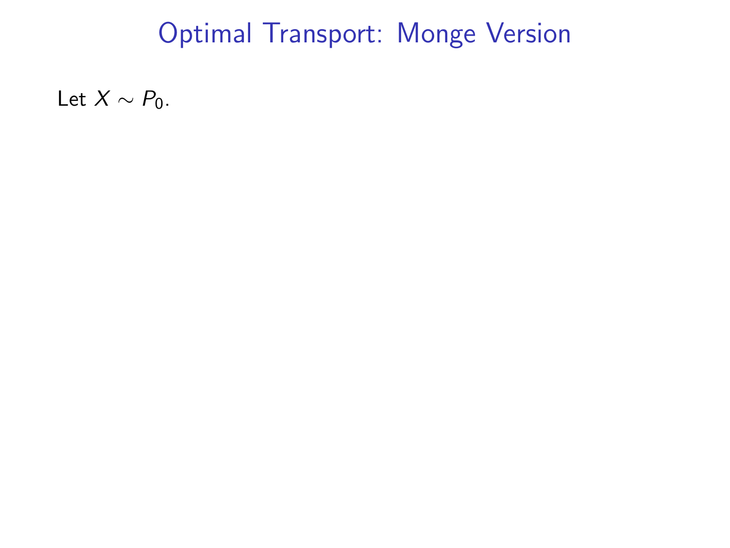# Optimal Transport: Monge Version

Let $X \sim P_0$.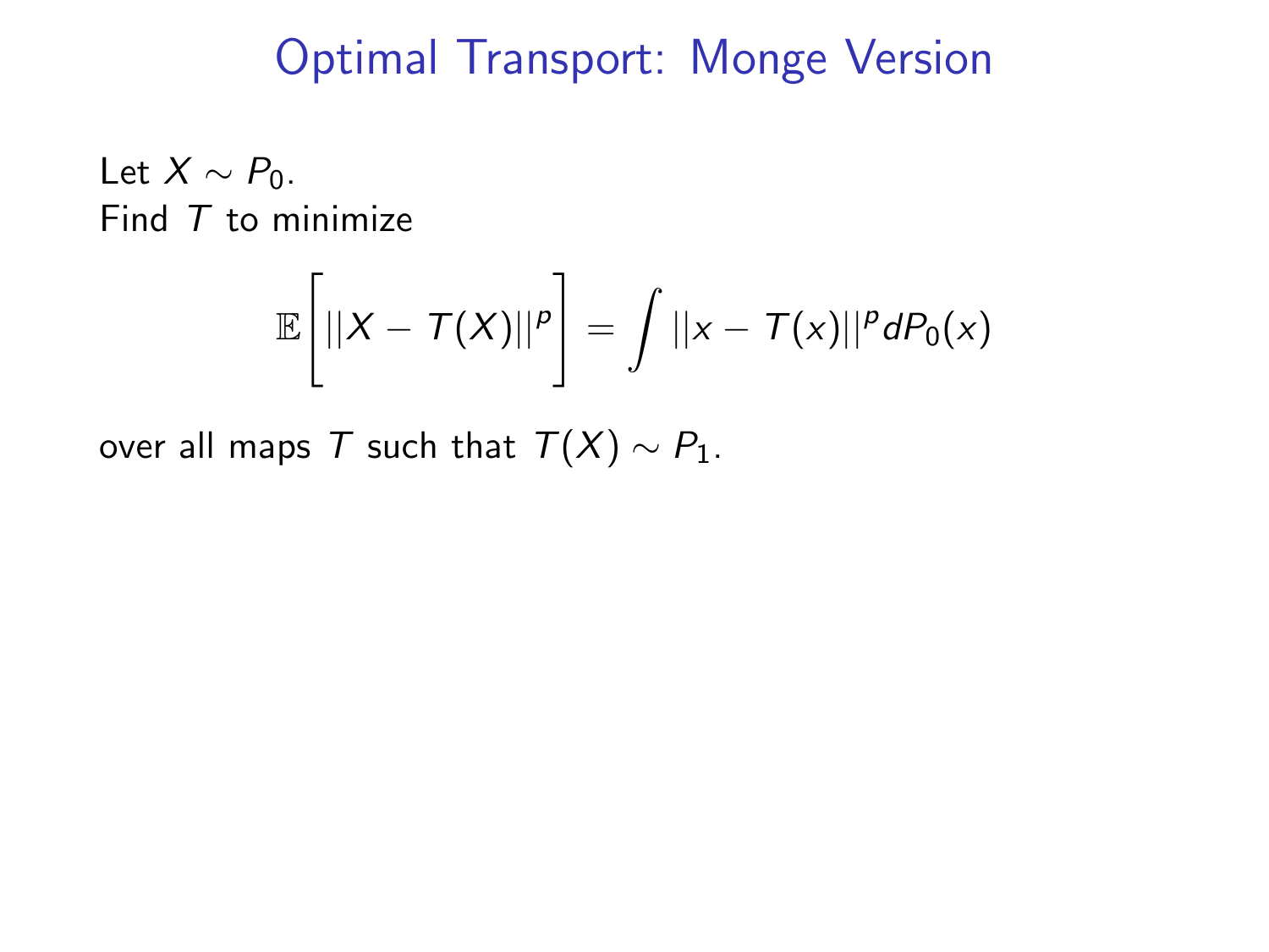# Optimal Transport: Monge Version

Let $X \sim P_0$.
Find $T$ to minimize

$$\mathbb{E}\left[||X - T(X)||^p\right] = \int ||x - T(x)||^p dP_0(x)$$

over all maps $T$ such that $T(X) \sim P_1$.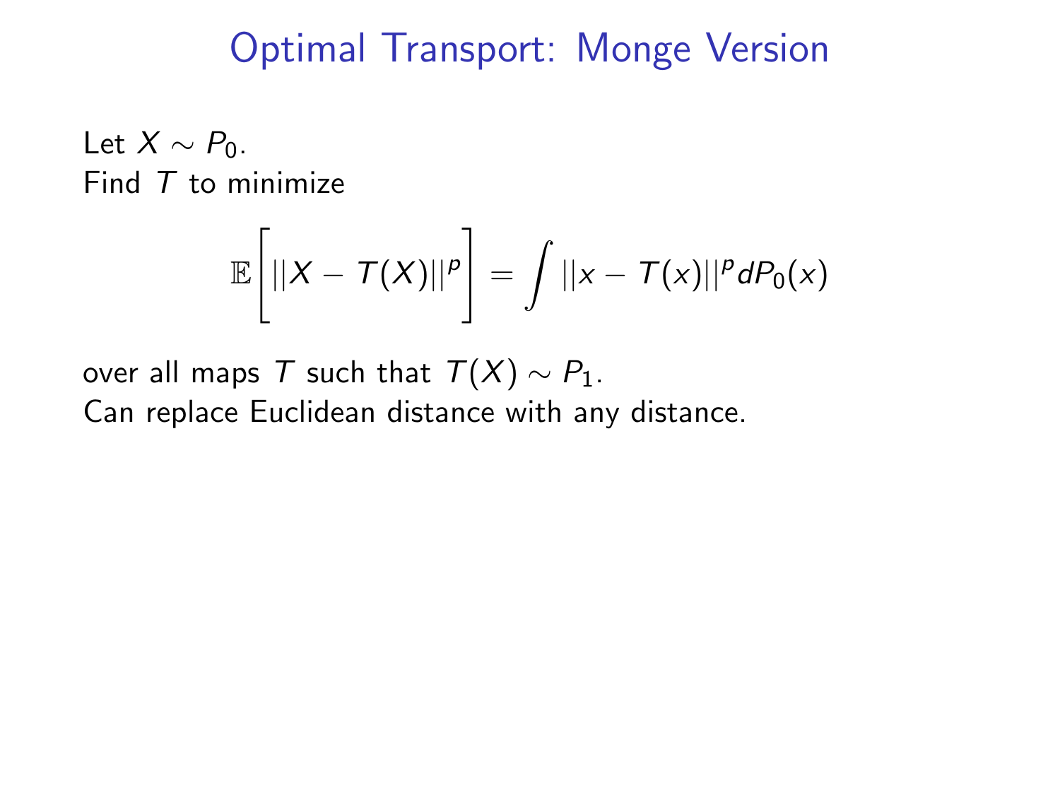# Optimal Transport: Monge Version

Let $X \sim P_0$.
Find $T$ to minimize

$$\mathbb{E}\left[||X - T(X)||^p\right] = \int ||x - T(x)||^p dP_0(x)$$

over all maps $T$ such that $T(X) \sim P_1$.
Can replace Euclidean distance with any distance.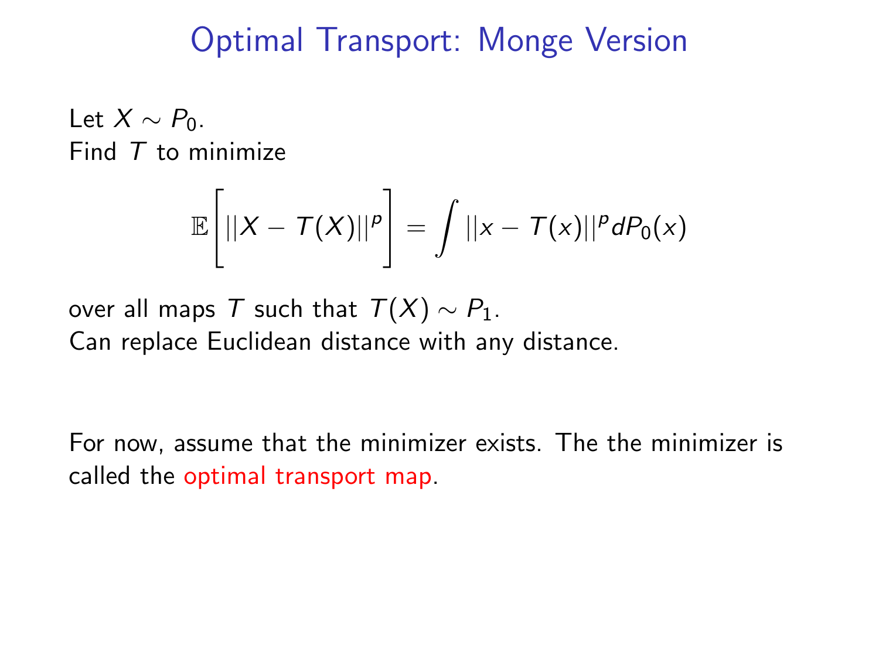# Optimal Transport: Monge Version

Let $X \sim P_0$.
Find $T$ to minimize

$$\mathbb{E}\left[||X - T(X)||^p\right] = \int ||x - T(x)||^p dP_0(x)$$

over all maps $T$ such that $T(X) \sim P_1$.
Can replace Euclidean distance with any distance.

For now, assume that the minimizer exists. The the minimizer is called the optimal transport map.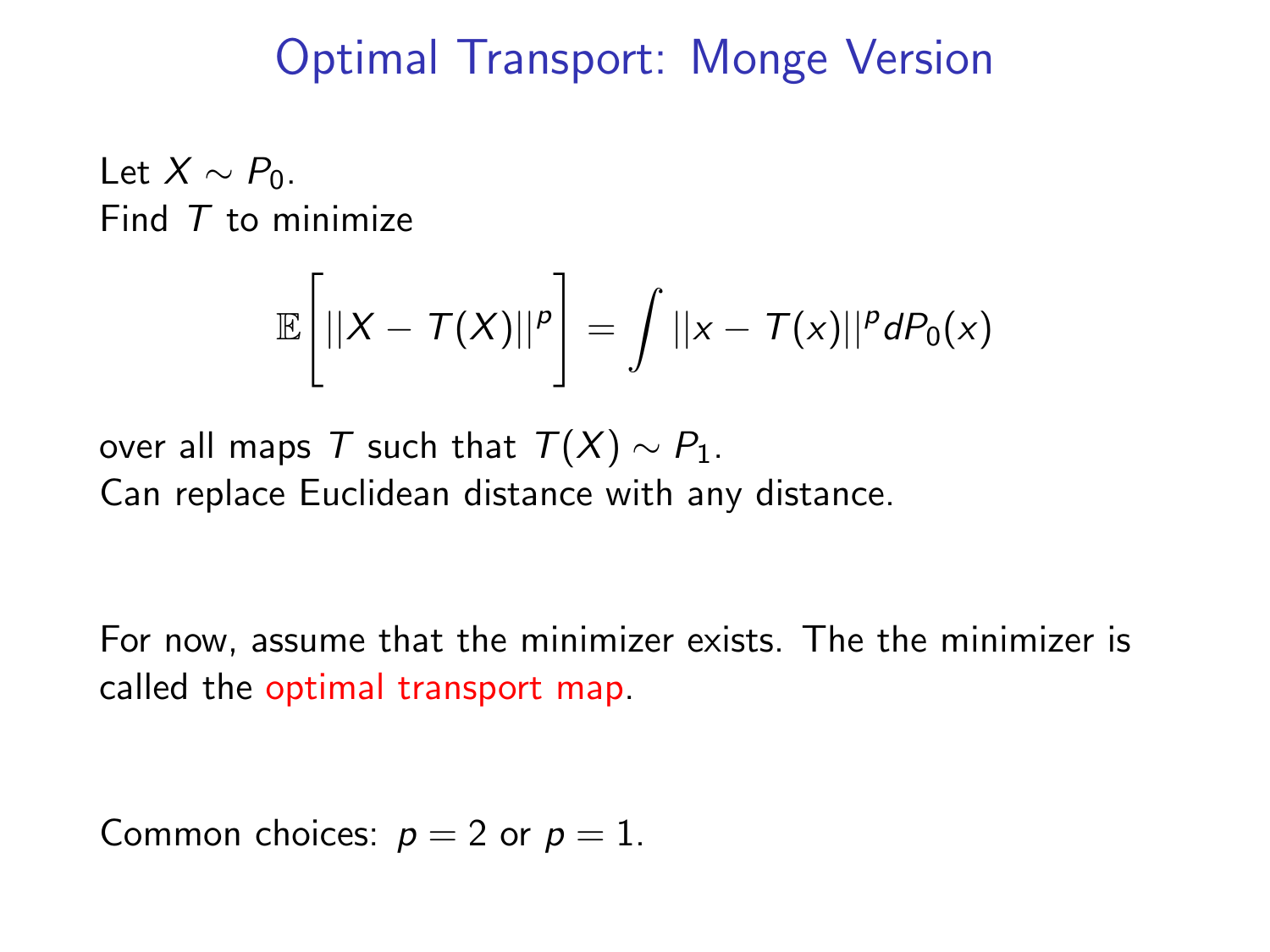# Optimal Transport: Monge Version

Let $X \sim P_0$.
Find $T$ to minimize

$$\mathbb{E}\left[||X - T(X)||^p\right] = \int ||x - T(x)||^p dP_0(x)$$

over all maps $T$ such that $T(X) \sim P_1$.
Can replace Euclidean distance with any distance.

For now, assume that the minimizer exists. The the minimizer is called the optimal transport map.

Common choices: $p = 2$ or $p = 1$.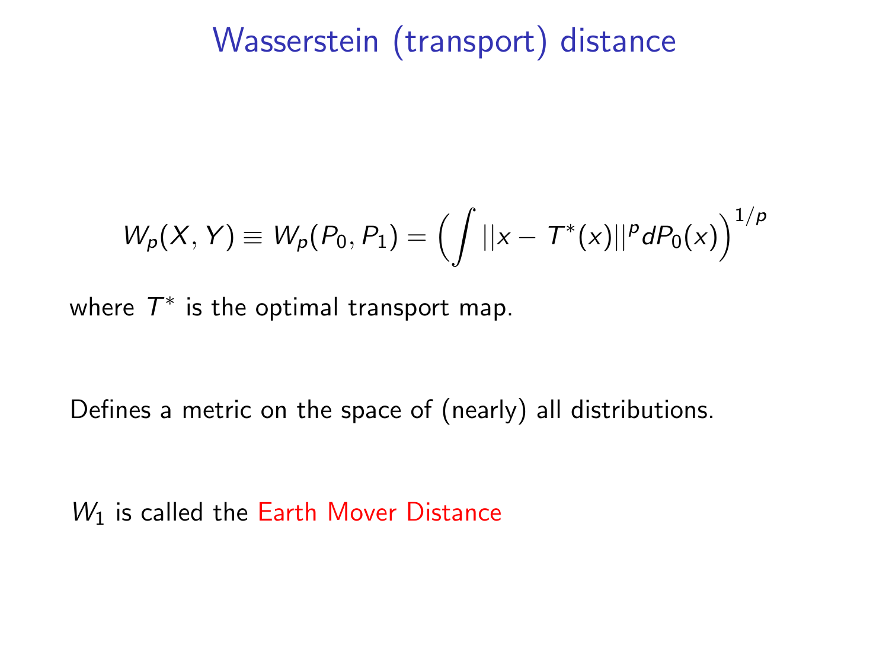# Wasserstein (transport) distance

$$W_p(X, Y) \equiv W_p(P_0, P_1) = \Big( \int ||x - T^*(x)||^p dP_0(x) \Big)^{1/p}$$

where $T^*$ is the optimal transport map.

Defines a metric on the space of (nearly) all distributions.

$W_1$ is called the Earth Mover Distance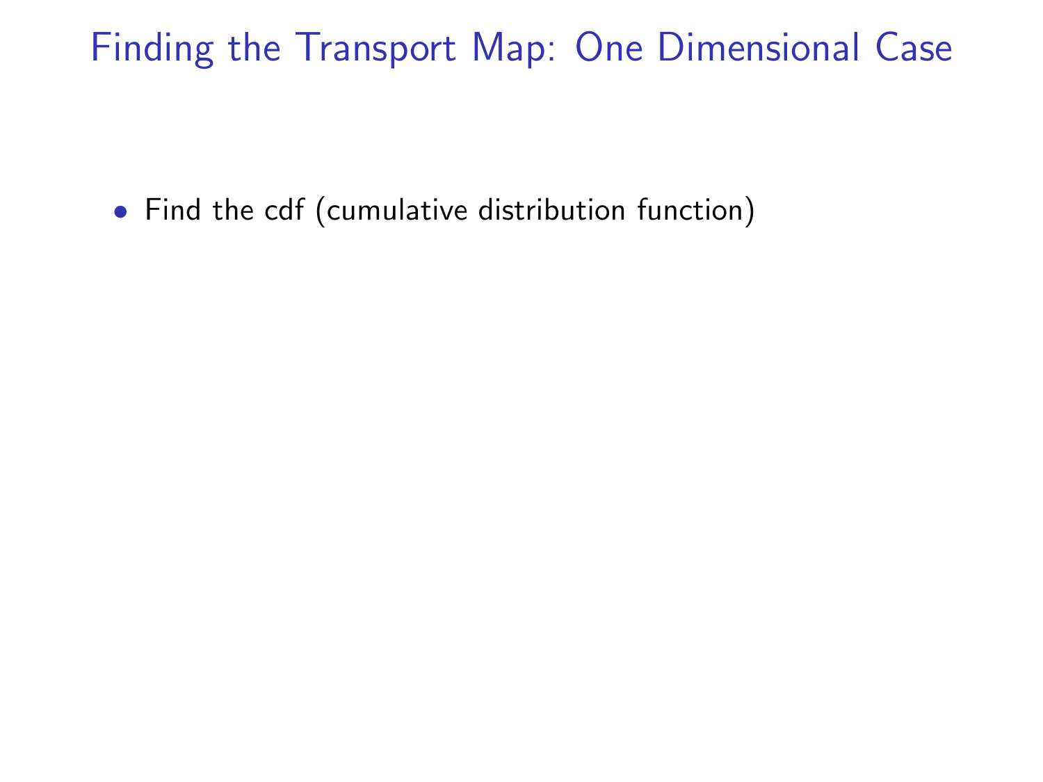# Finding the Transport Map: One Dimensional Case

- Find the cdf (cumulative distribution function)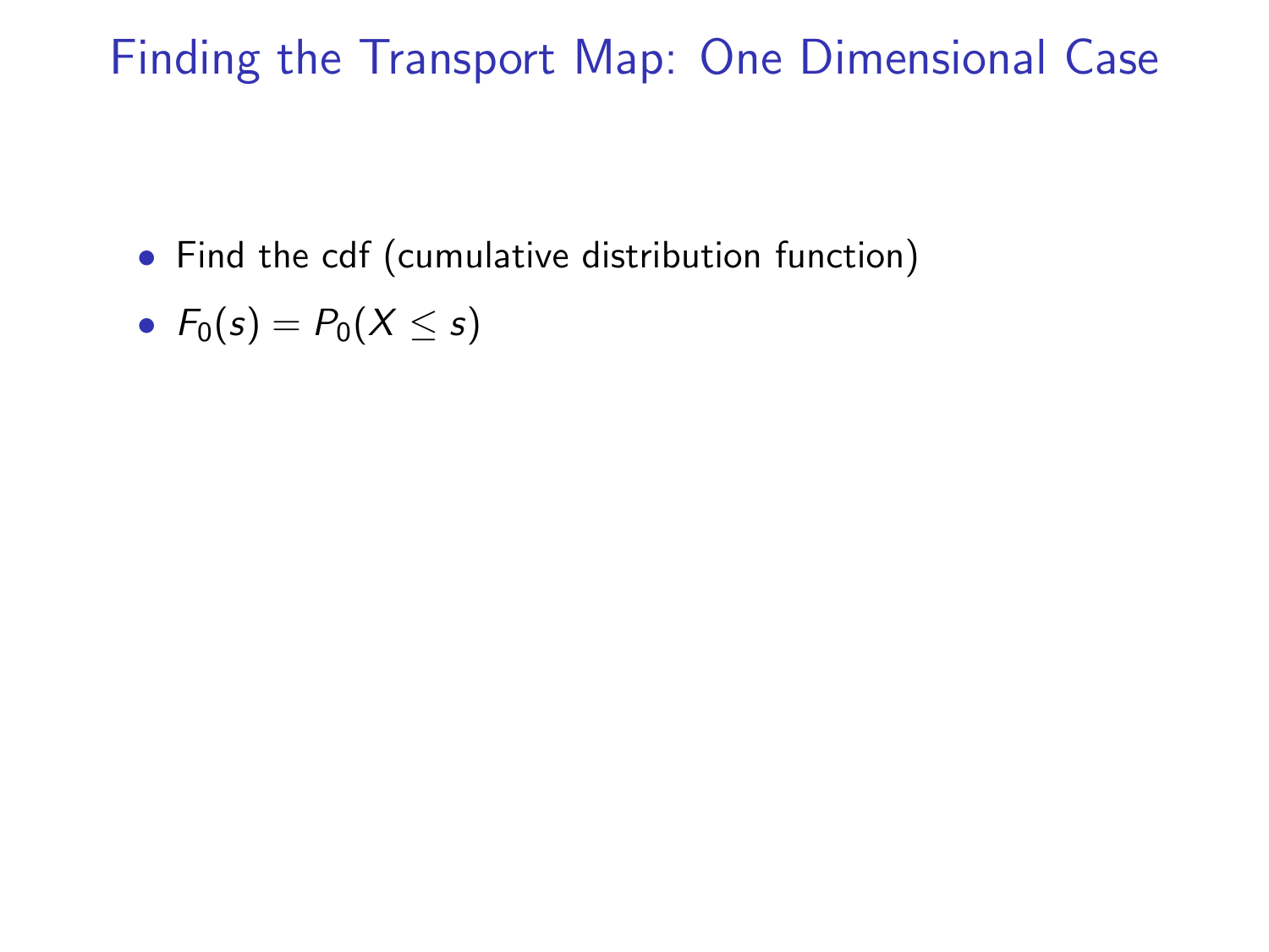# Finding the Transport Map: One Dimensional Case

- Find the cdf (cumulative distribution function)
- $F_0(s) = P_0(X \leq s)$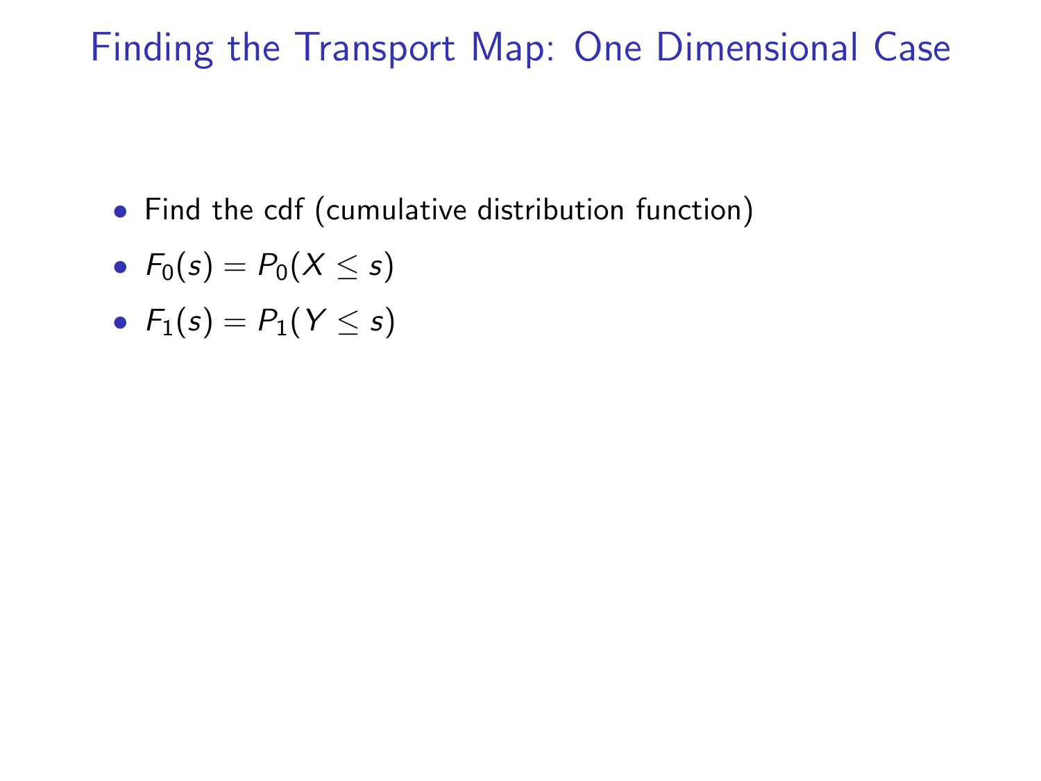# Finding the Transport Map: One Dimensional Case

- Find the cdf (cumulative distribution function)
- $F_0(s) = P_0(X \leq s)$
- $F_1(s) = P_1(Y \leq s)$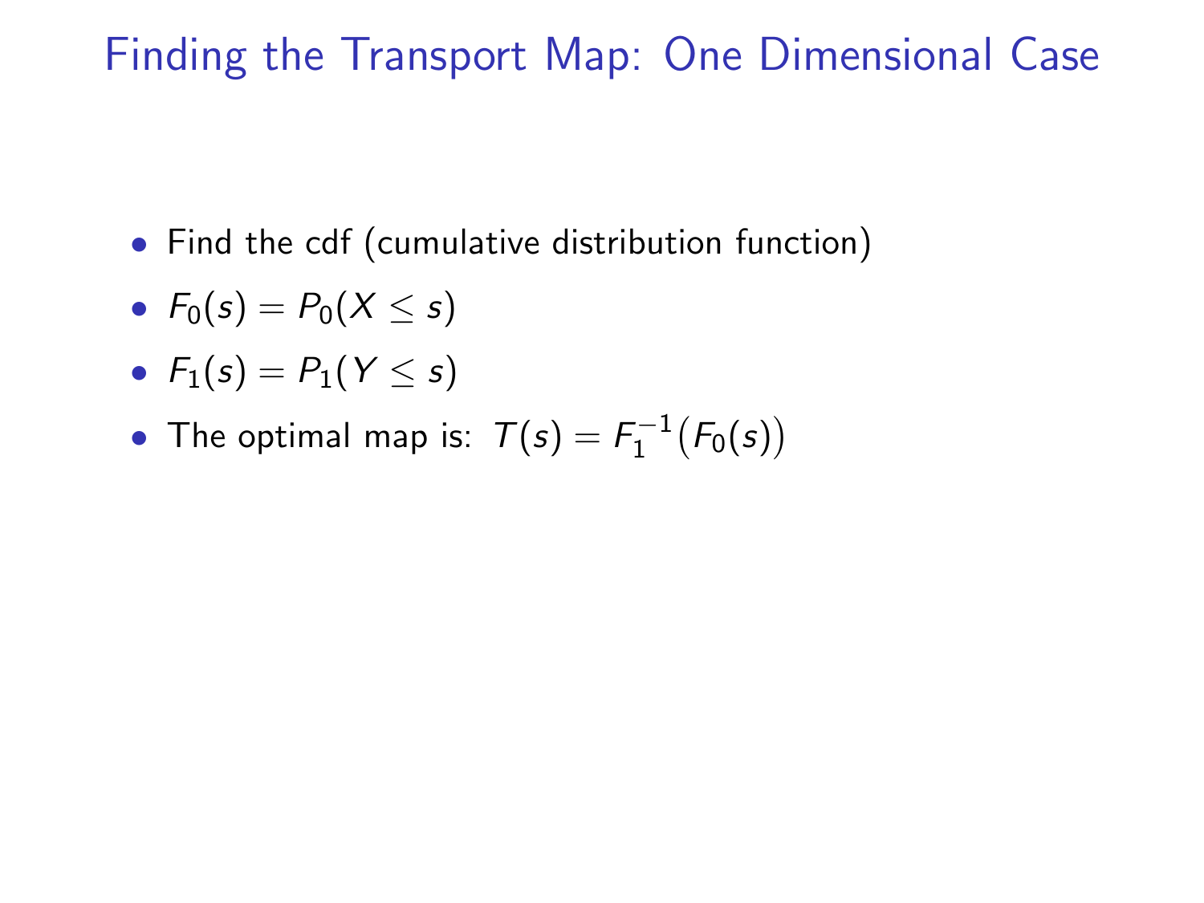# Finding the Transport Map: One Dimensional Case

- Find the cdf (cumulative distribution function)
- $F_0(s) = P_0(X \leq s)$
- $F_1(s) = P_1(Y \leq s)$
- The optimal map is: $T(s) = F_1^{-1}\big(F_0(s)\big)$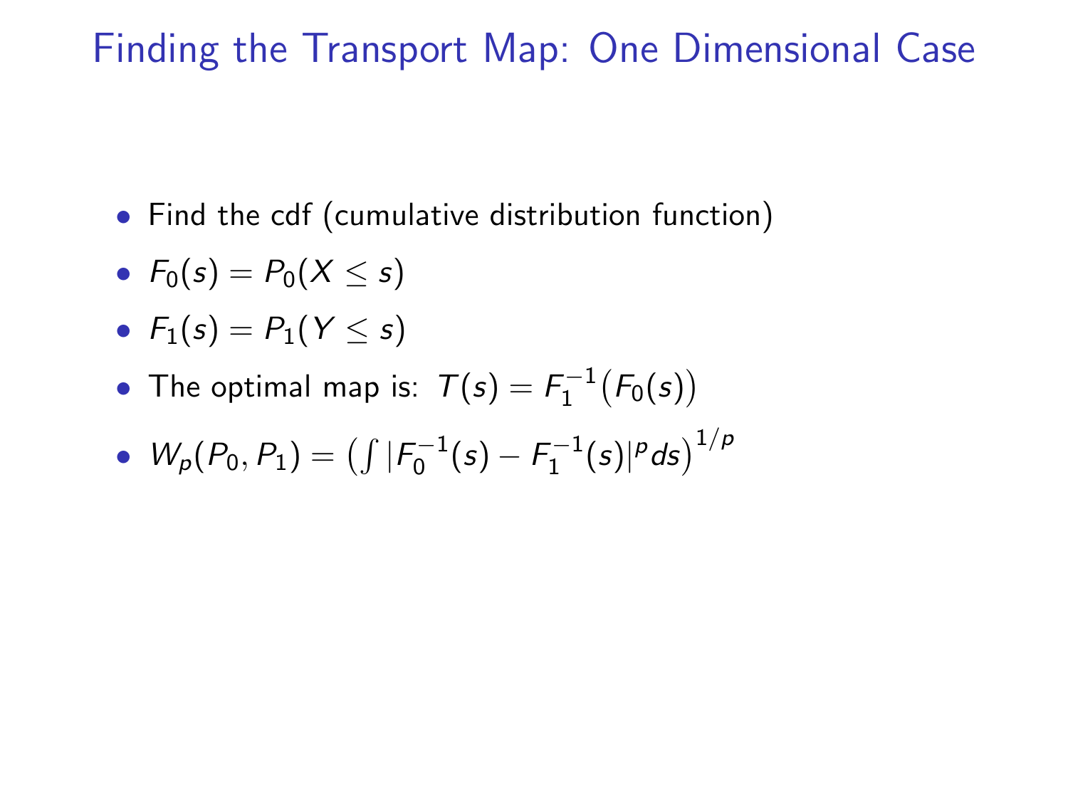# Finding the Transport Map: One Dimensional Case

- Find the cdf (cumulative distribution function)
- $F_0(s) = P_0(X \leq s)$
- $F_1(s) = P_1(Y \leq s)$
- The optimal map is: $T(s) = F_1^{-1}\big(F_0(s)\big)$
- $W_p(P_0, P_1) = \big(\int |F_0^{-1}(s) - F_1^{-1}(s)|^p ds\big)^{1/p}$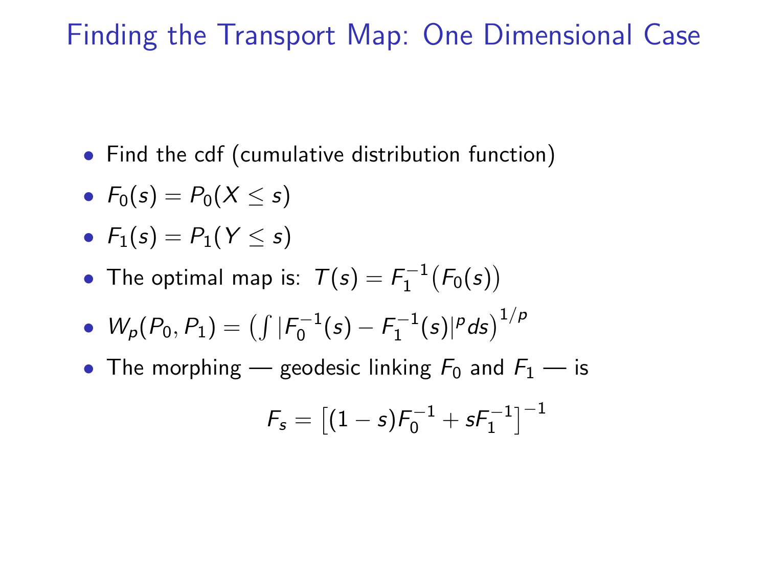# Finding the Transport Map: One Dimensional Case

- Find the cdf (cumulative distribution function)
- $F_0(s) = P_0(X \leq s)$
- $F_1(s) = P_1(Y \leq s)$
- The optimal map is: $T(s) = F_1^{-1}(F_0(s))$
- $W_p(P_0, P_1) = \left( \int |F_0^{-1}(s) - F_1^{-1}(s)|^p ds \right)^{1/p}$
- The morphing — geodesic linking $F_0$ and $F_1$ — is

$$F_s = \left[ (1-s)F_0^{-1} + sF_1^{-1} \right]^{-1}$$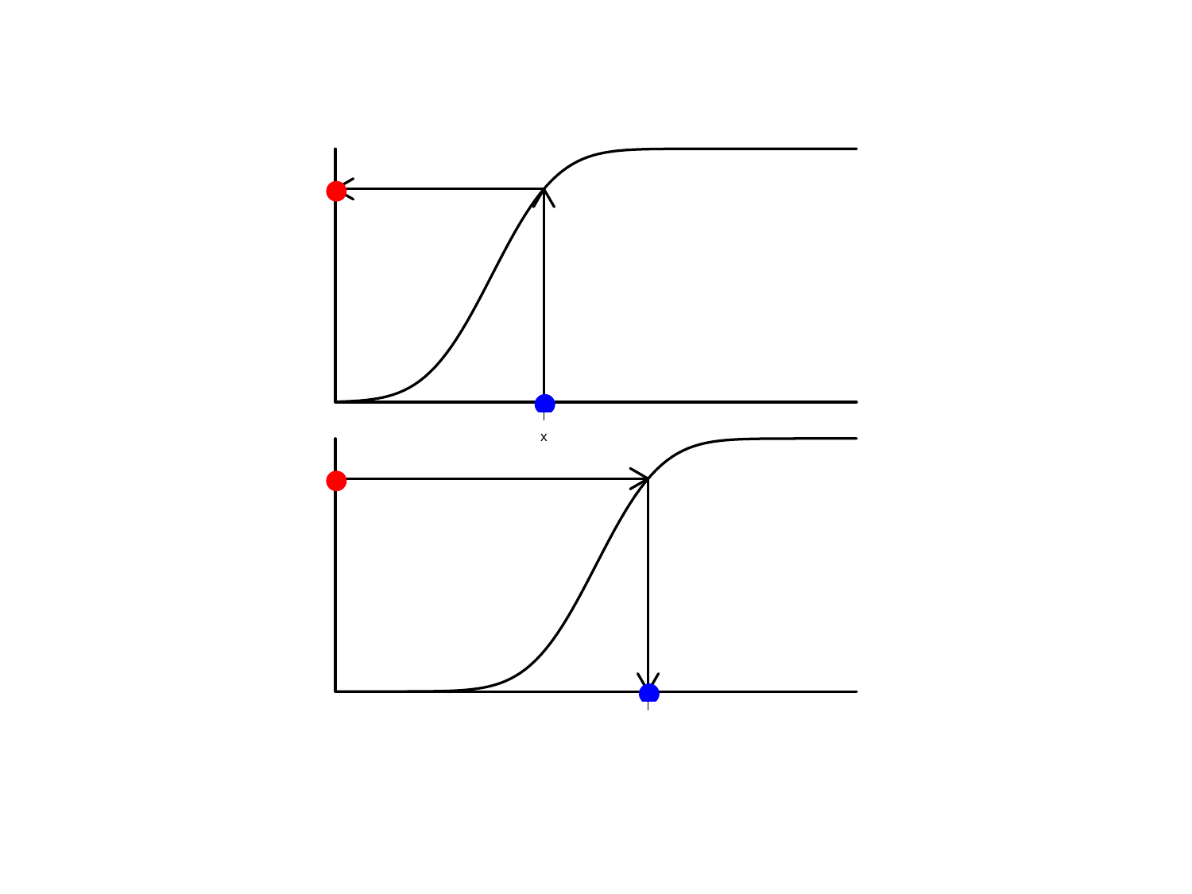x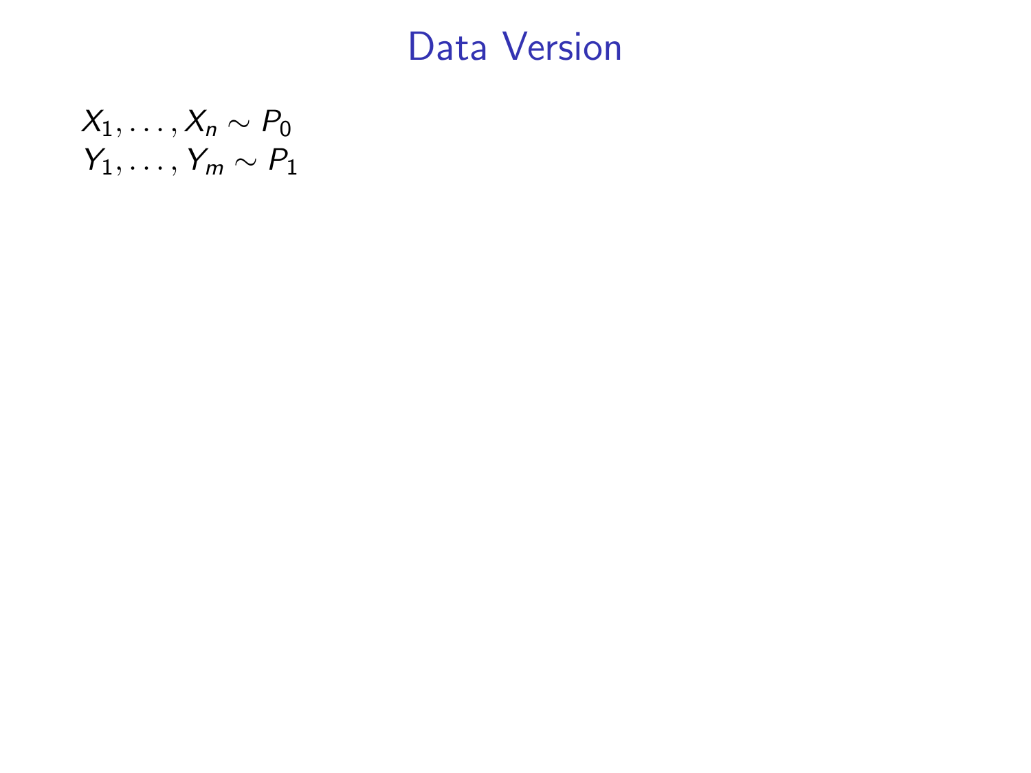# Data Version

$X_1, \ldots, X_n \sim P_0$
$Y_1, \ldots, Y_m \sim P_1$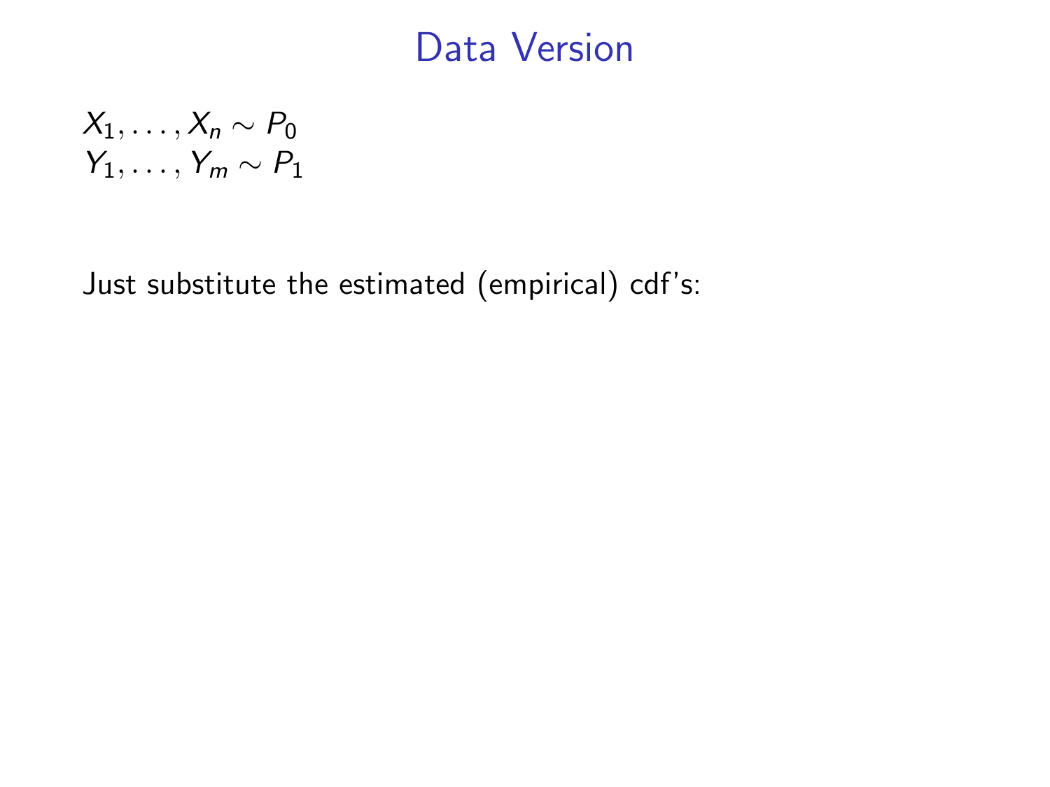# Data Version

$X_1, \ldots, X_n \sim P_0$
$Y_1, \ldots, Y_m \sim P_1$

Just substitute the estimated (empirical) cdf's: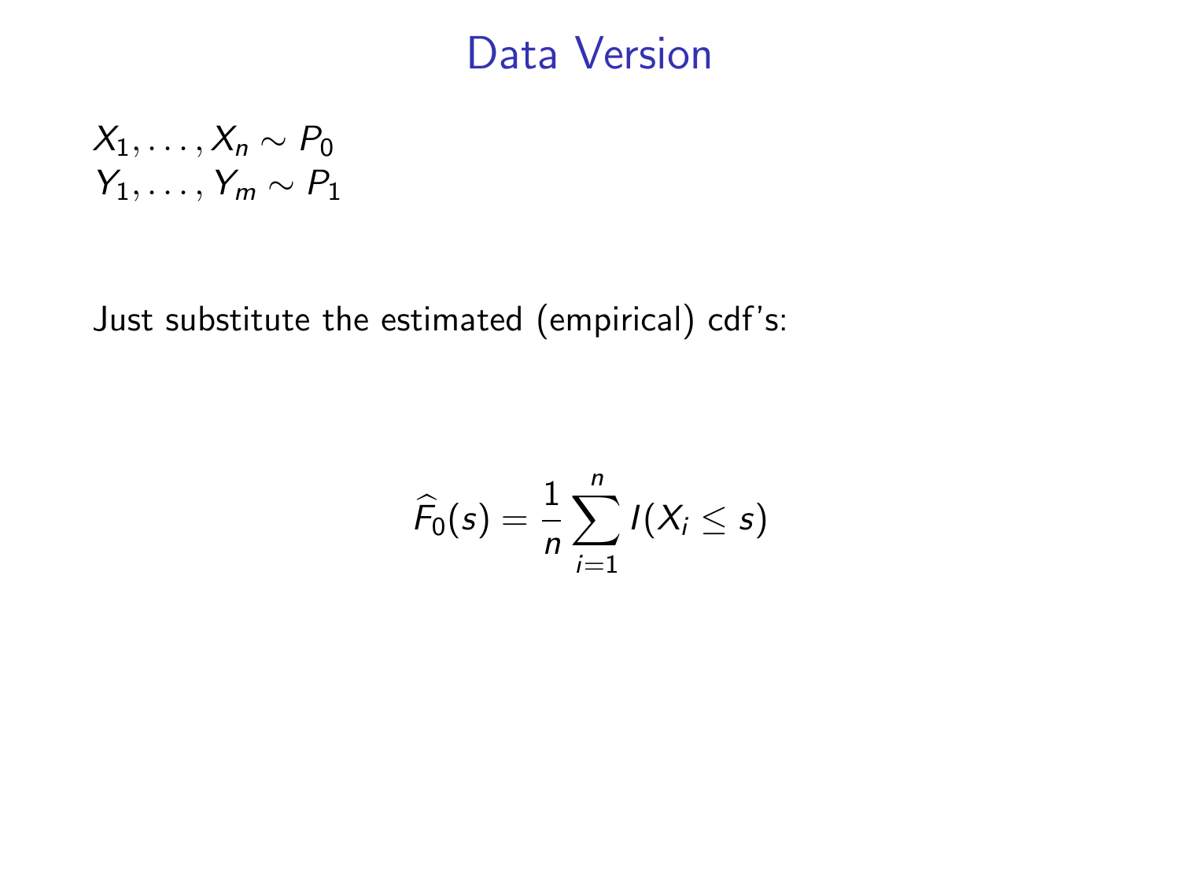# Data Version

$X_1, \ldots, X_n \sim P_0$
$Y_1, \ldots, Y_m \sim P_1$

Just substitute the estimated (empirical) cdf's:

$$\widehat{F}_0(s) = \frac{1}{n} \sum_{i=1}^{n} I(X_i \leq s)$$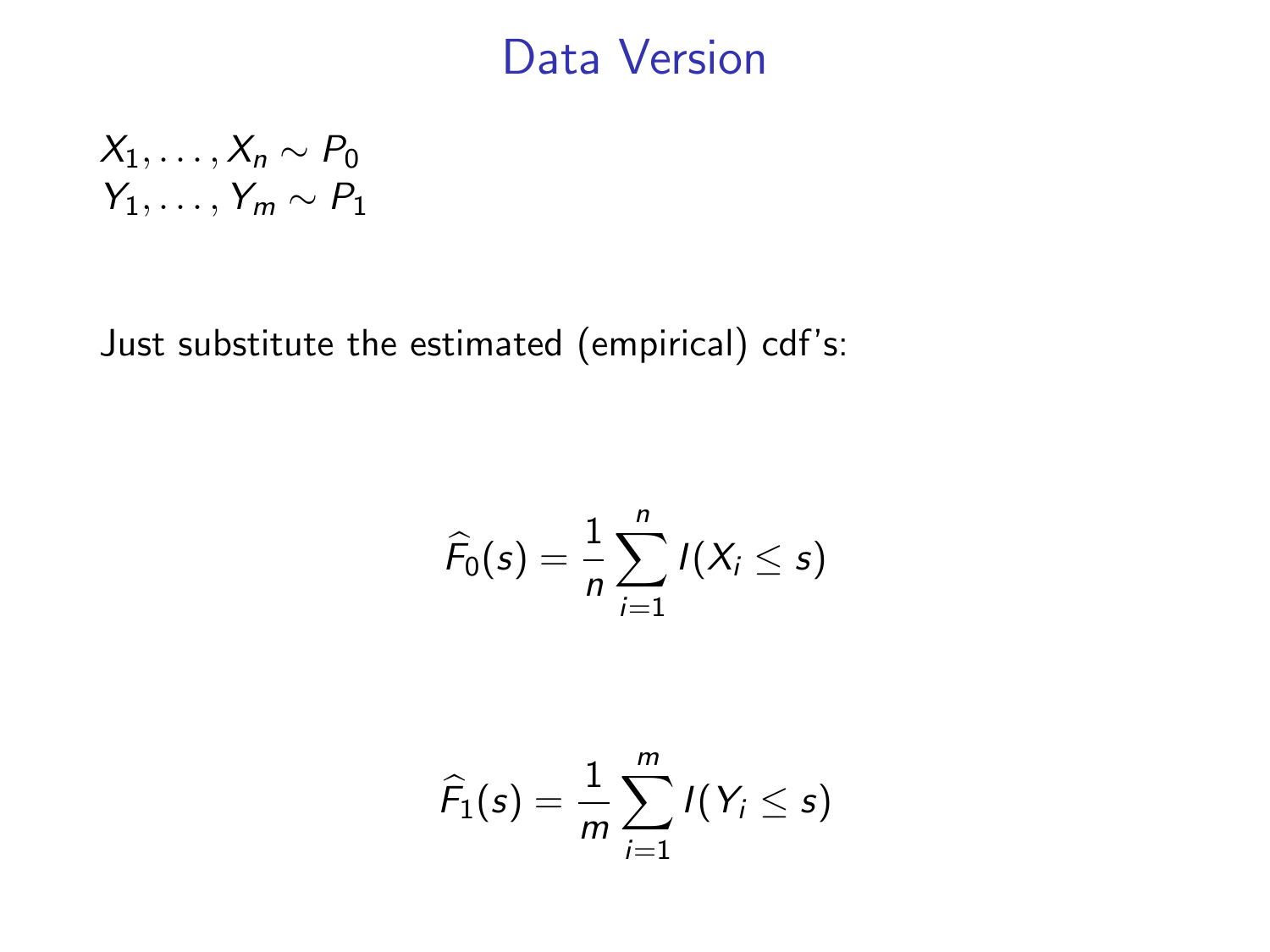# Data Version

$X_1, \ldots, X_n \sim P_0$
$Y_1, \ldots, Y_m \sim P_1$

Just substitute the estimated (empirical) cdf's:

$$\widehat{F}_0(s) = \frac{1}{n} \sum_{i=1}^{n} I(X_i \leq s)$$

$$\widehat{F}_1(s) = \frac{1}{m} \sum_{i=1}^{m} I(Y_i \leq s)$$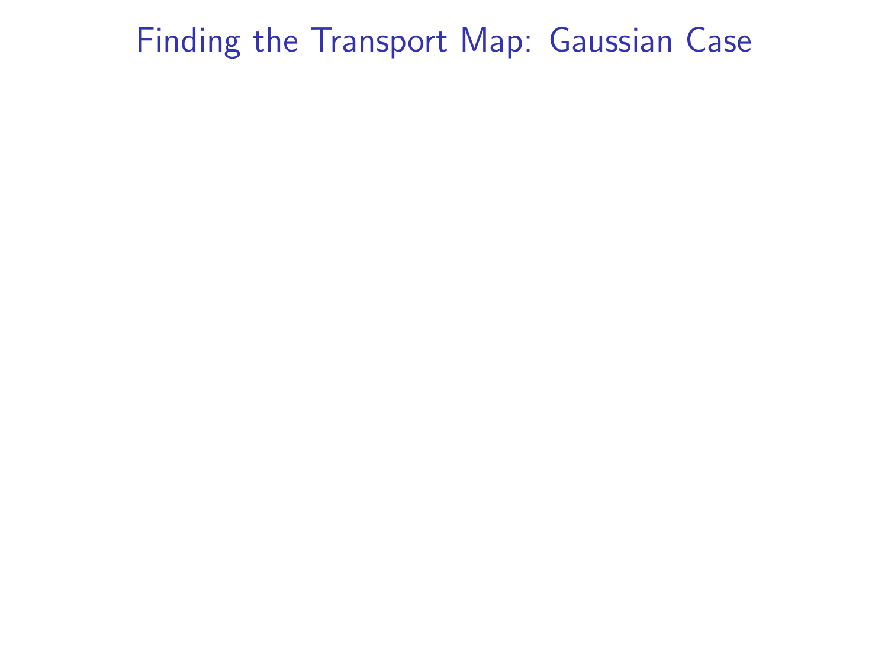# Finding the Transport Map: Gaussian Case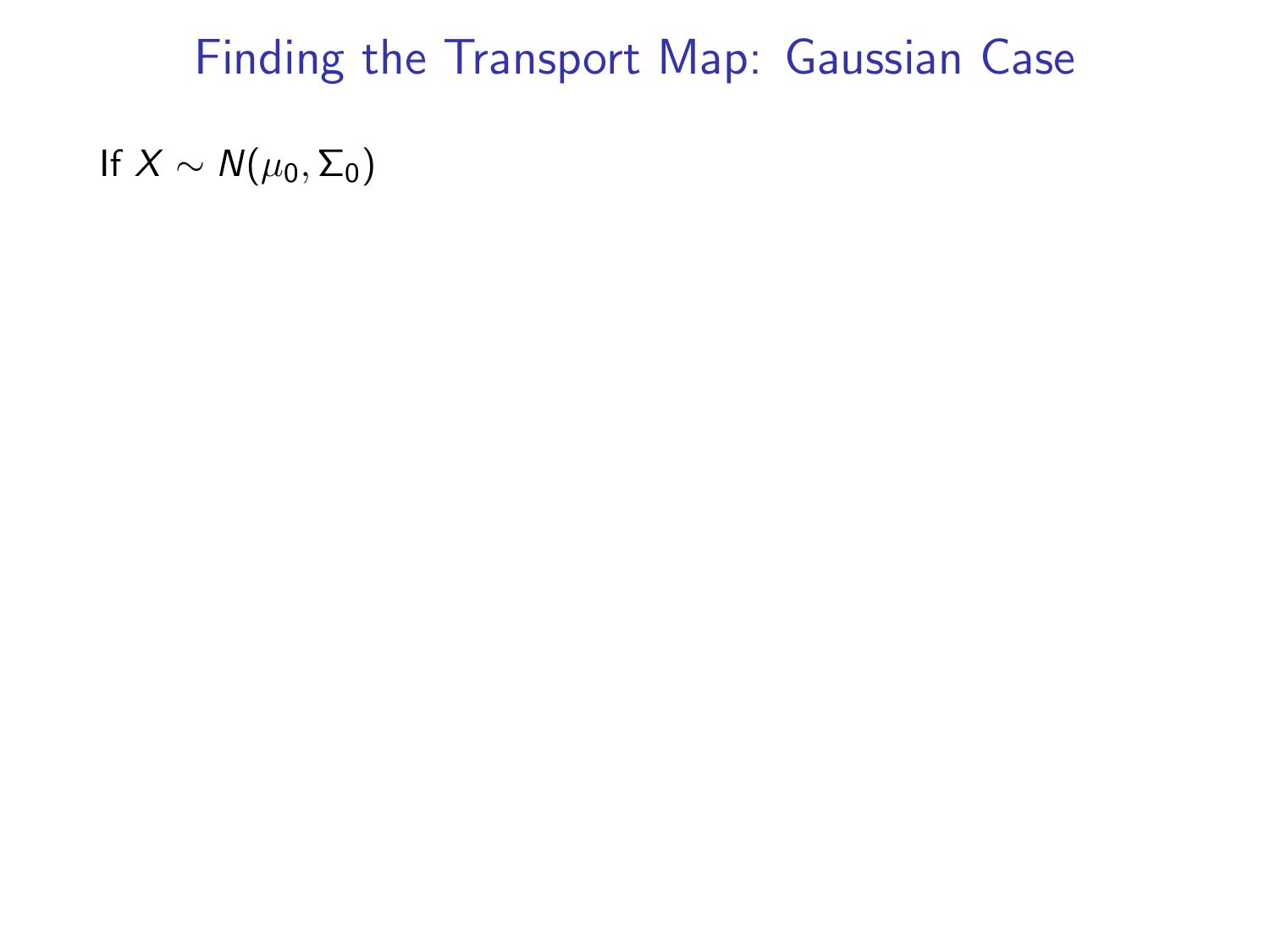# Finding the Transport Map: Gaussian Case

If $X \sim N(\mu_0, \Sigma_0)$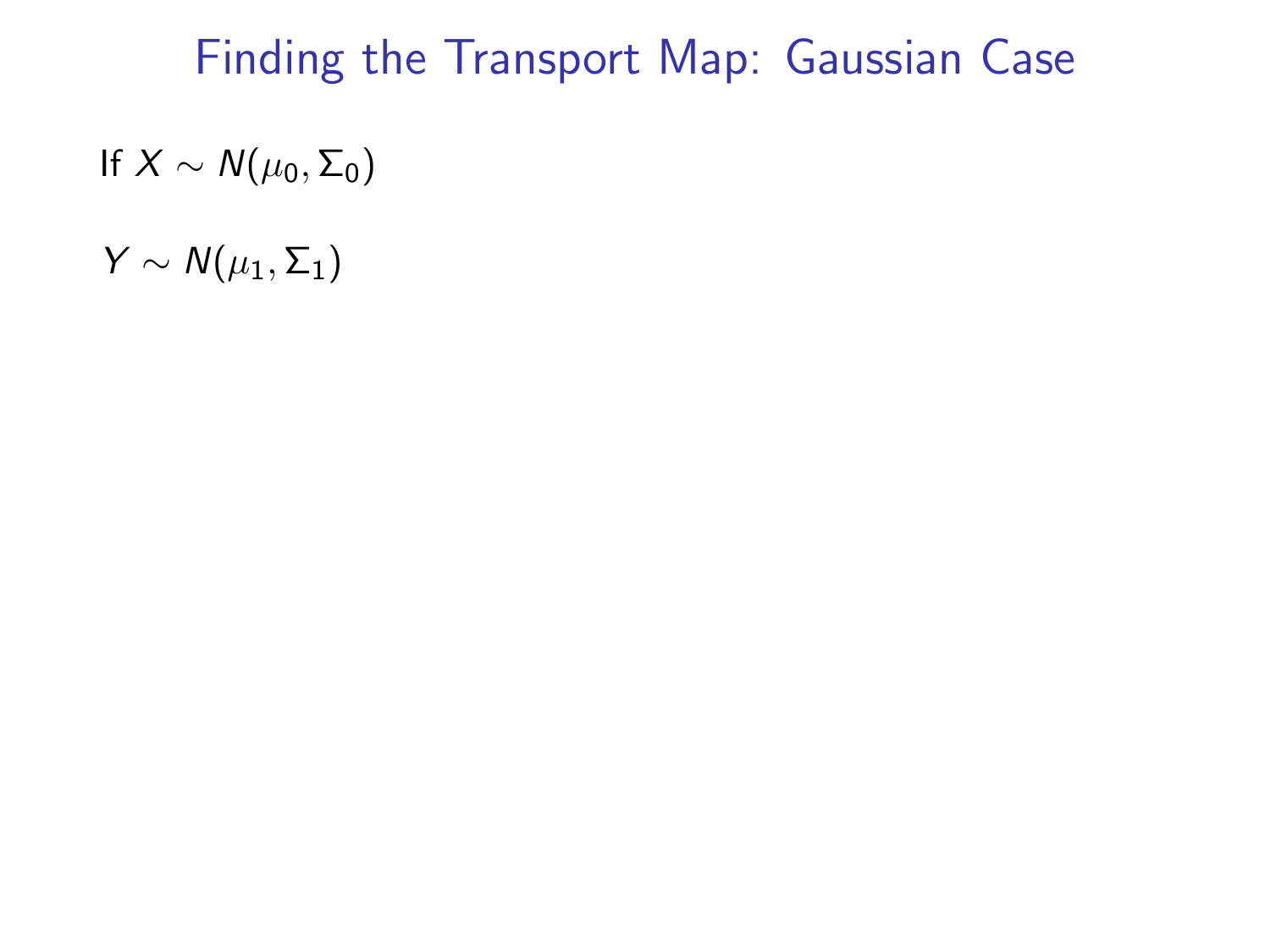# Finding the Transport Map: Gaussian Case

If $X \sim N(\mu_0, \Sigma_0)$

$Y \sim N(\mu_1, \Sigma_1)$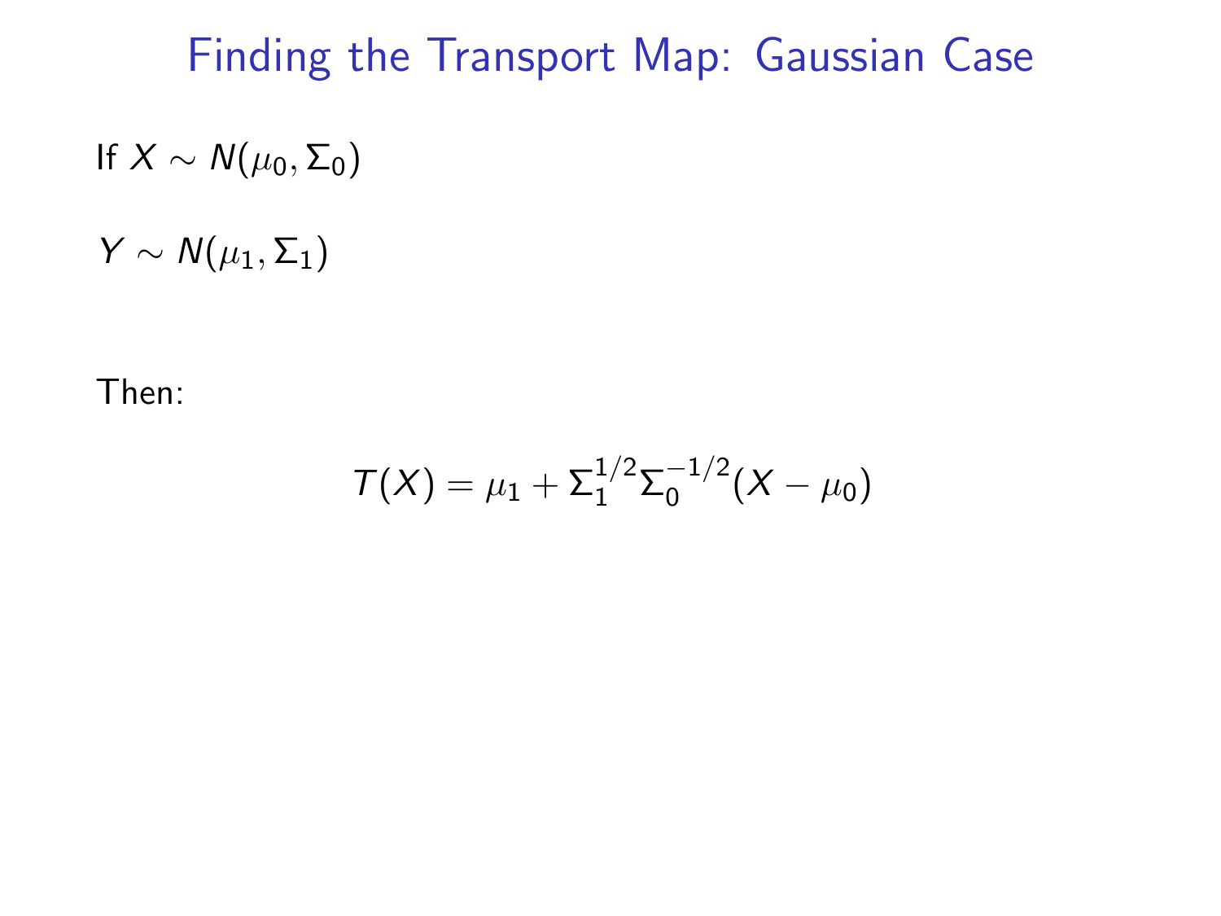# Finding the Transport Map: Gaussian Case

If $X \sim N(\mu_0, \Sigma_0)$

$Y \sim N(\mu_1, \Sigma_1)$

Then:

$$T(X) = \mu_1 + \Sigma_1^{1/2} \Sigma_0^{-1/2} (X - \mu_0)$$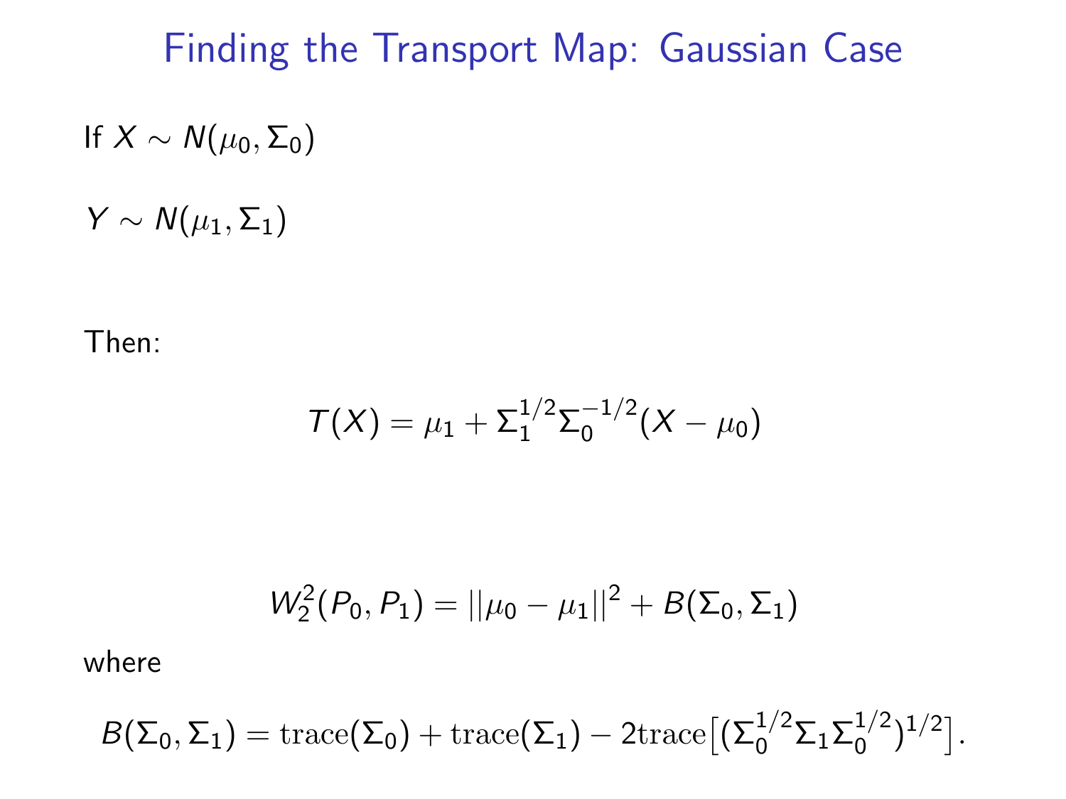# Finding the Transport Map: Gaussian Case

If $X \sim N(\mu_0, \Sigma_0)$

$Y \sim N(\mu_1, \Sigma_1)$

Then:

$$T(X) = \mu_1 + \Sigma_1^{1/2} {\Sigma_0}^{-1/2} (X - \mu_0)$$

$$W_2^2(P_0, P_1) = ||\mu_0 - \mu_1||^2 + B(\Sigma_0, \Sigma_1)$$

where

$$B(\Sigma_0, \Sigma_1) = \mathrm{trace}(\Sigma_0) + \mathrm{trace}(\Sigma_1) - 2\mathrm{trace}\big[(\Sigma_0^{1/2} \Sigma_1 \Sigma_0^{1/2})^{1/2}\big].$$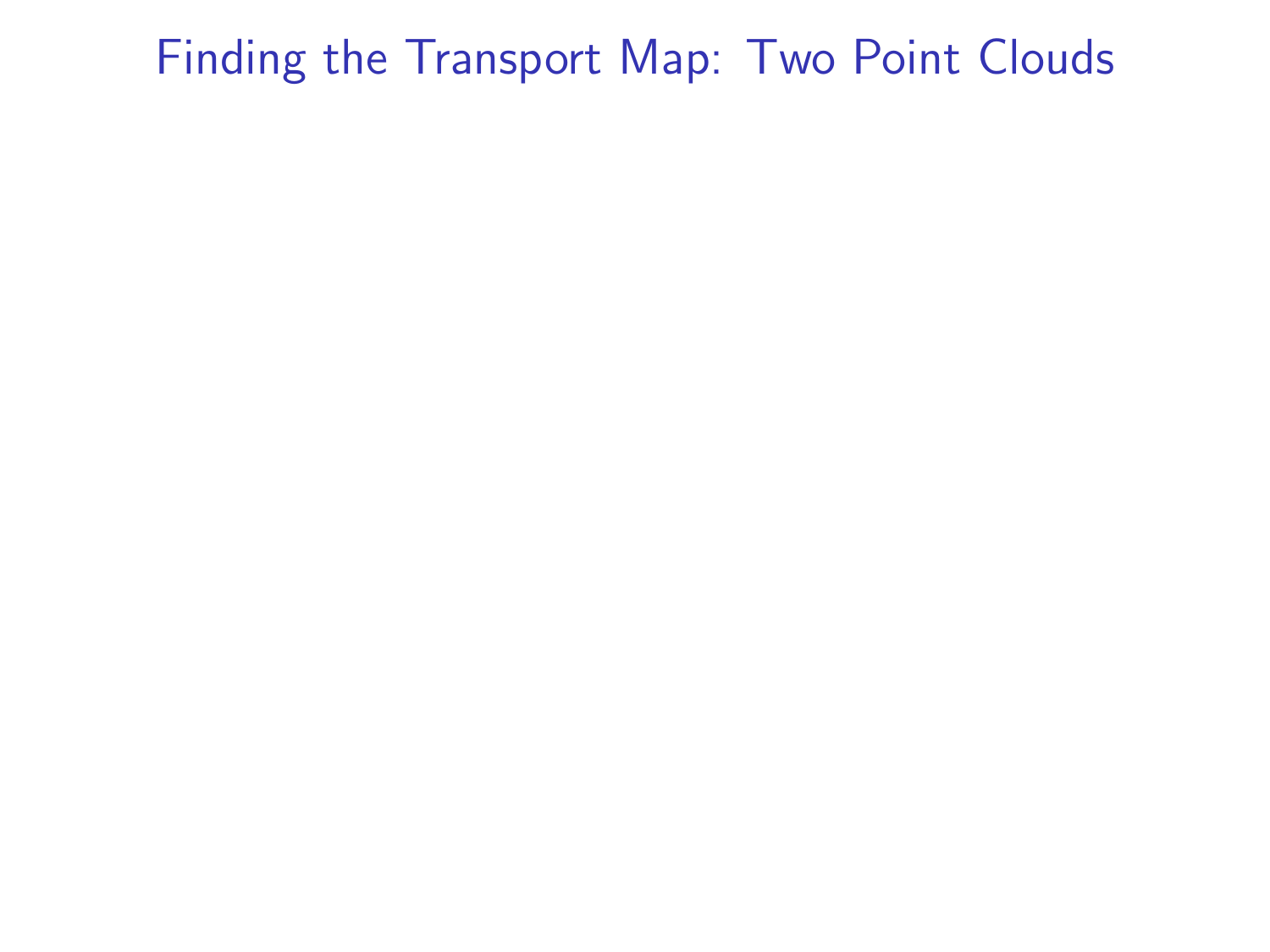# Finding the Transport Map: Two Point Clouds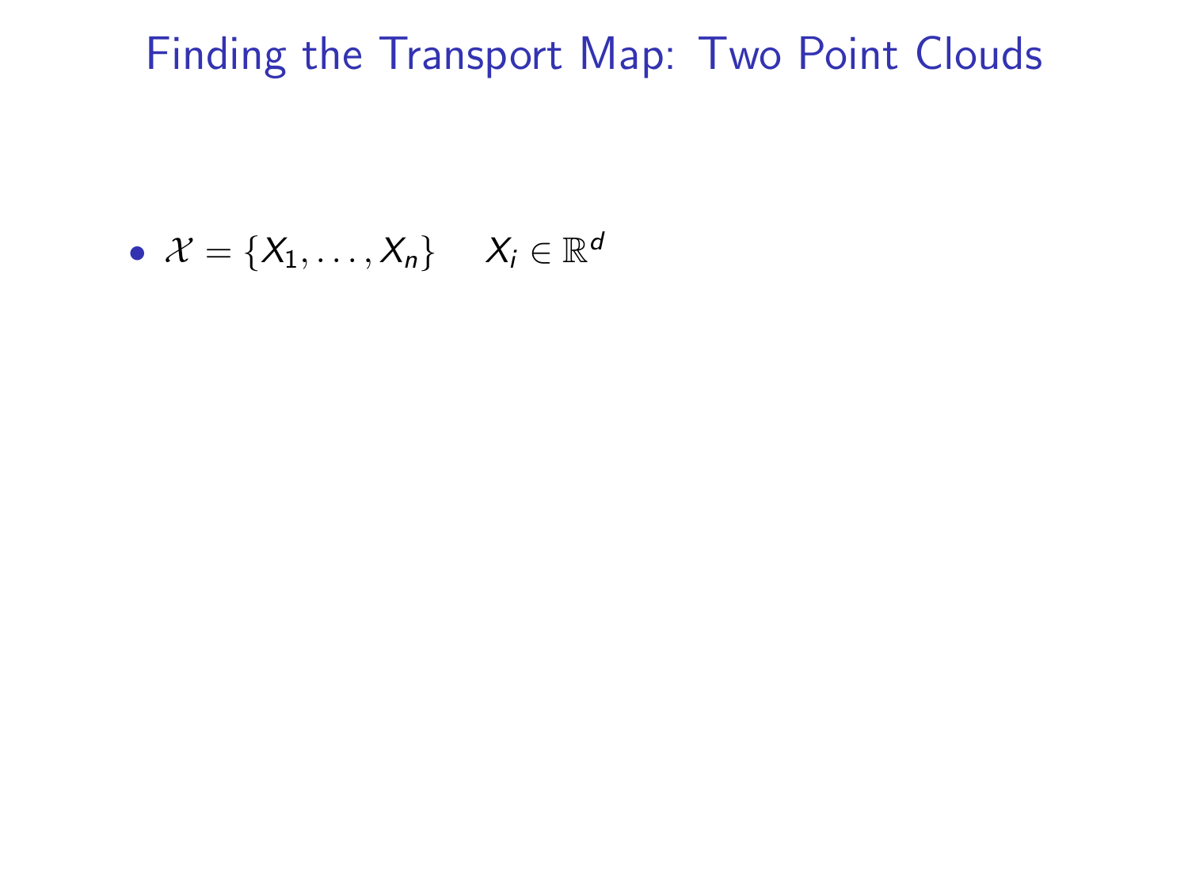# Finding the Transport Map: Two Point Clouds

- $\mathcal{X} = \{X_1, \ldots, X_n\} \quad X_i \in \mathbb{R}^d$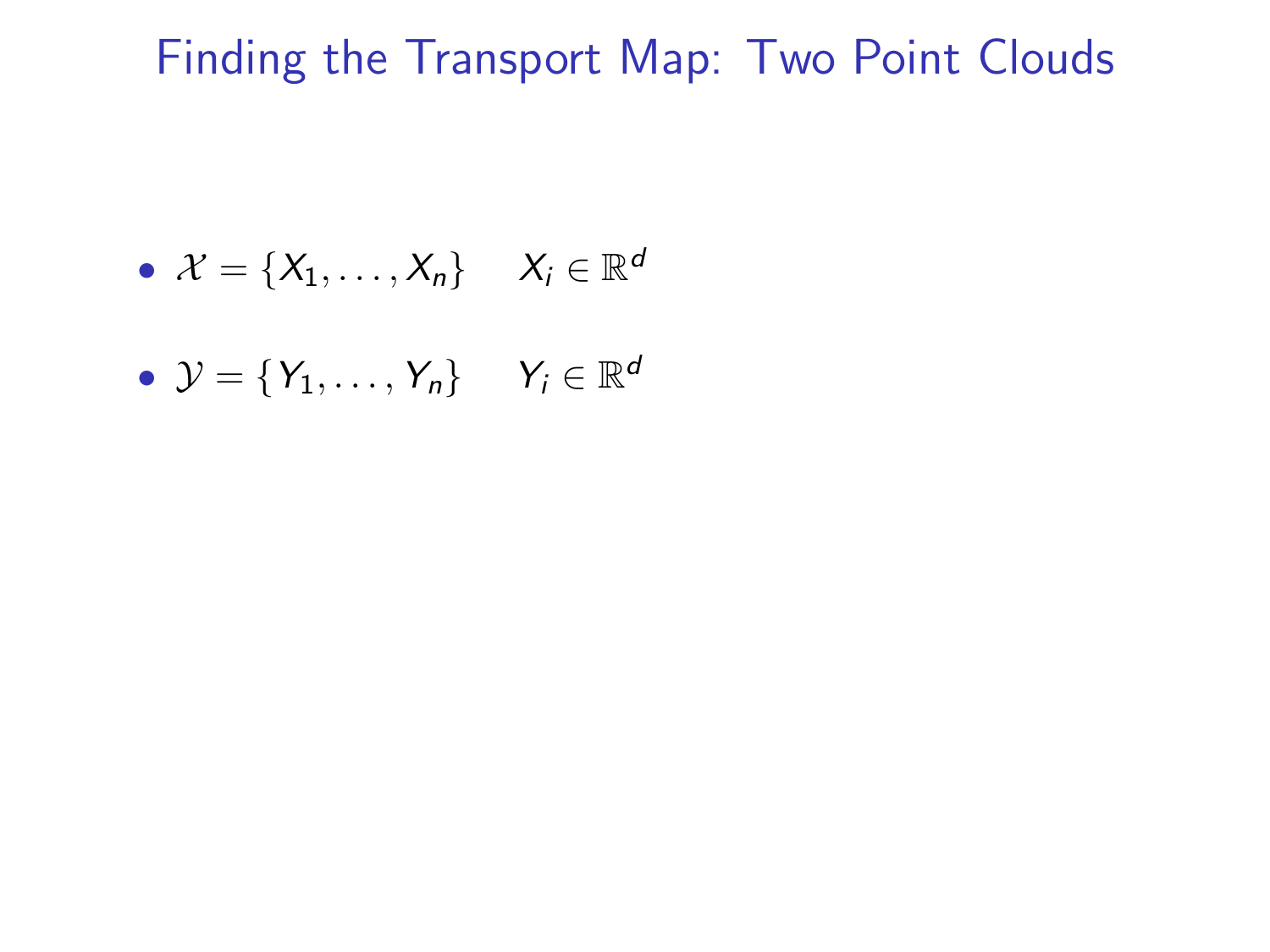# Finding the Transport Map: Two Point Clouds

- $\mathcal{X} = \{X_1, \ldots, X_n\} \quad X_i \in \mathbb{R}^d$
- $\mathcal{Y} = \{Y_1, \ldots, Y_n\} \quad Y_i \in \mathbb{R}^d$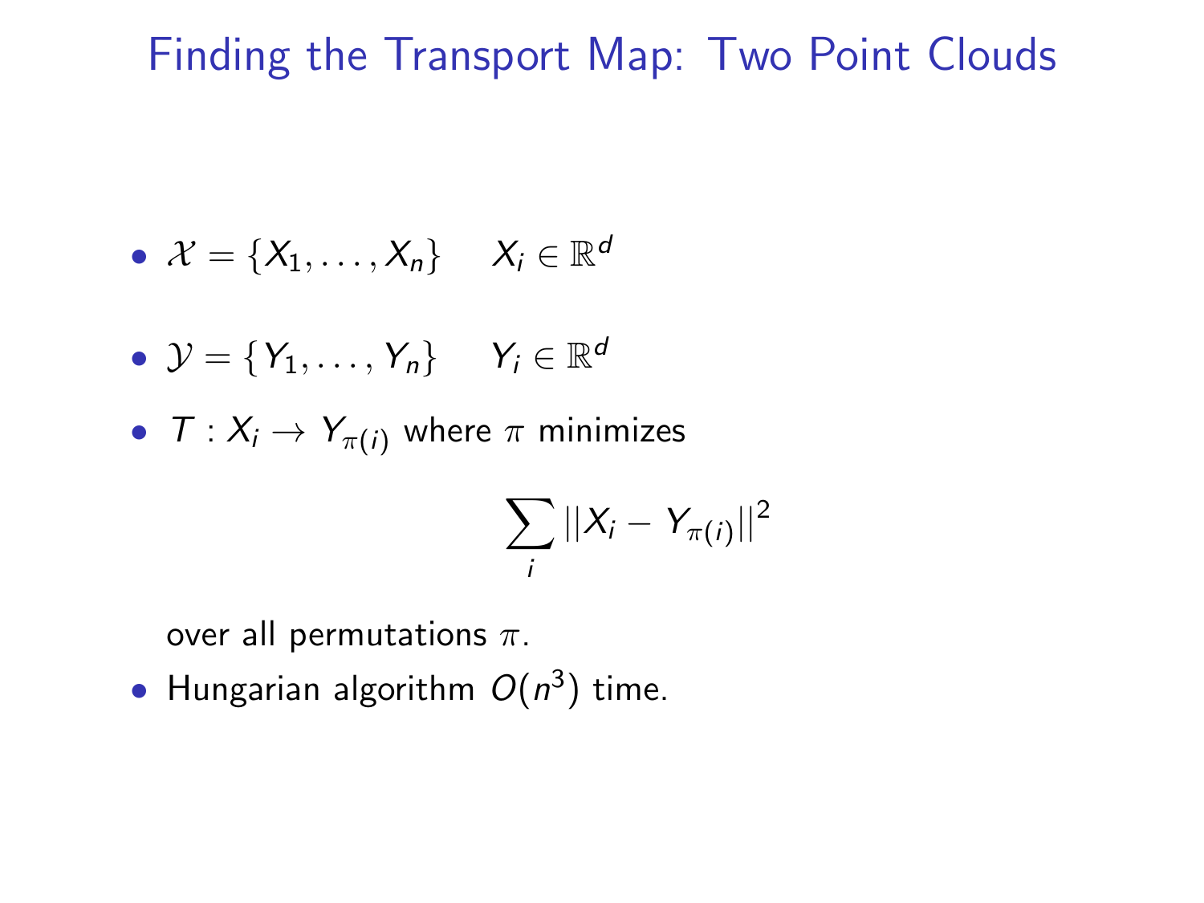# Finding the Transport Map: Two Point Clouds

- $\mathcal{X} = \{X_1, \ldots, X_n\} \quad X_i \in \mathbb{R}^d$
- $\mathcal{Y} = \{Y_1, \ldots, Y_n\} \quad Y_i \in \mathbb{R}^d$
- $T : X_i \to Y_{\pi(i)}$ where $\pi$ minimizes

$$\sum_i ||X_i - Y_{\pi(i)}||^2$$

  over all permutations $\pi$.
- Hungarian algorithm $O(n^3)$ time.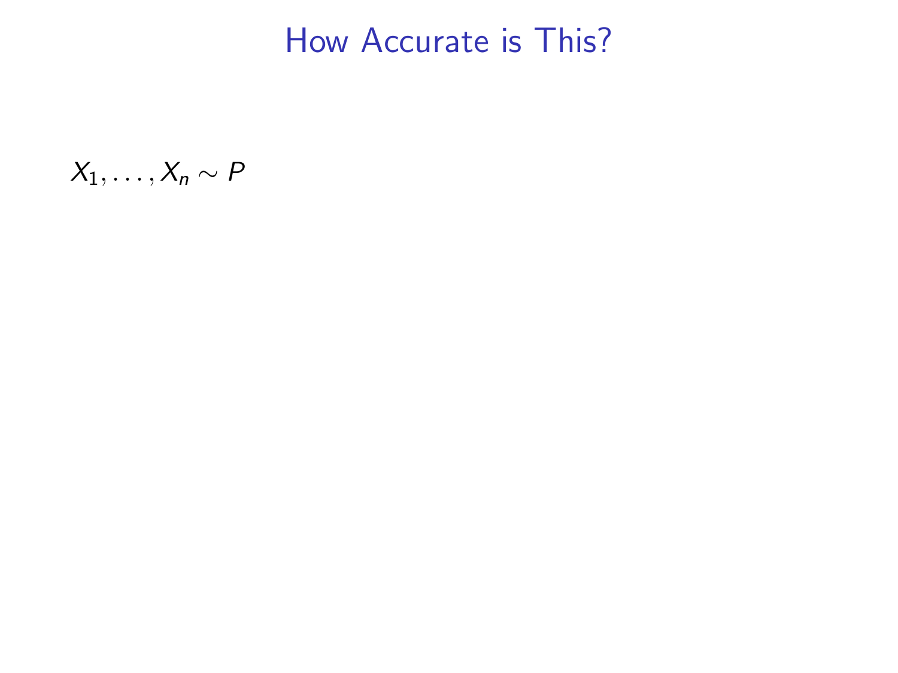# How Accurate is This?

$X_1, \ldots, X_n \sim P$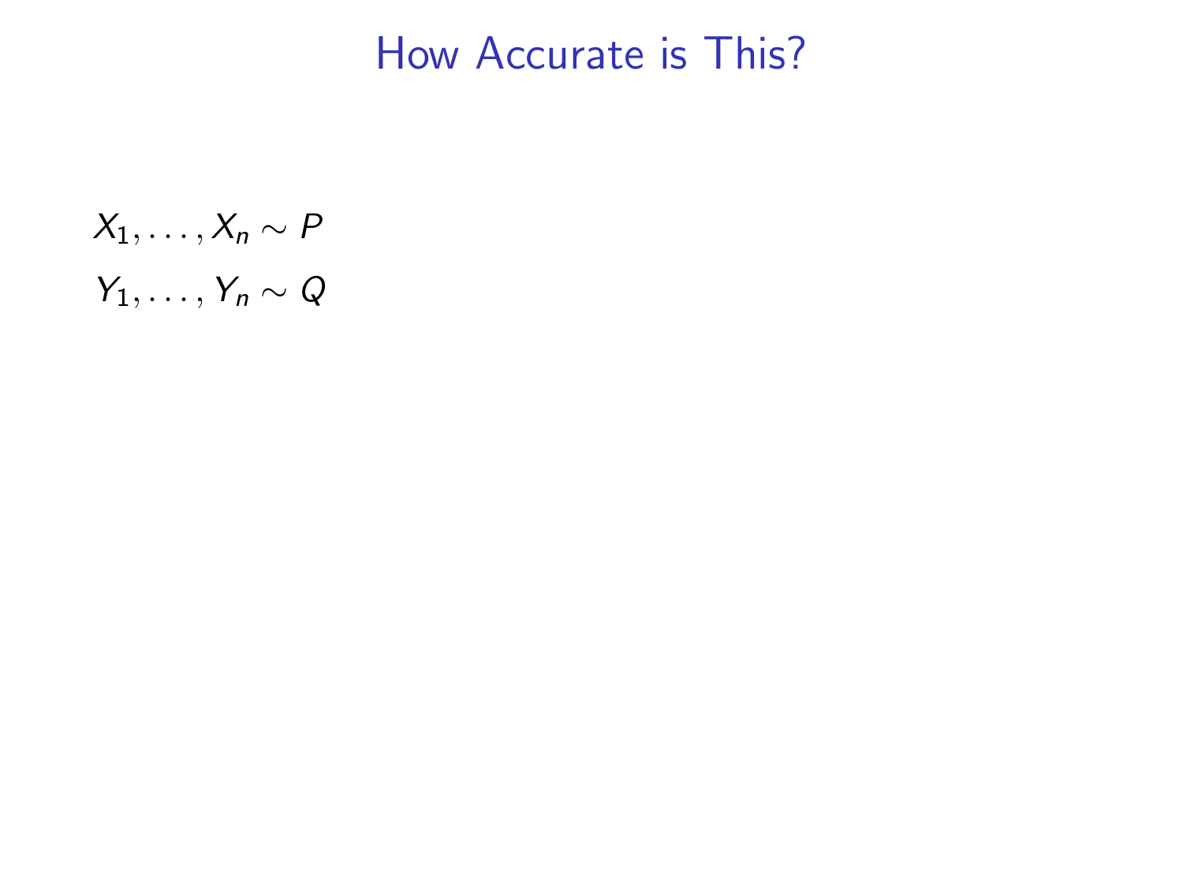# How Accurate is This?

$X_1, \ldots, X_n \sim P$

$Y_1, \ldots, Y_n \sim Q$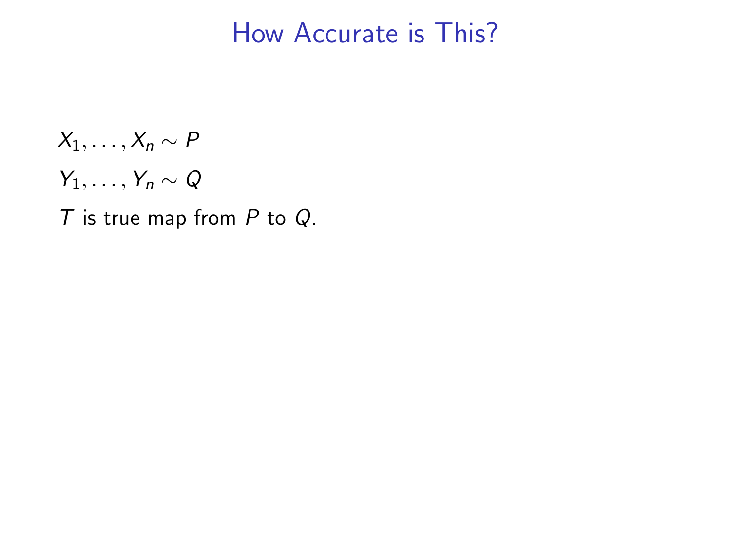# How Accurate is This?

$X_1, \ldots, X_n \sim P$

$Y_1, \ldots, Y_n \sim Q$

$T$ is true map from $P$ to $Q$.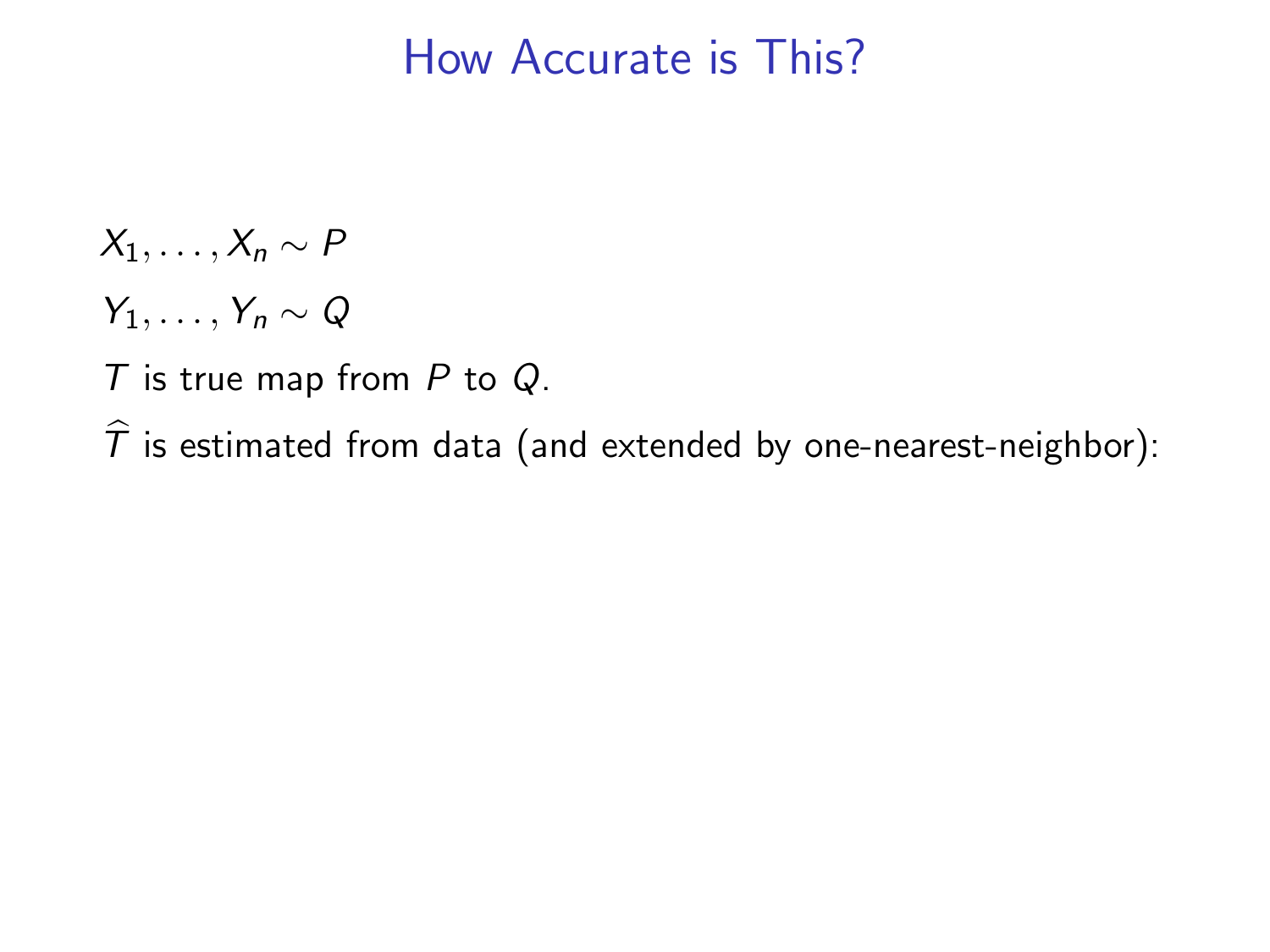# How Accurate is This?

$X_1, \ldots, X_n \sim P$

$Y_1, \ldots, Y_n \sim Q$

$T$ is true map from $P$ to $Q$.

$\widehat{T}$ is estimated from data (and extended by one-nearest-neighbor):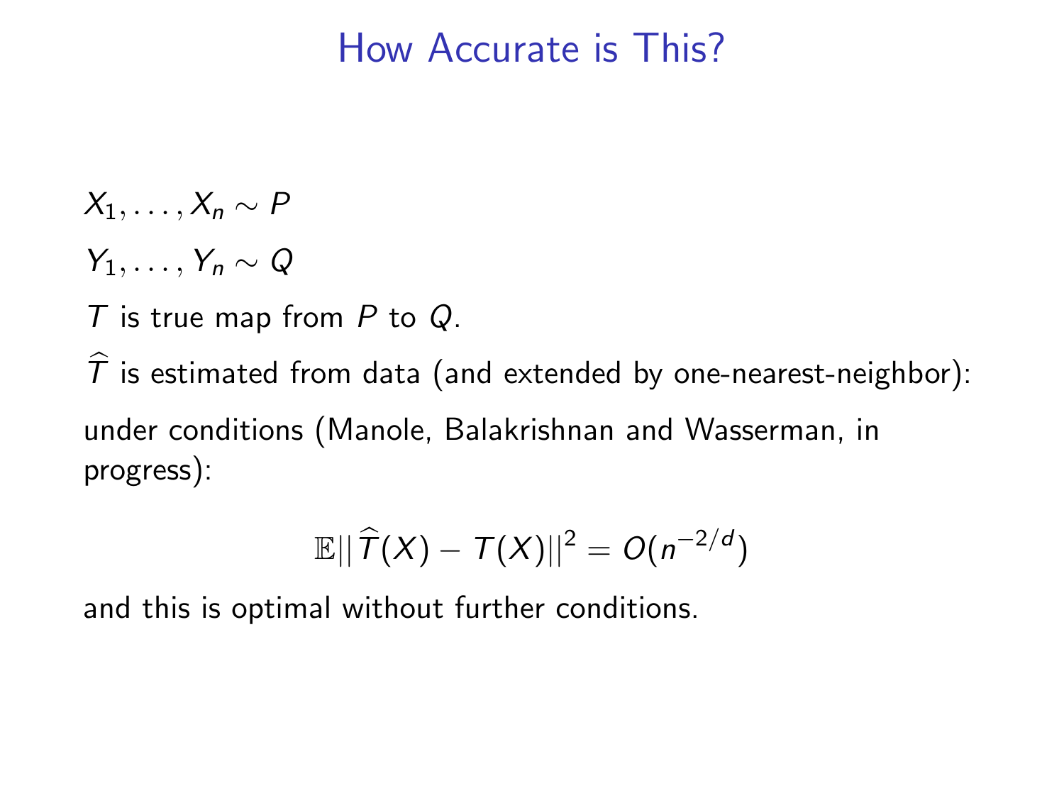# How Accurate is This?

$X_1, \ldots, X_n \sim P$

$Y_1, \ldots, Y_n \sim Q$

$T$ is true map from $P$ to $Q$.

$\widehat{T}$ is estimated from data (and extended by one-nearest-neighbor):

under conditions (Manole, Balakrishnan and Wasserman, in progress):

$$\mathbb{E}||\widehat{T}(X) - T(X)||^2 = O(n^{-2/d})$$

and this is optimal without further conditions.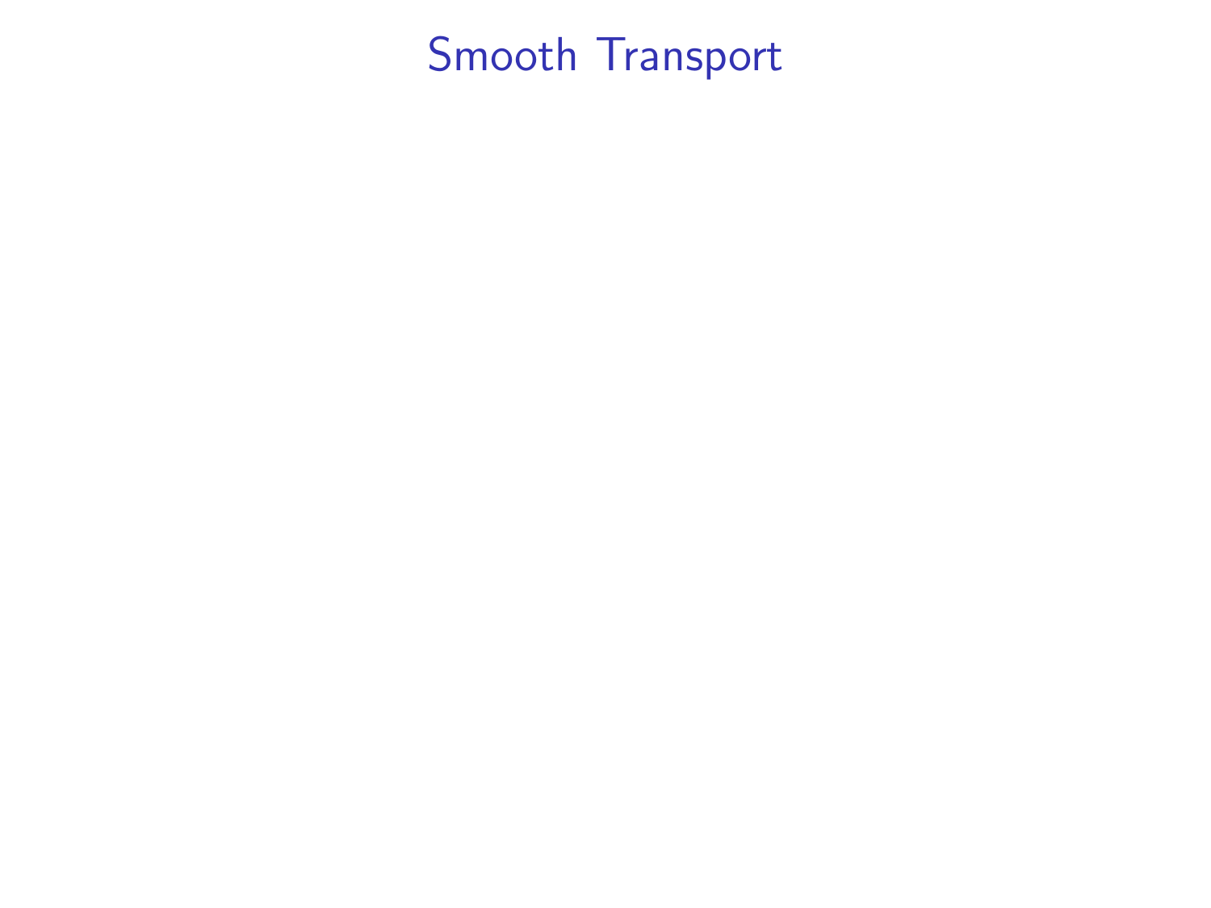# Smooth Transport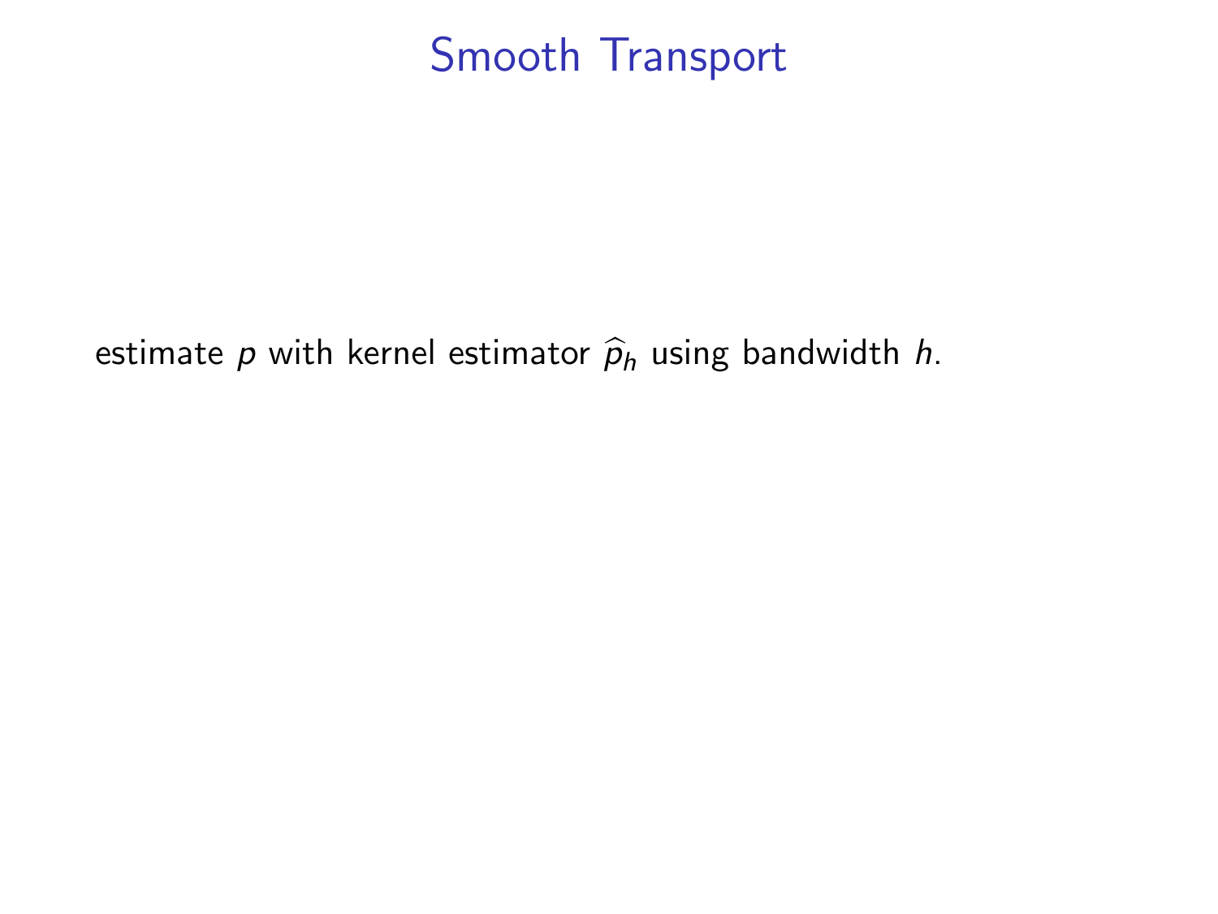# Smooth Transport

estimate $p$ with kernel estimator $\widehat{p}_h$ using bandwidth $h$.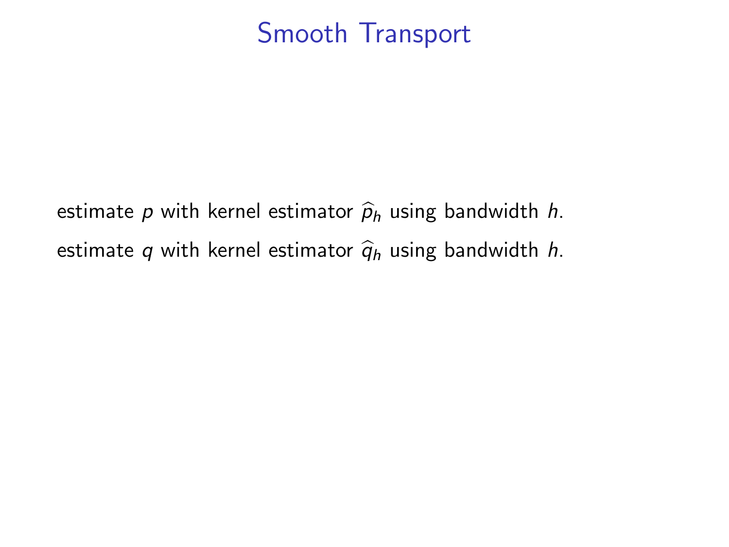# Smooth Transport

estimate $p$ with kernel estimator $\widehat{p}_h$ using bandwidth $h$.

estimate $q$ with kernel estimator $\widehat{q}_h$ using bandwidth $h$.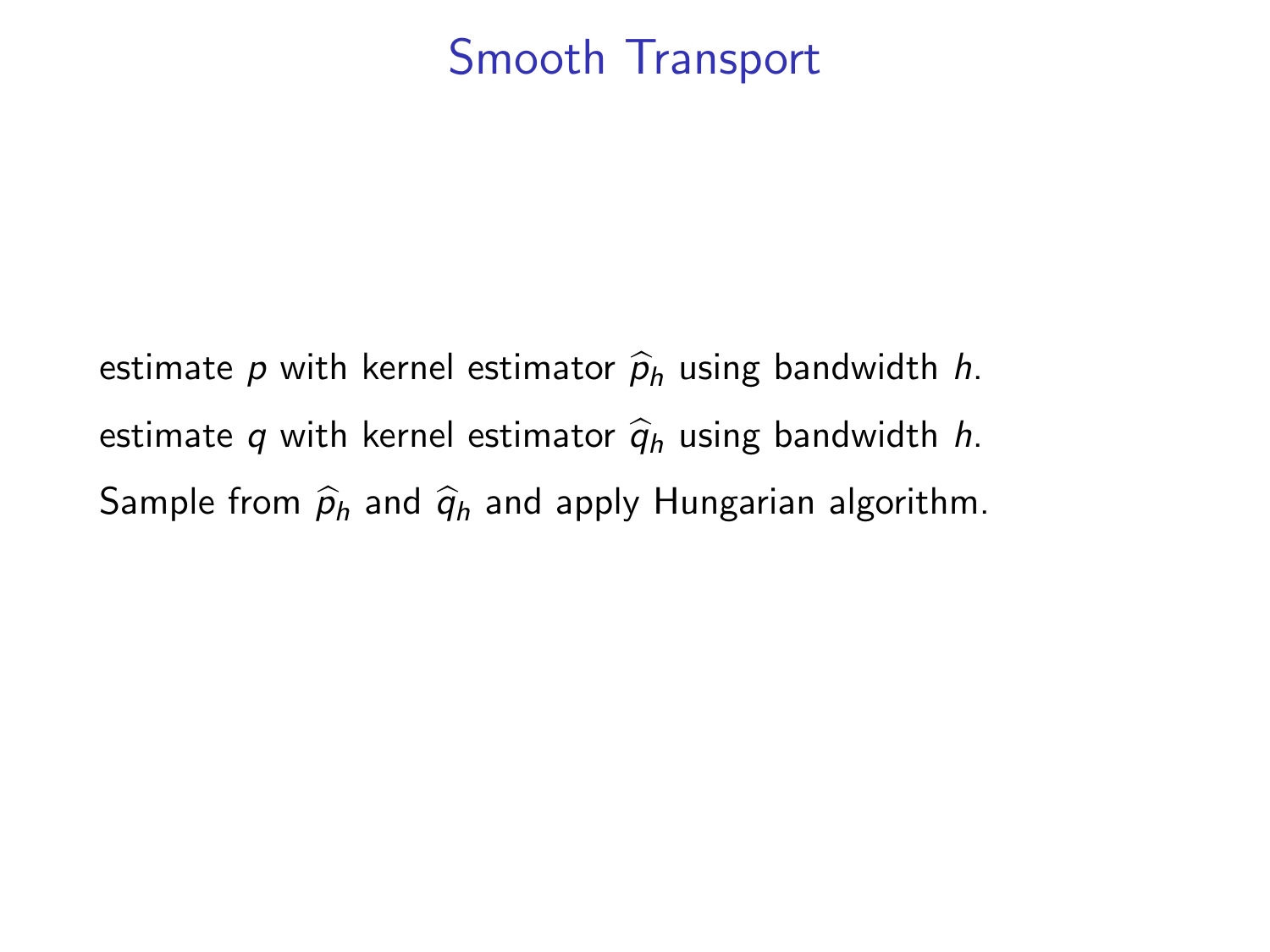# Smooth Transport

estimate $p$ with kernel estimator $\widehat{p}_h$ using bandwidth $h$.

estimate $q$ with kernel estimator $\widehat{q}_h$ using bandwidth $h$.

Sample from $\widehat{p}_h$ and $\widehat{q}_h$ and apply Hungarian algorithm.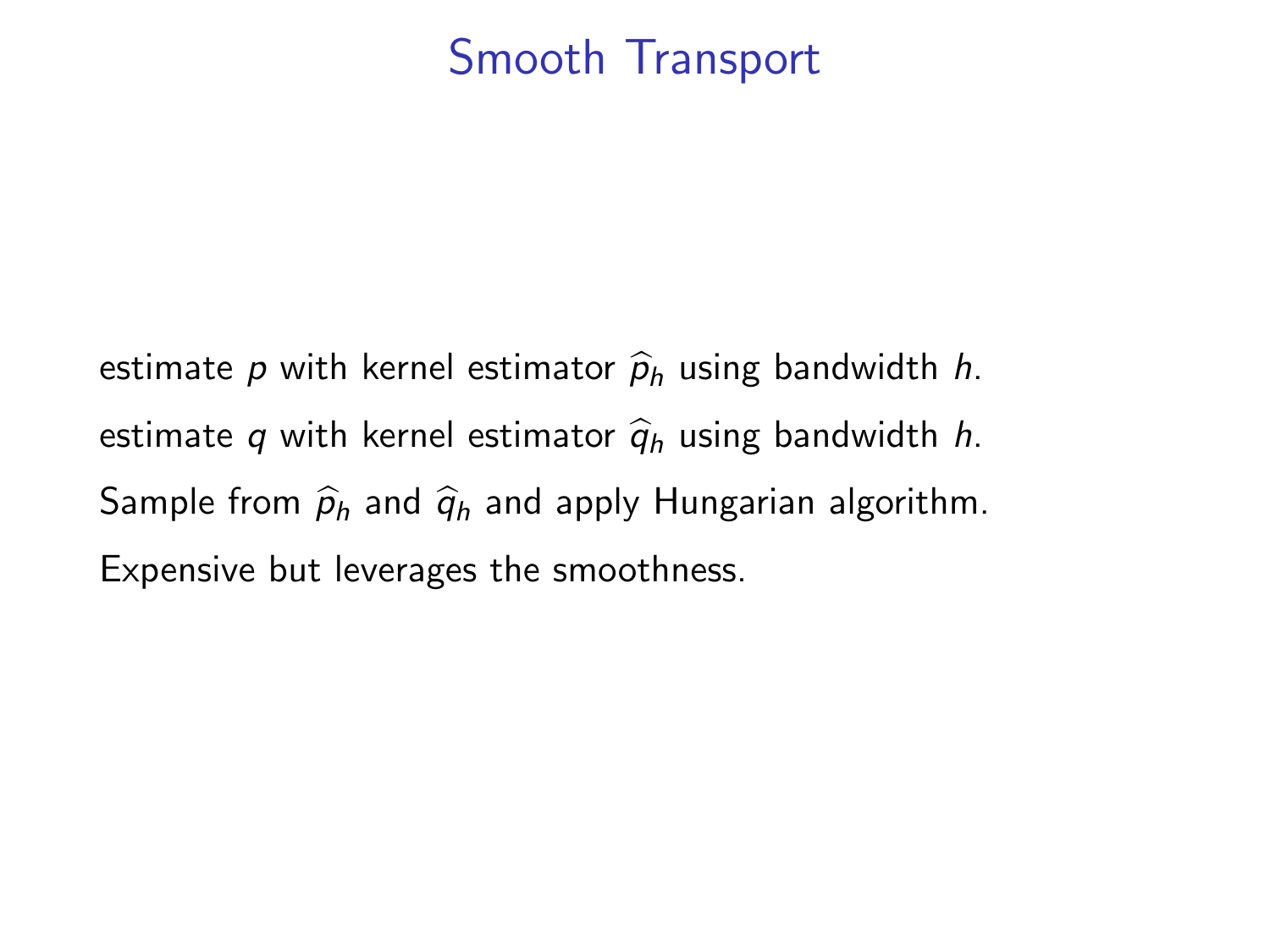# Smooth Transport

estimate $p$ with kernel estimator $\widehat{p}_h$ using bandwidth $h$.

estimate $q$ with kernel estimator $\widehat{q}_h$ using bandwidth $h$.

Sample from $\widehat{p}_h$ and $\widehat{q}_h$ and apply Hungarian algorithm.

Expensive but leverages the smoothness.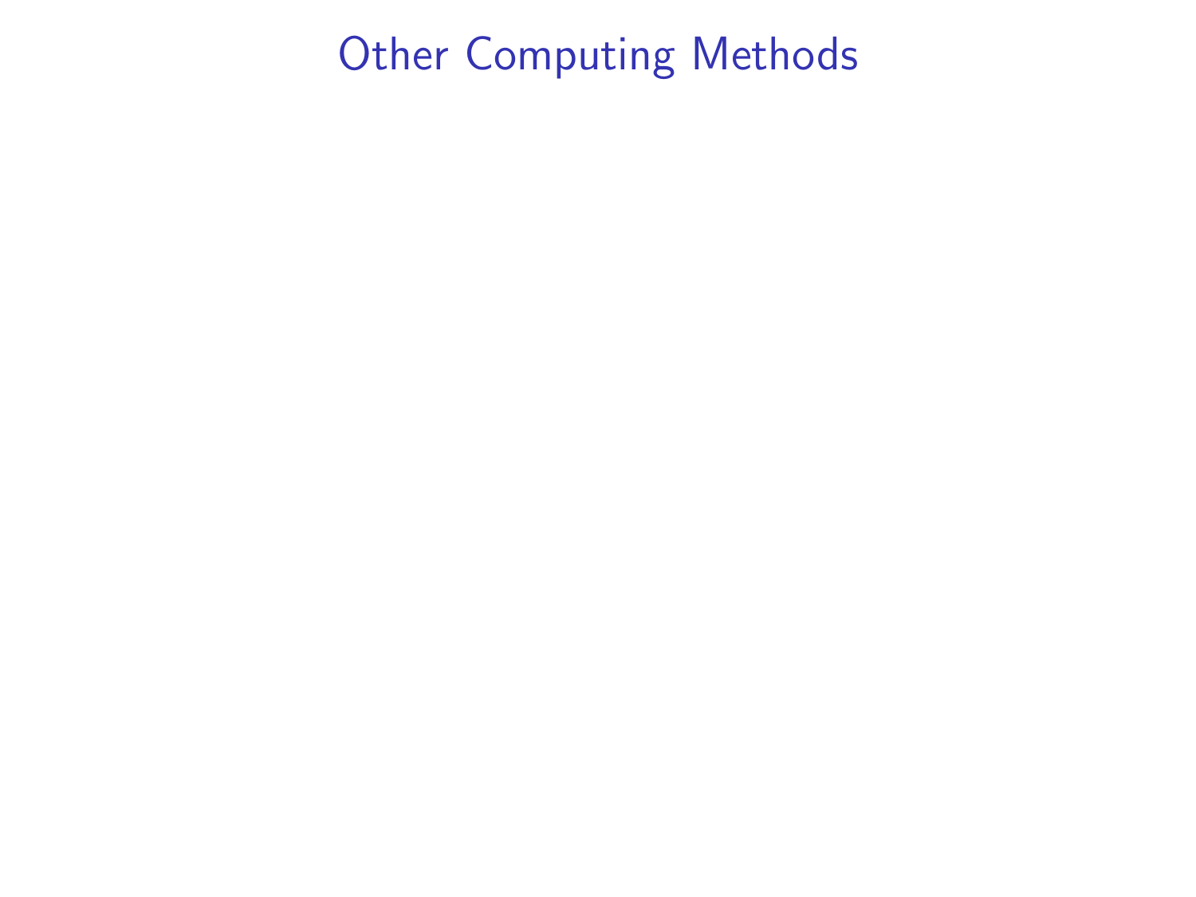# Other Computing Methods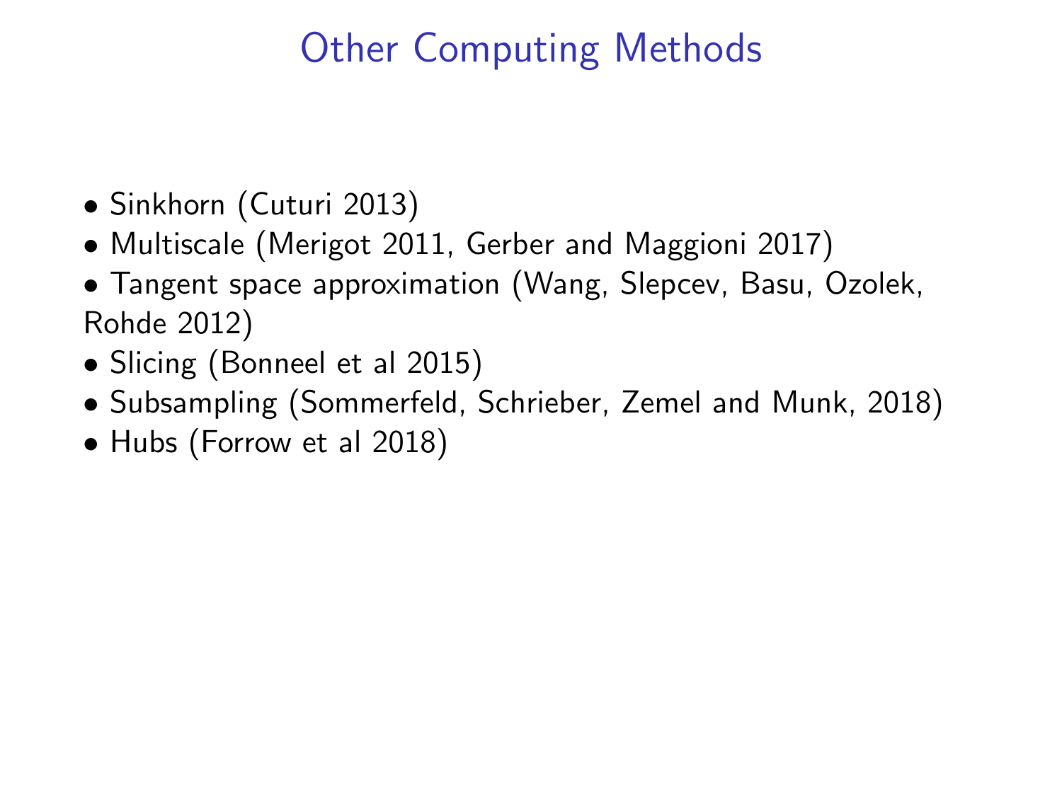# Other Computing Methods

- Sinkhorn (Cuturi 2013)
- Multiscale (Merigot 2011, Gerber and Maggioni 2017)
- Tangent space approximation (Wang, Slepcev, Basu, Ozolek, Rohde 2012)
- Slicing (Bonneel et al 2015)
- Subsampling (Sommerfeld, Schrieber, Zemel and Munk, 2018)
- Hubs (Forrow et al 2018)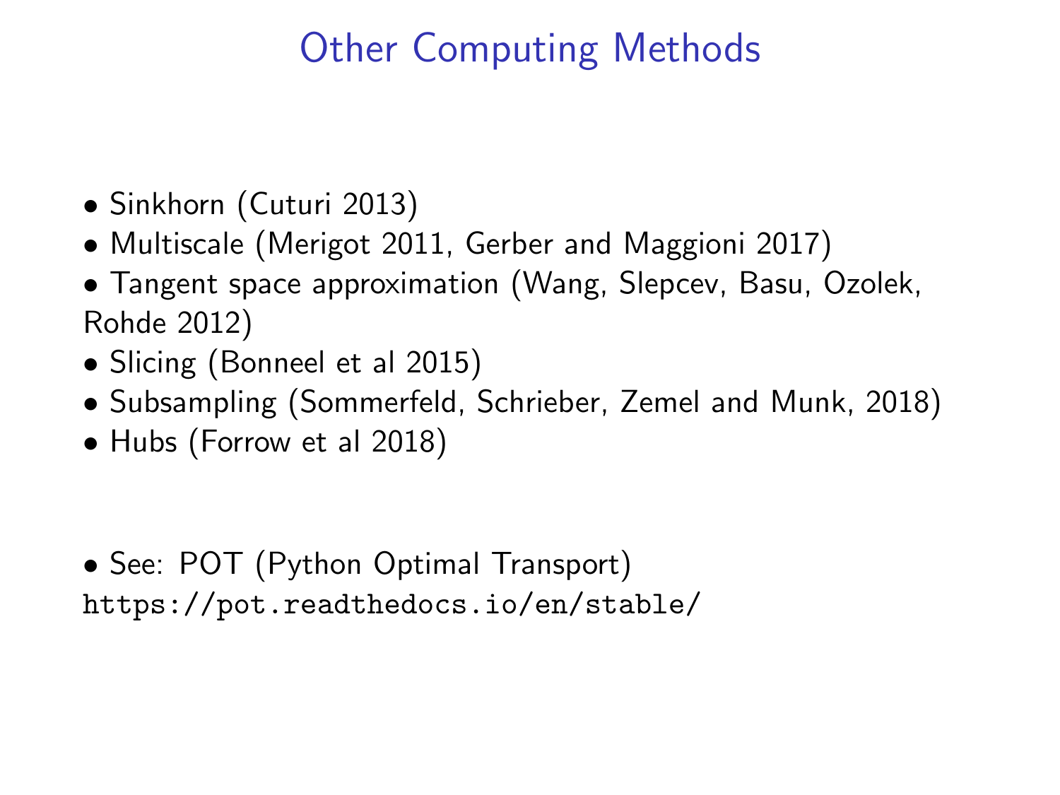# Other Computing Methods

- Sinkhorn (Cuturi 2013)
- Multiscale (Merigot 2011, Gerber and Maggioni 2017)
- Tangent space approximation (Wang, Slepcev, Basu, Ozolek, Rohde 2012)
- Slicing (Bonneel et al 2015)
- Subsampling (Sommerfeld, Schrieber, Zemel and Munk, 2018)
- Hubs (Forrow et al 2018)

- See: POT (Python Optimal Transport) `https://pot.readthedocs.io/en/stable/`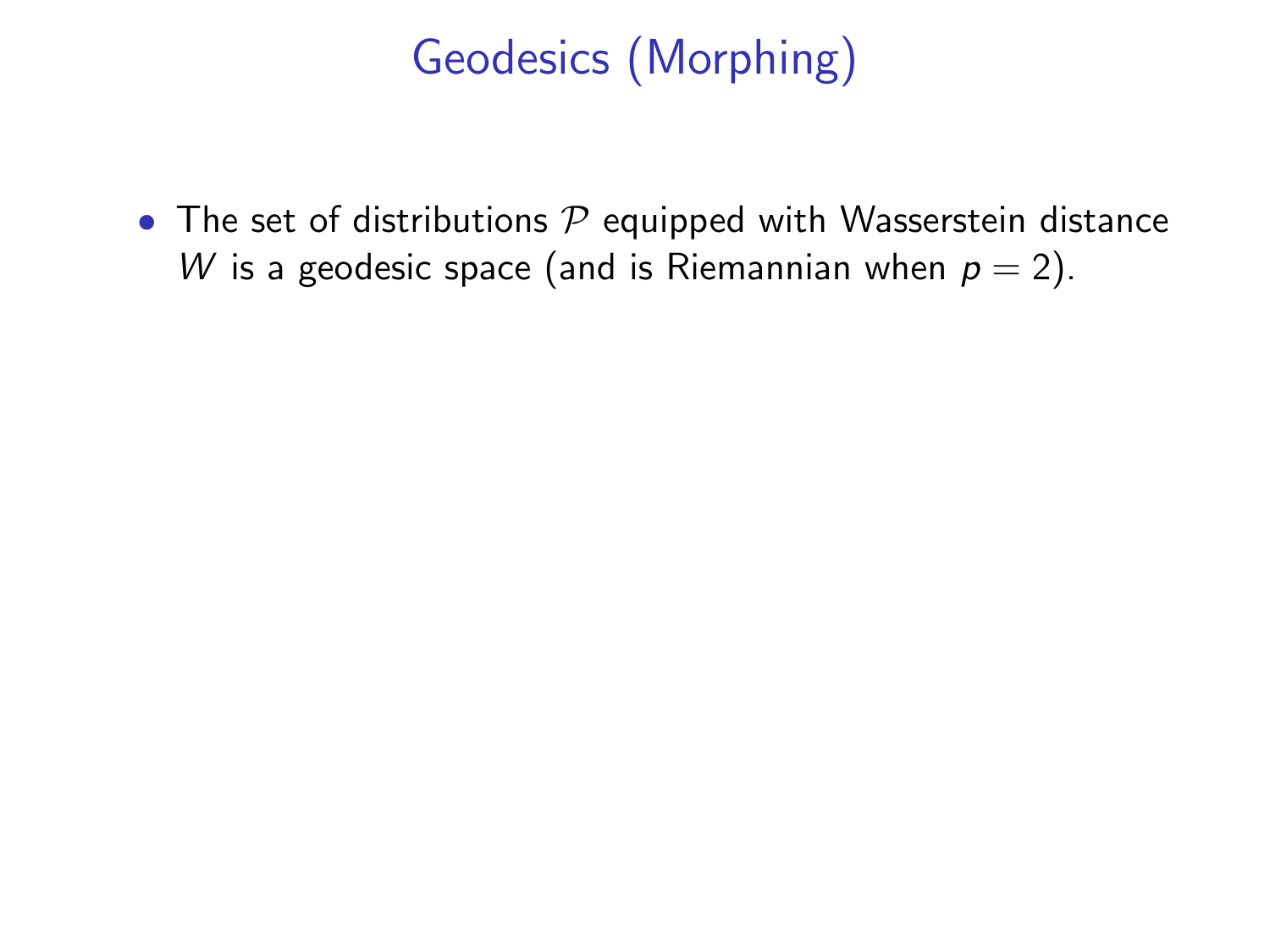# Geodesics (Morphing)

- The set of distributions $\mathcal{P}$ equipped with Wasserstein distance $W$ is a geodesic space (and is Riemannian when $p = 2$).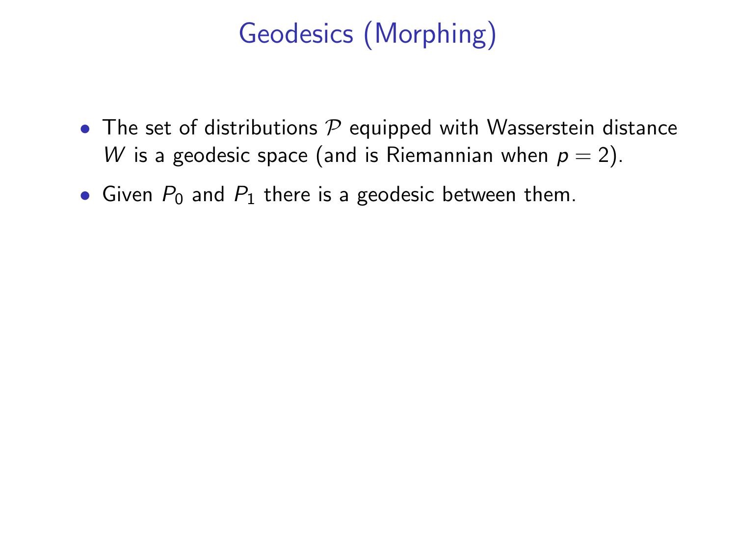# Geodesics (Morphing)

- The set of distributions $\mathcal{P}$ equipped with Wasserstein distance $W$ is a geodesic space (and is Riemannian when $p = 2$).
- Given $P_0$ and $P_1$ there is a geodesic between them.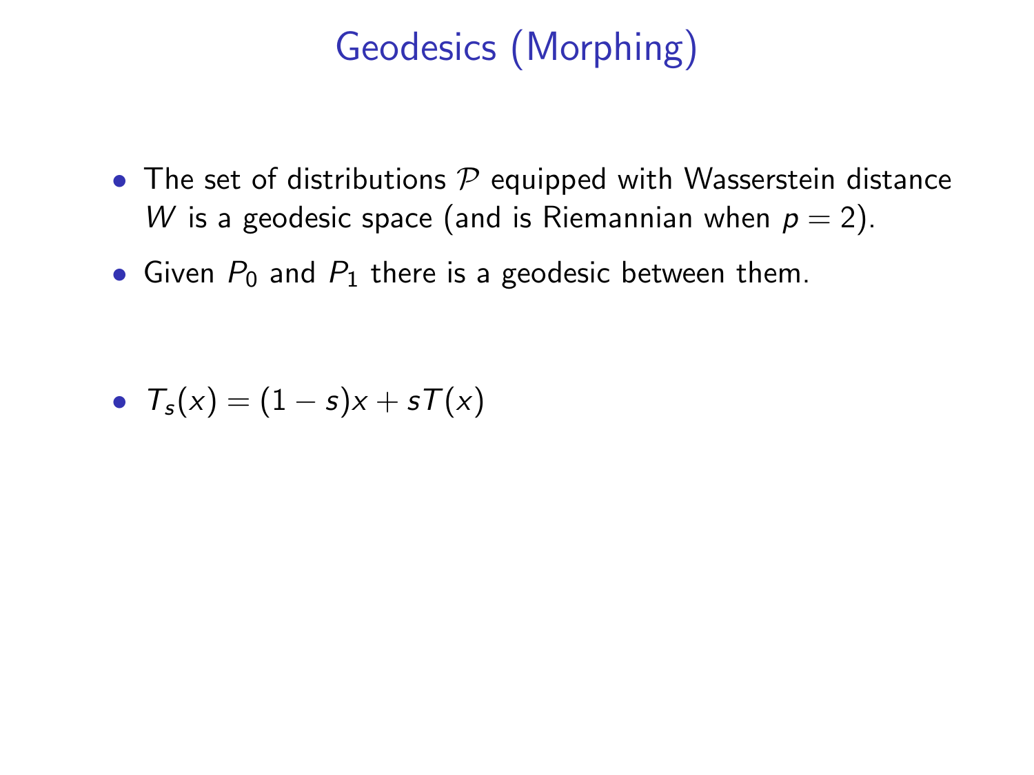# Geodesics (Morphing)

- The set of distributions $\mathcal{P}$ equipped with Wasserstein distance $W$ is a geodesic space (and is Riemannian when $p = 2$).
- Given $P_0$ and $P_1$ there is a geodesic between them.
- $T_s(x) = (1 - s)x + sT(x)$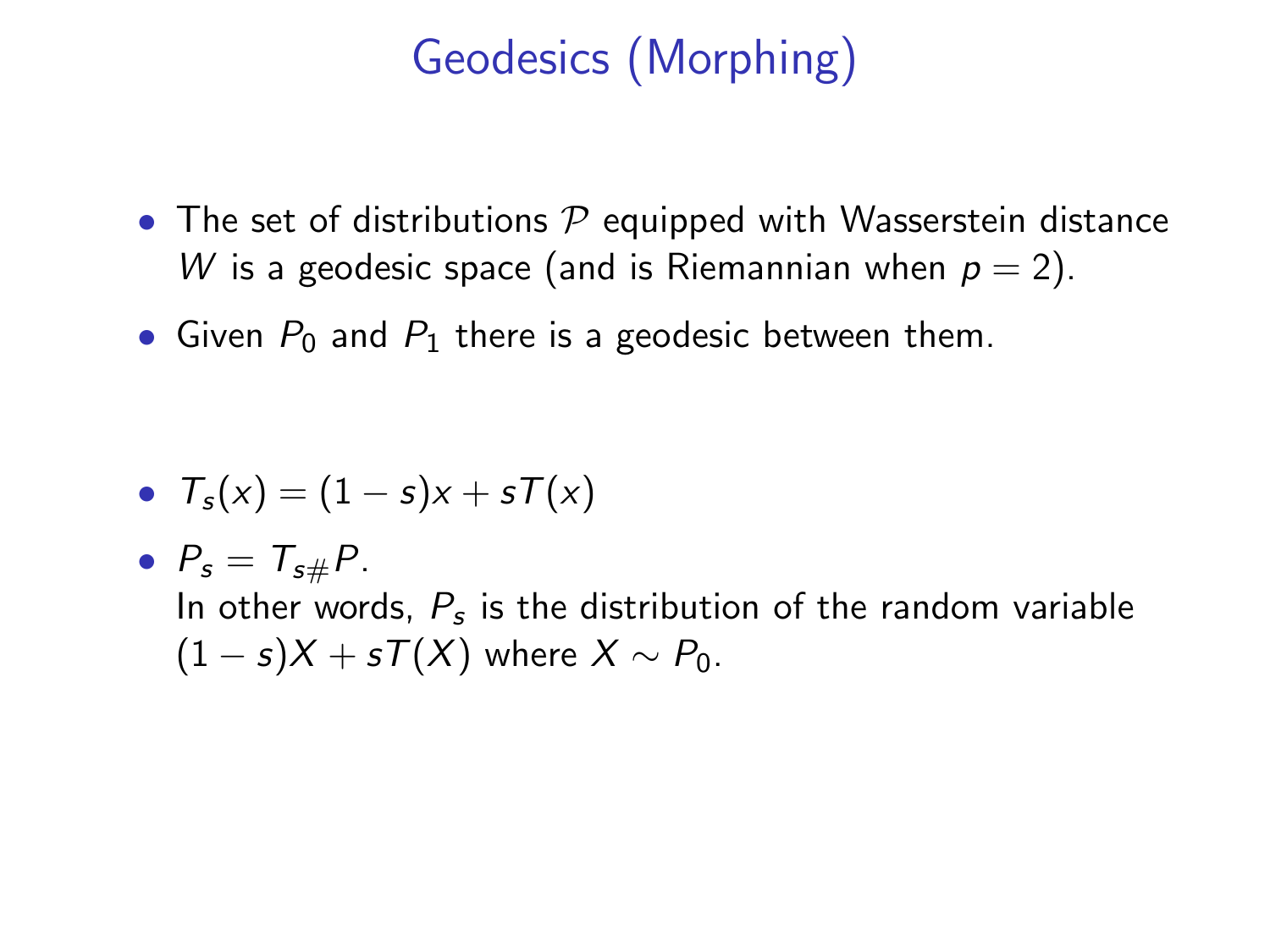# Geodesics (Morphing)

- The set of distributions $\mathcal{P}$ equipped with Wasserstein distance $W$ is a geodesic space (and is Riemannian when $p = 2$).
- Given $P_0$ and $P_1$ there is a geodesic between them.

- $T_s(x) = (1 - s)x + sT(x)$
- $P_s = T_{s\#}P$.
  In other words, $P_s$ is the distribution of the random variable $(1 - s)X + sT(X)$ where $X \sim P_0$.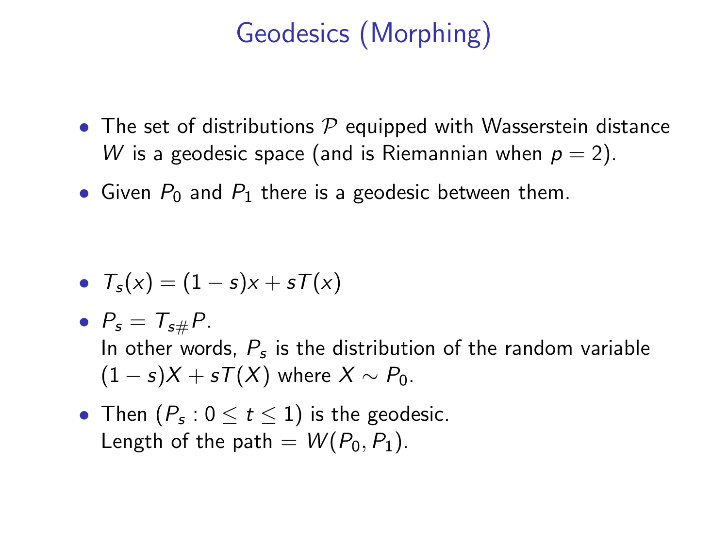# Geodesics (Morphing)

- The set of distributions $\mathcal{P}$ equipped with Wasserstein distance $W$ is a geodesic space (and is Riemannian when $p = 2$).
- Given $P_0$ and $P_1$ there is a geodesic between them.

- $T_s(x) = (1 - s)x + sT(x)$
- $P_s = T_{s\#}P$.
  In other words, $P_s$ is the distribution of the random variable $(1 - s)X + sT(X)$ where $X \sim P_0$.
- Then $(P_s : 0 \leq t \leq 1)$ is the geodesic.
  Length of the path $= W(P_0, P_1)$.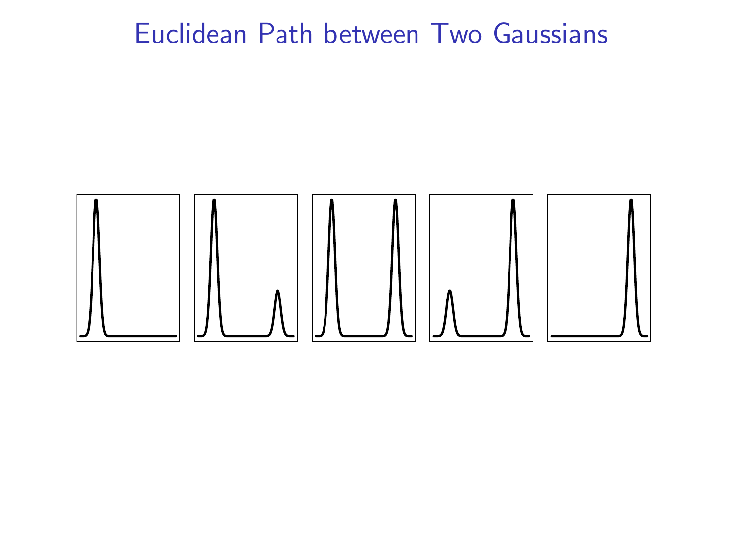# Euclidean Path between Two Gaussians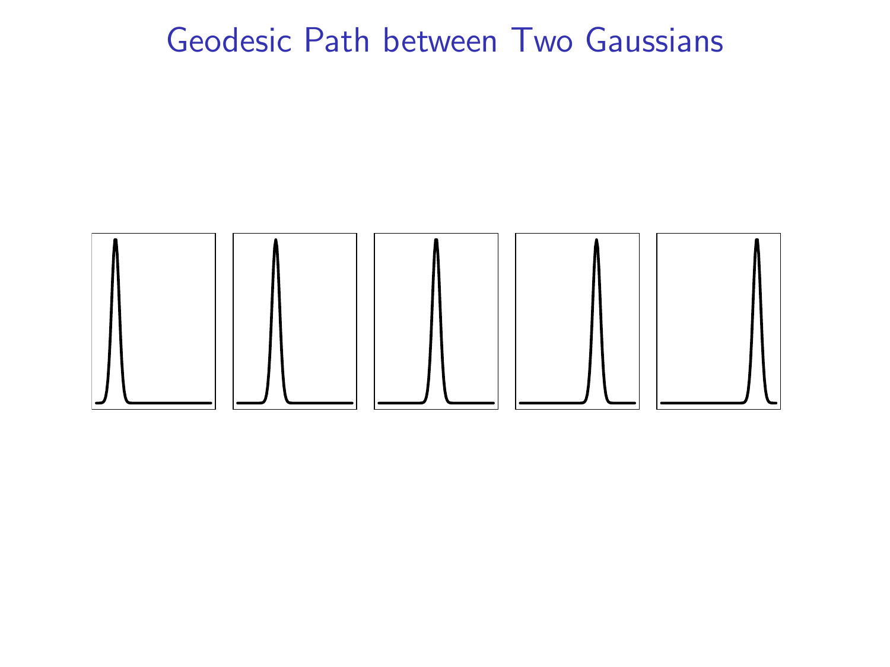# Geodesic Path between Two Gaussians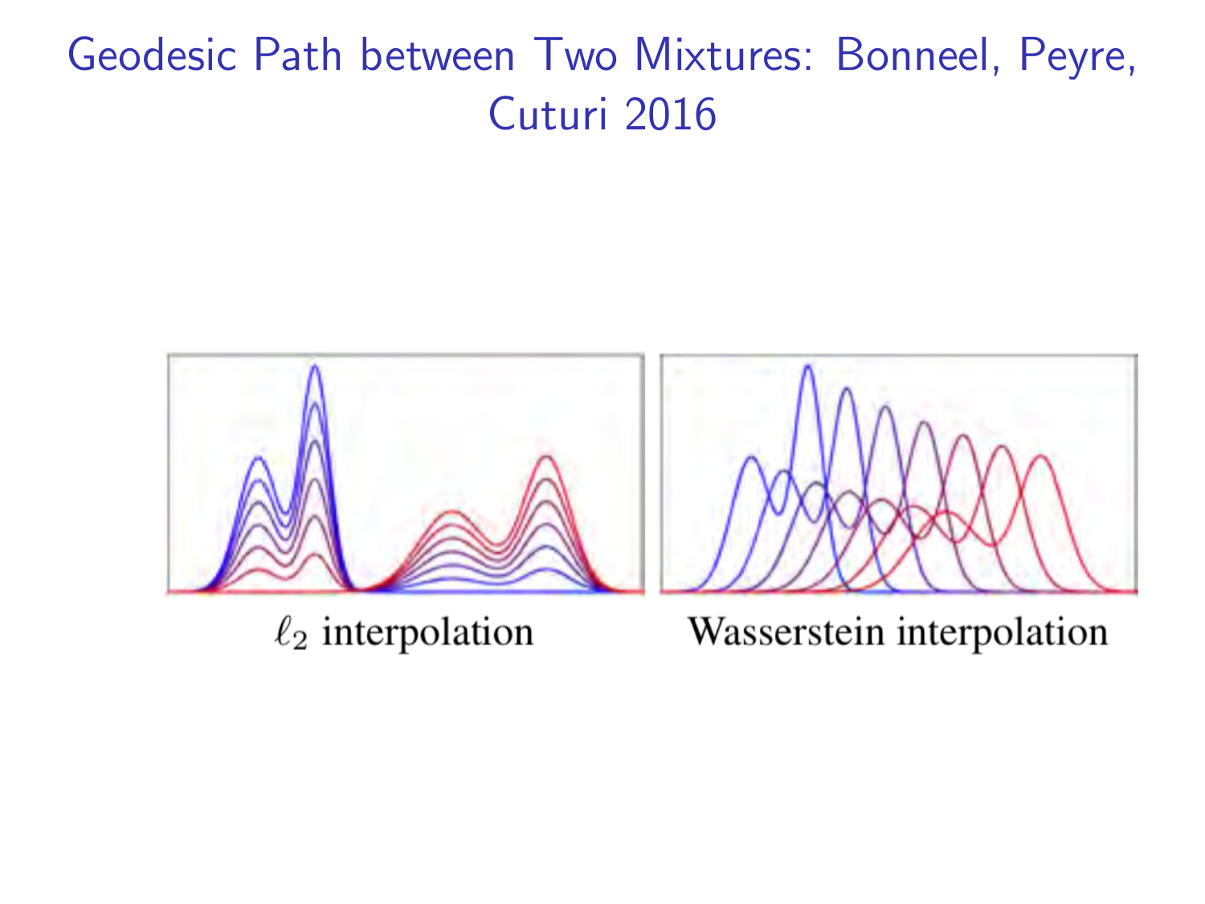# Geodesic Path between Two Mixtures: Bonneel, Peyre, Cuturi 2016

$\ell_2$ interpolation

Wasserstein interpolation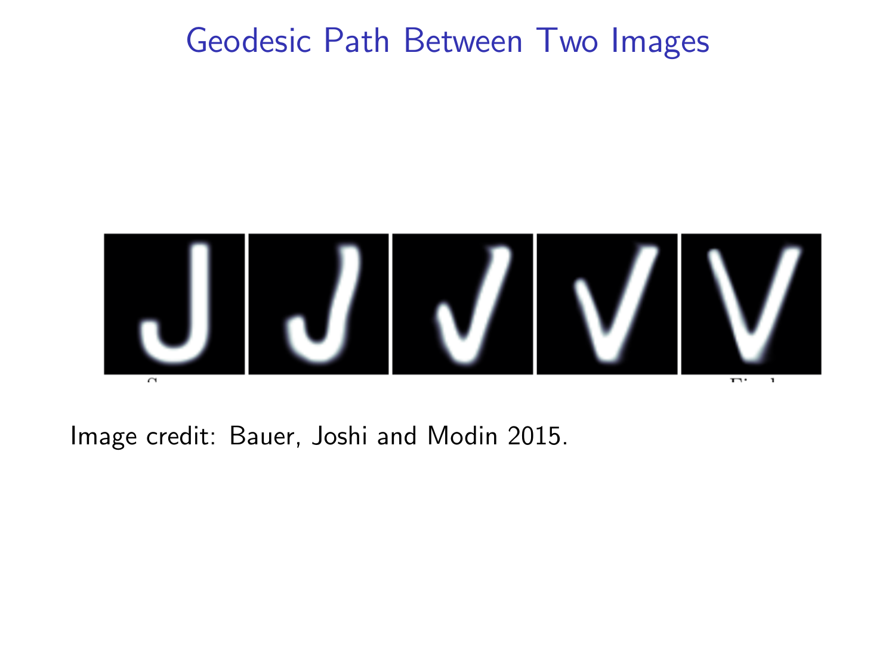# Geodesic Path Between Two Images

Image credit: Bauer, Joshi and Modin 2015.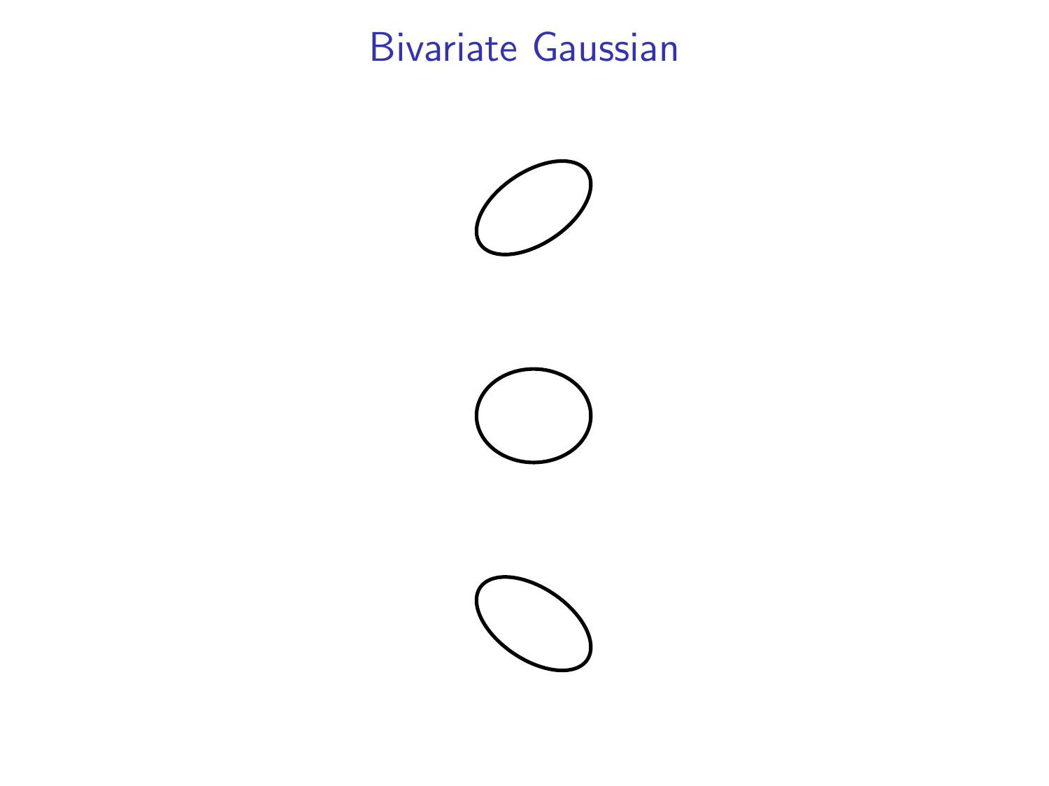# Bivariate Gaussian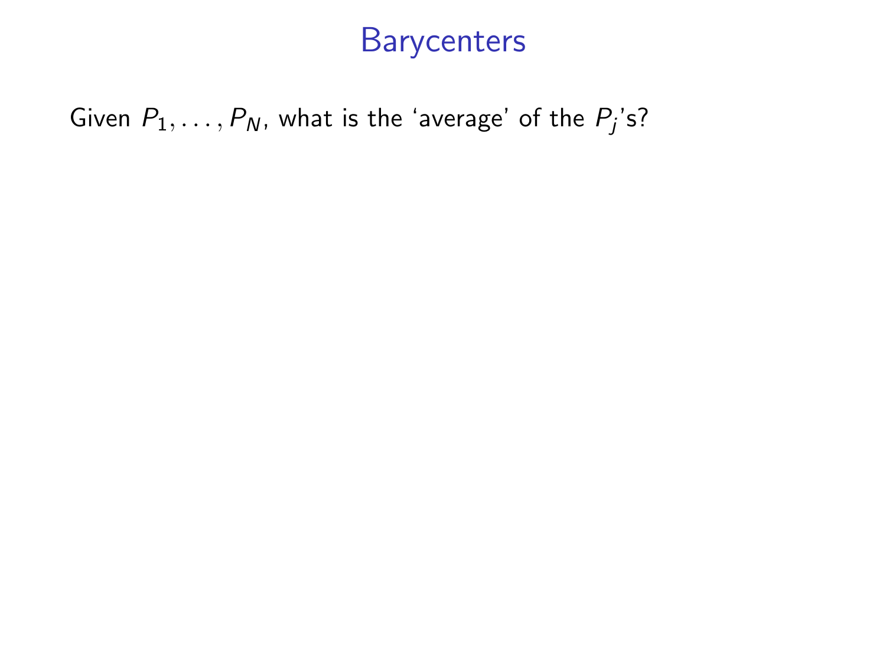# Barycenters

Given $P_1, \ldots, P_N$, what is the 'average' of the $P_j$'s?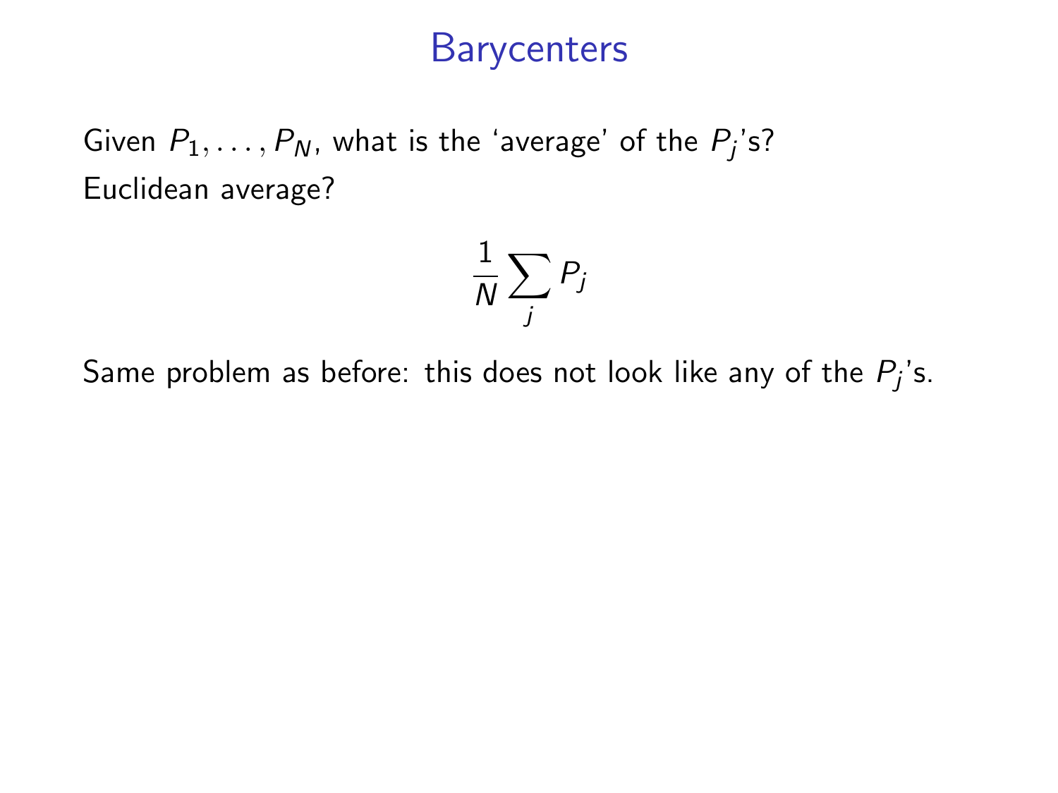# Barycenters

Given $P_1, \ldots, P_N$, what is the 'average' of the $P_j$'s?
Euclidean average?

$$\frac{1}{N} \sum_j P_j$$

Same problem as before: this does not look like any of the $P_j$'s.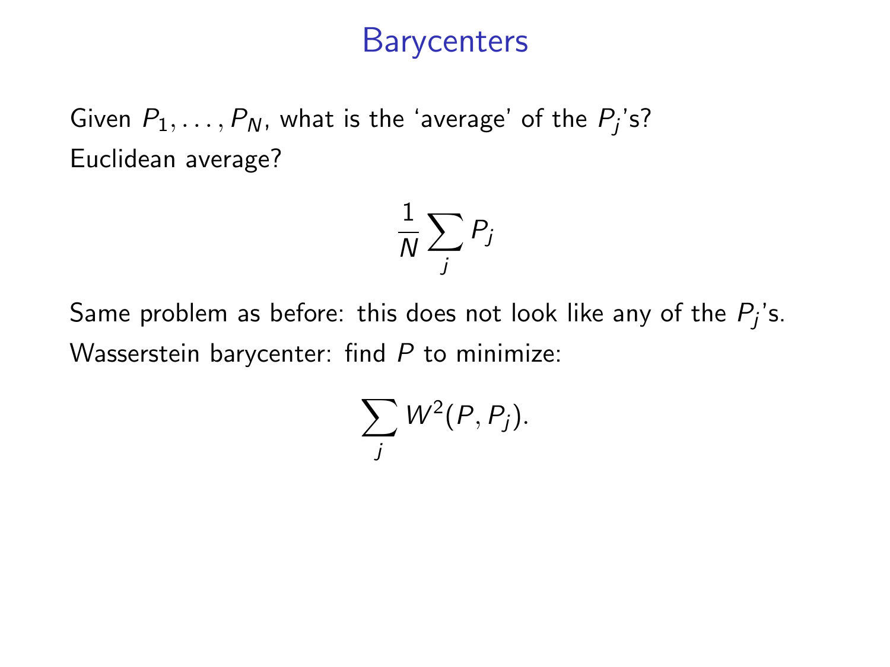# Barycenters

Given $P_1, \ldots, P_N$, what is the 'average' of the $P_j$'s?

Euclidean average?

$$\frac{1}{N} \sum_j P_j$$

Same problem as before: this does not look like any of the $P_j$'s.

Wasserstein barycenter: find $P$ to minimize:

$$\sum_j W^2(P, P_j).$$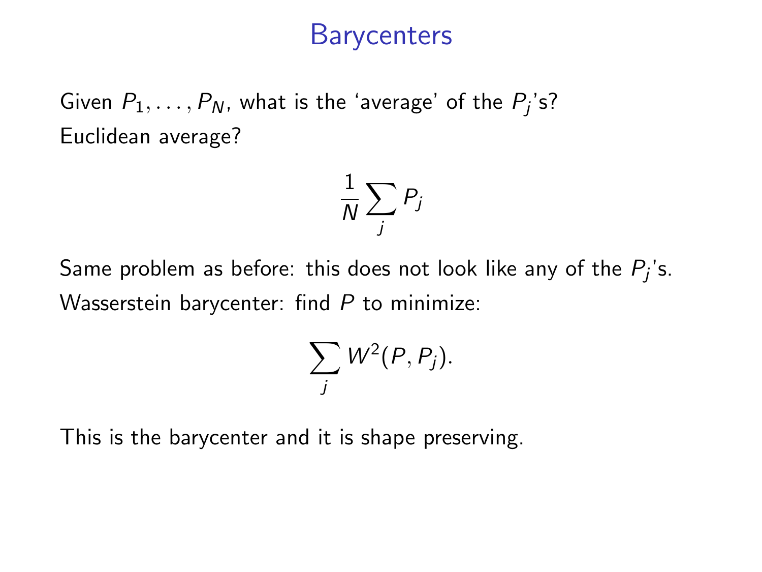# Barycenters

Given $P_1, \ldots, P_N$, what is the 'average' of the $P_j$'s?

Euclidean average?

$$\frac{1}{N} \sum_j P_j$$

Same problem as before: this does not look like any of the $P_j$'s.

Wasserstein barycenter: find $P$ to minimize:

$$\sum_j W^2(P, P_j).$$

This is the barycenter and it is shape preserving.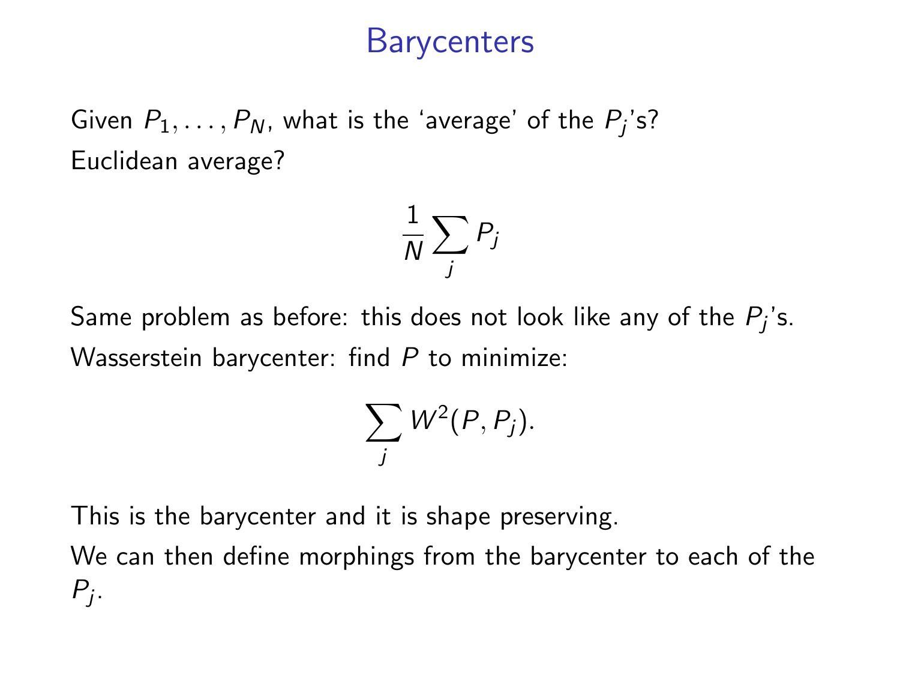# Barycenters

Given $P_1, \ldots, P_N$, what is the 'average' of the $P_j$'s?

Euclidean average?

$$\frac{1}{N} \sum_j P_j$$

Same problem as before: this does not look like any of the $P_j$'s.

Wasserstein barycenter: find $P$ to minimize:

$$\sum_j W^2(P, P_j).$$

This is the barycenter and it is shape preserving.

We can then define morphings from the barycenter to each of the $P_j$.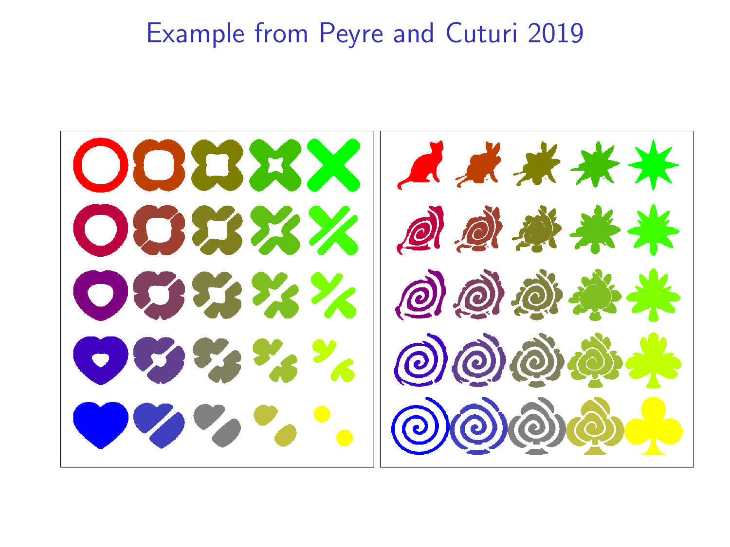# Example from Peyre and Cuturi 2019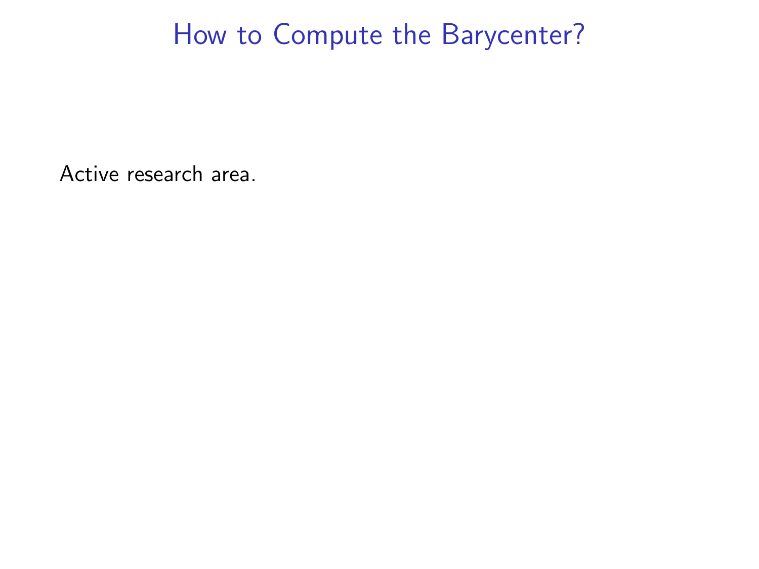# How to Compute the Barycenter?

Active research area.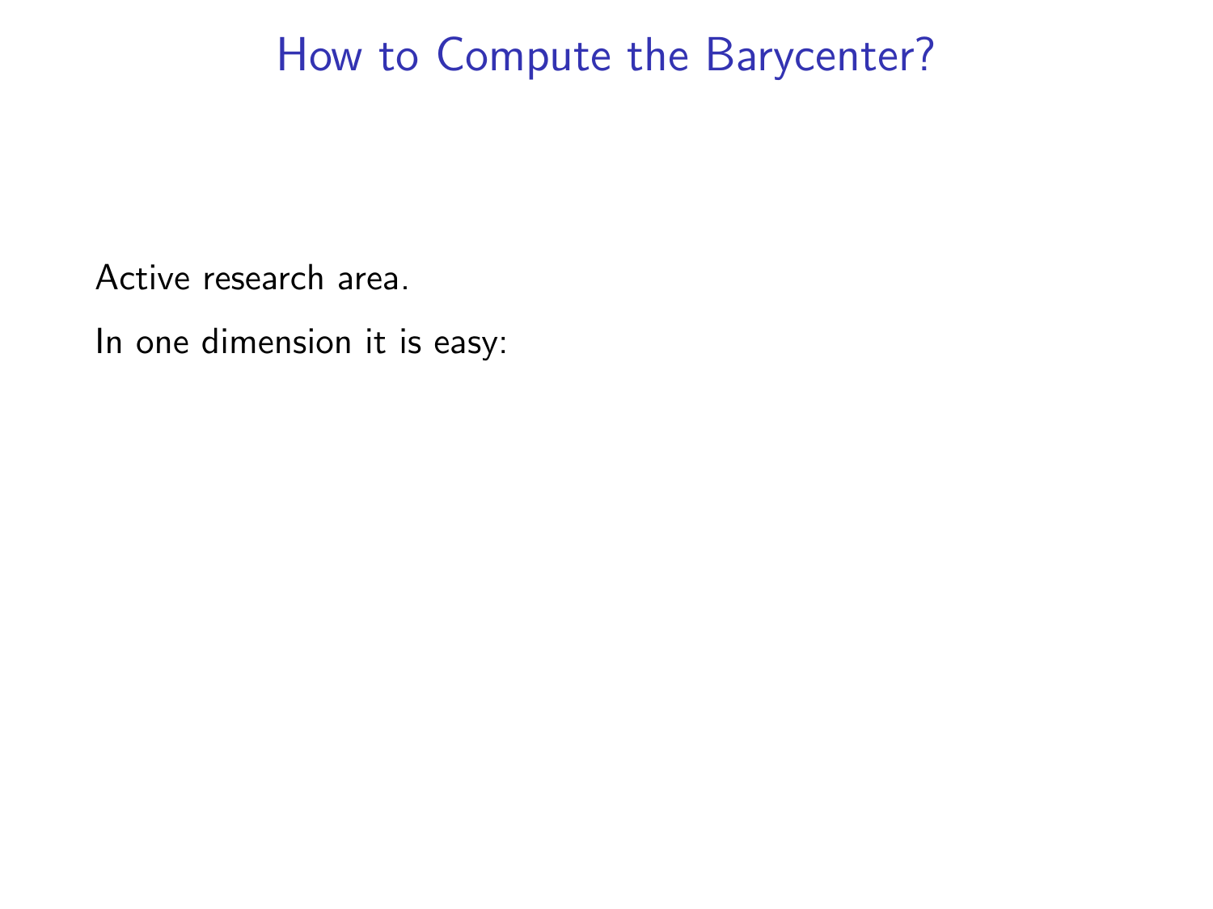# How to Compute the Barycenter?

Active research area.

In one dimension it is easy: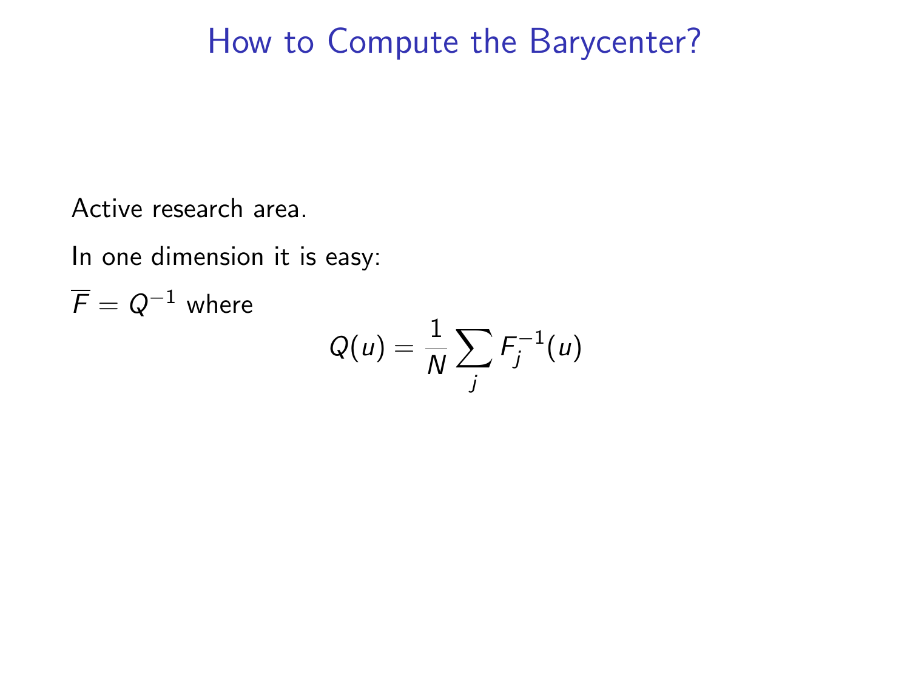# How to Compute the Barycenter?

Active research area.

In one dimension it is easy:

$\overline{F} = Q^{-1}$ where

$$Q(u) = \frac{1}{N} \sum_j F_j^{-1}(u)$$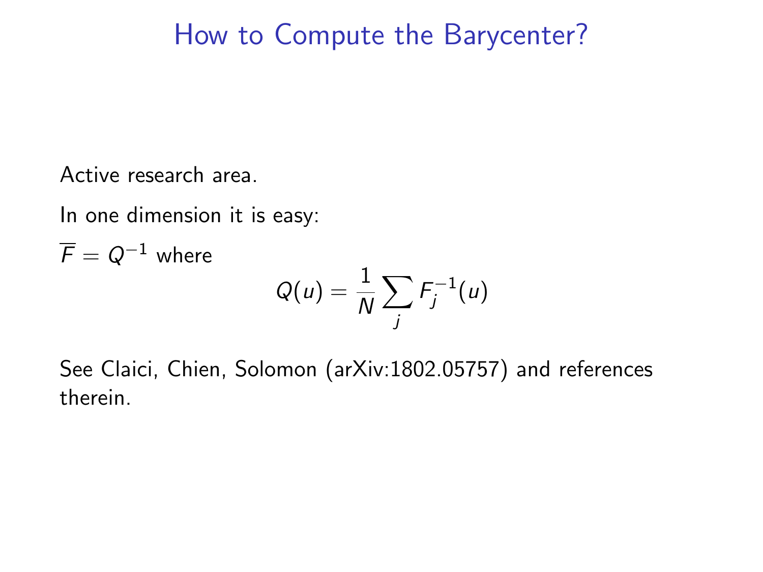# How to Compute the Barycenter?

Active research area.

In one dimension it is easy:

$\overline{F} = Q^{-1}$ where

$$Q(u) = \frac{1}{N} \sum_j F_j^{-1}(u)$$

See Claici, Chien, Solomon (arXiv:1802.05757) and references therein.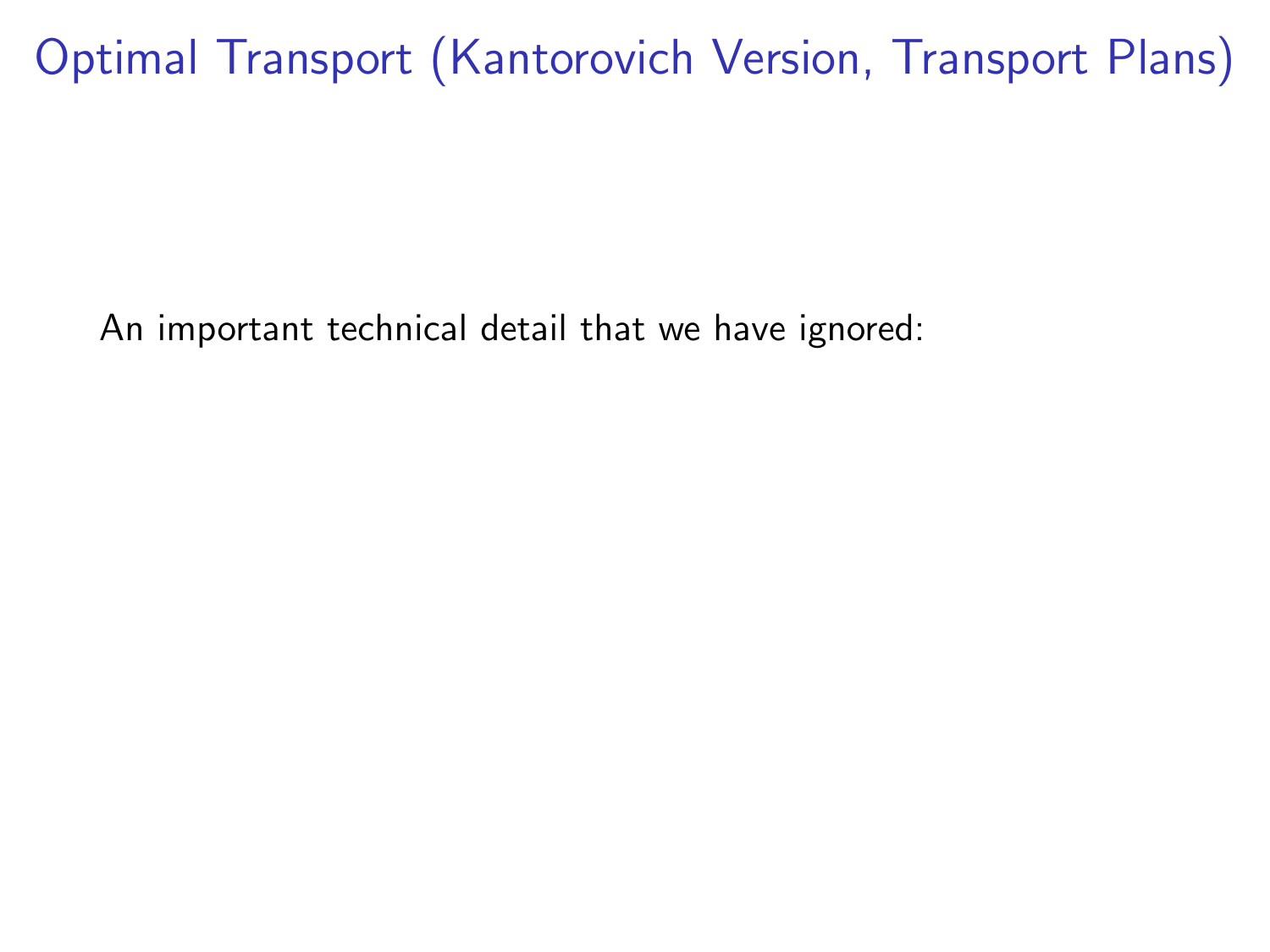# Optimal Transport (Kantorovich Version, Transport Plans)

An important technical detail that we have ignored: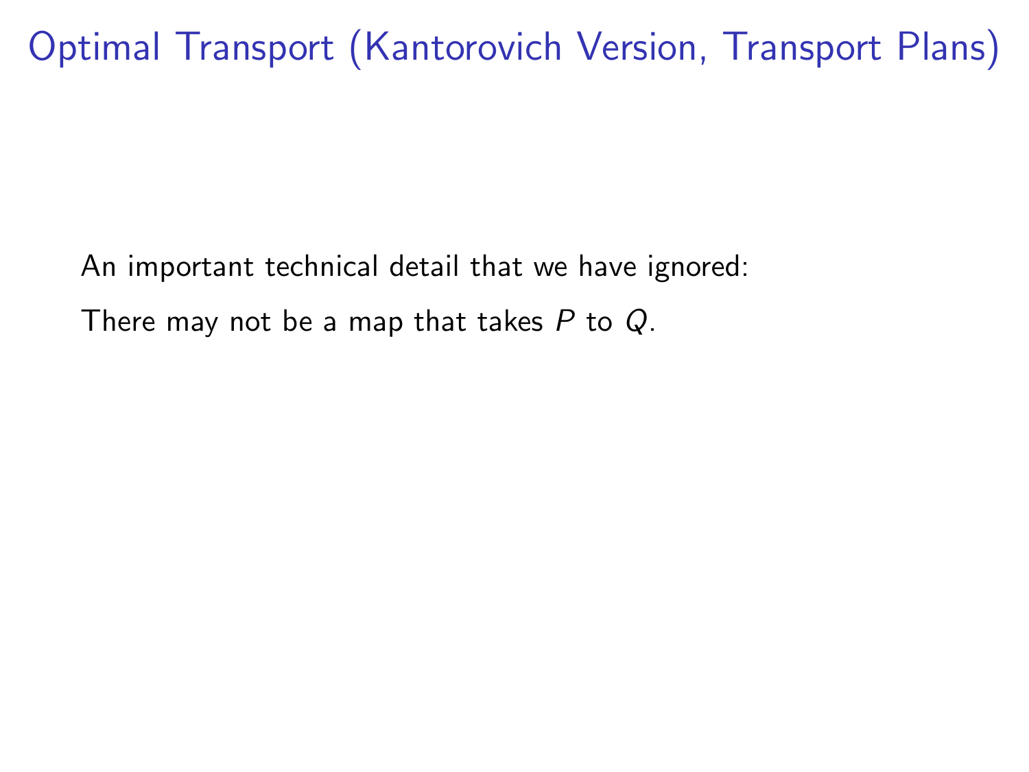# Optimal Transport (Kantorovich Version, Transport Plans)

An important technical detail that we have ignored:

There may not be a map that takes $P$ to $Q$.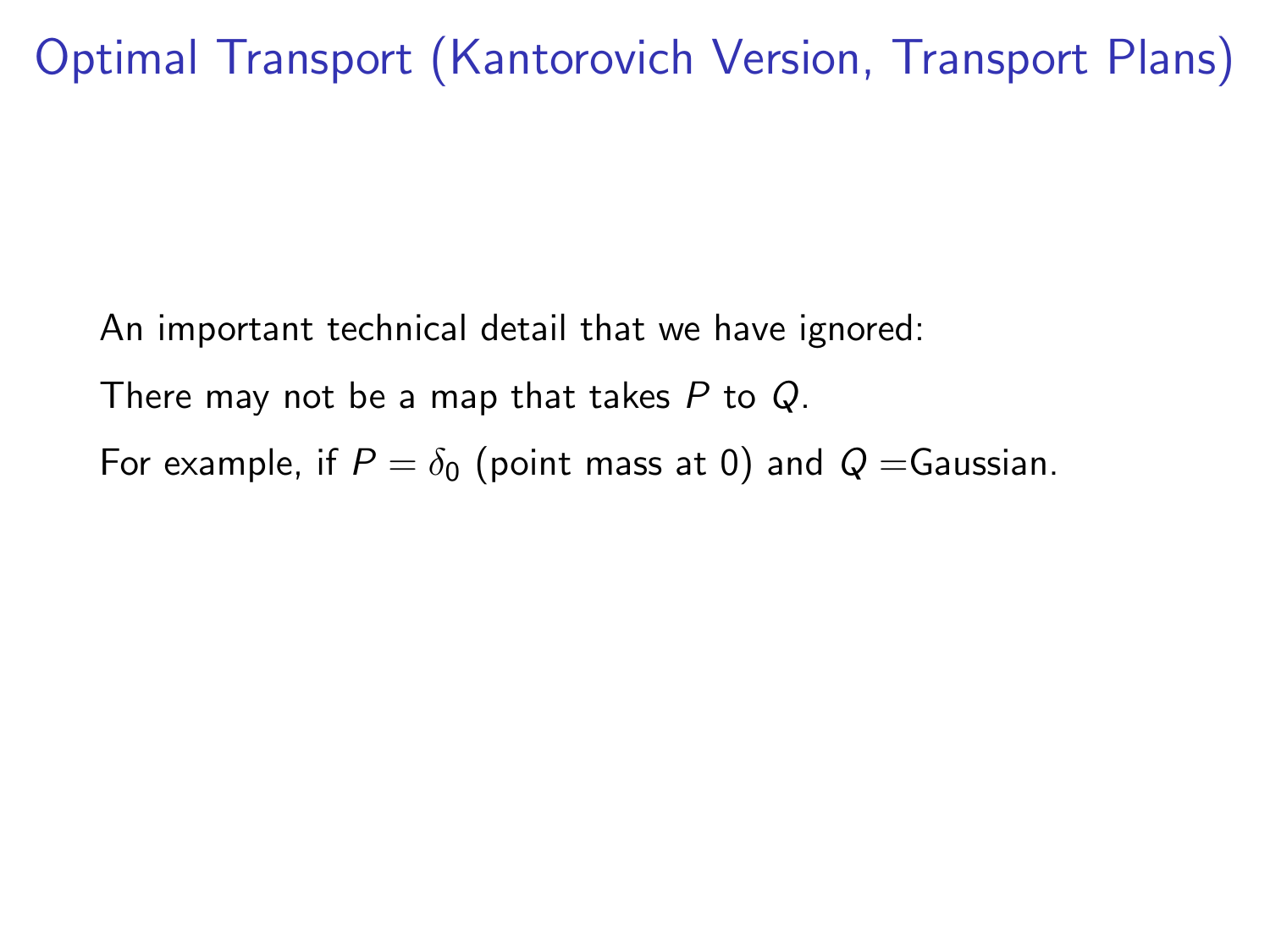# Optimal Transport (Kantorovich Version, Transport Plans)

An important technical detail that we have ignored:

There may not be a map that takes $P$ to $Q$.

For example, if $P = \delta_0$ (point mass at 0) and $Q =$Gaussian.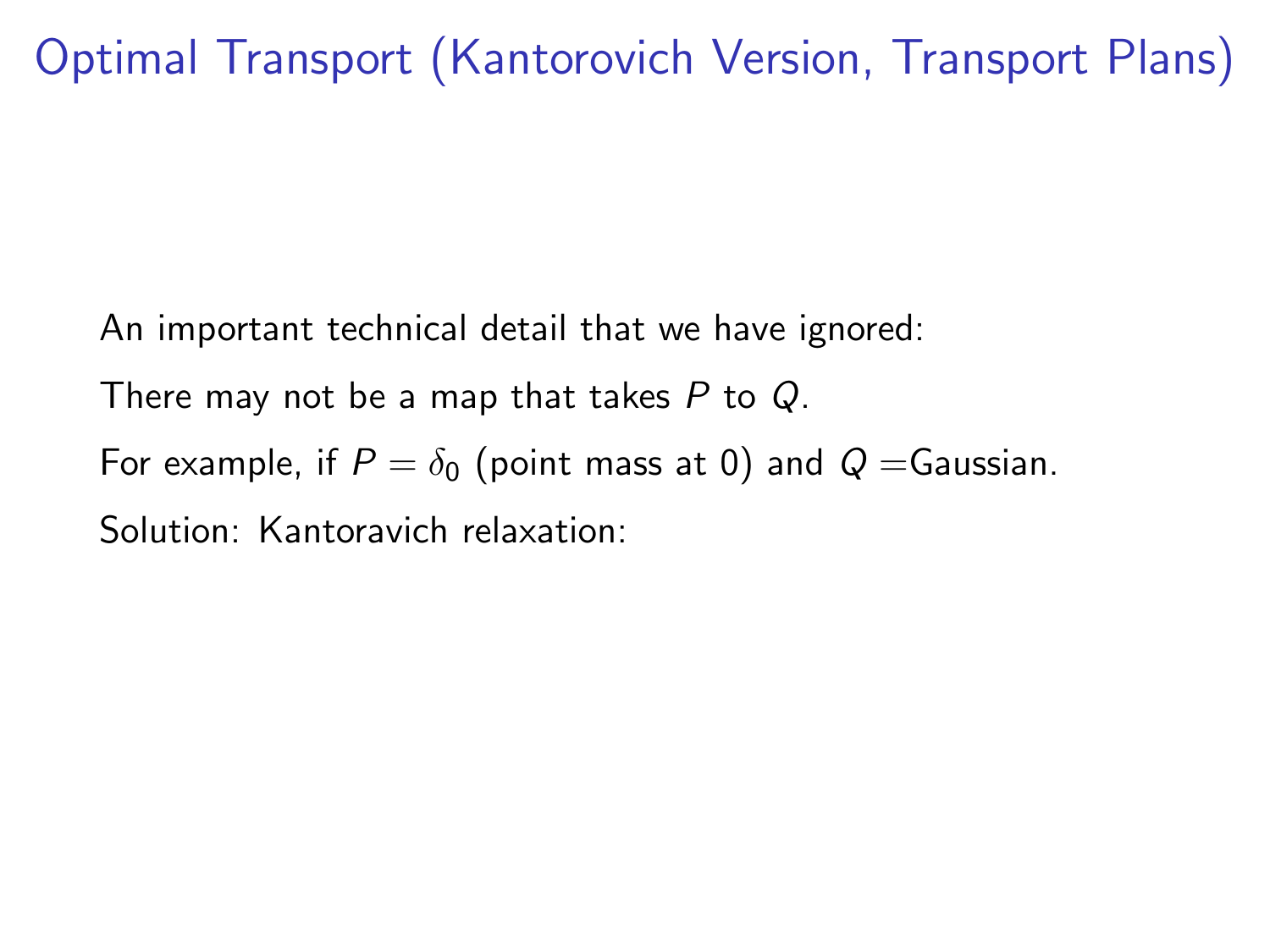# Optimal Transport (Kantorovich Version, Transport Plans)

An important technical detail that we have ignored:

There may not be a map that takes $P$ to $Q$.

For example, if $P = \delta_0$ (point mass at 0) and $Q =$Gaussian.

Solution: Kantoravich relaxation: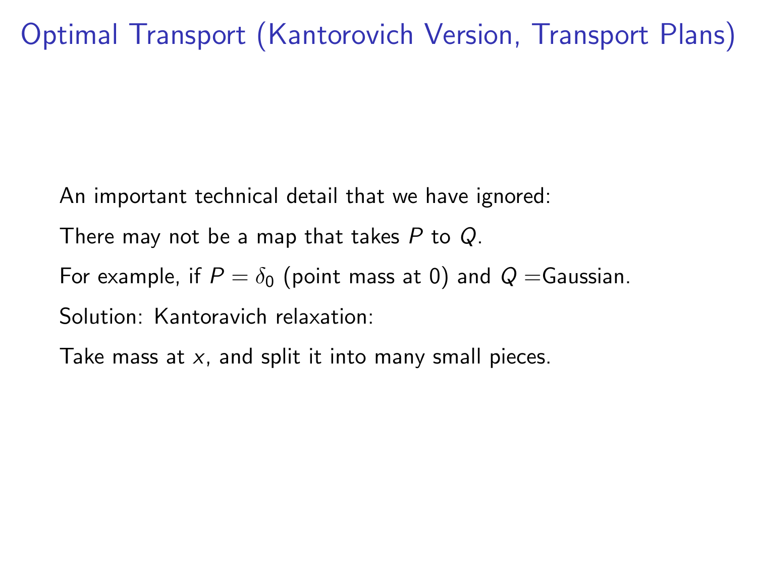# Optimal Transport (Kantorovich Version, Transport Plans)

An important technical detail that we have ignored:

There may not be a map that takes $P$ to $Q$.

For example, if $P = \delta_0$ (point mass at 0) and $Q =$Gaussian.

Solution: Kantoravich relaxation:

Take mass at $x$, and split it into many small pieces.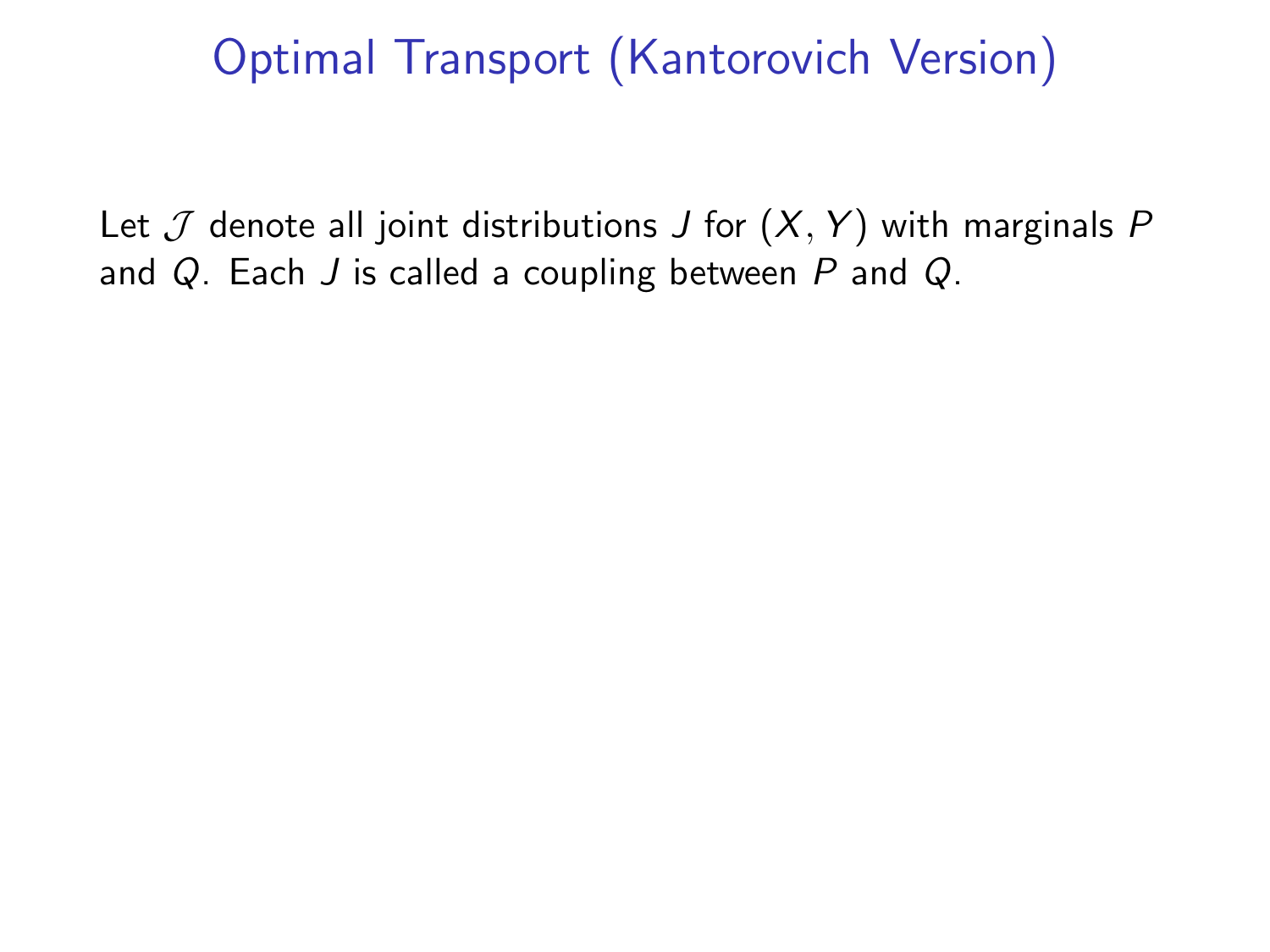# Optimal Transport (Kantorovich Version)

Let $\mathcal{J}$ denote all joint distributions $J$ for $(X, Y)$ with marginals $P$ and $Q$. Each $J$ is called a coupling between $P$ and $Q$.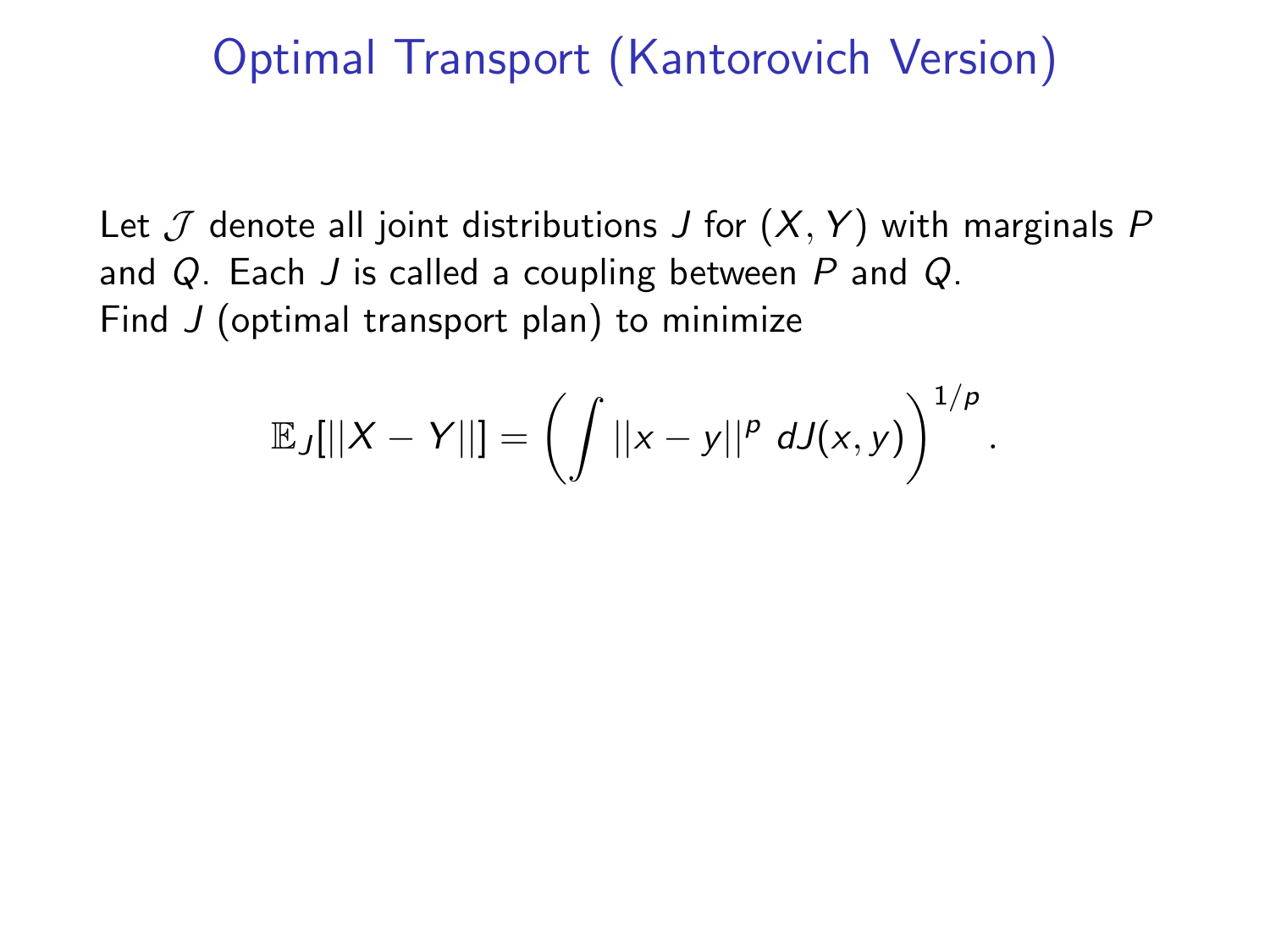# Optimal Transport (Kantorovich Version)

Let $\mathcal{J}$ denote all joint distributions $J$ for $(X, Y)$ with marginals $P$ and $Q$. Each $J$ is called a coupling between $P$ and $Q$.
Find $J$ (optimal transport plan) to minimize

$$\mathbb{E}_J[||X - Y||] = \left( \int ||x - y||^p \; dJ(x, y) \right)^{1/p}.$$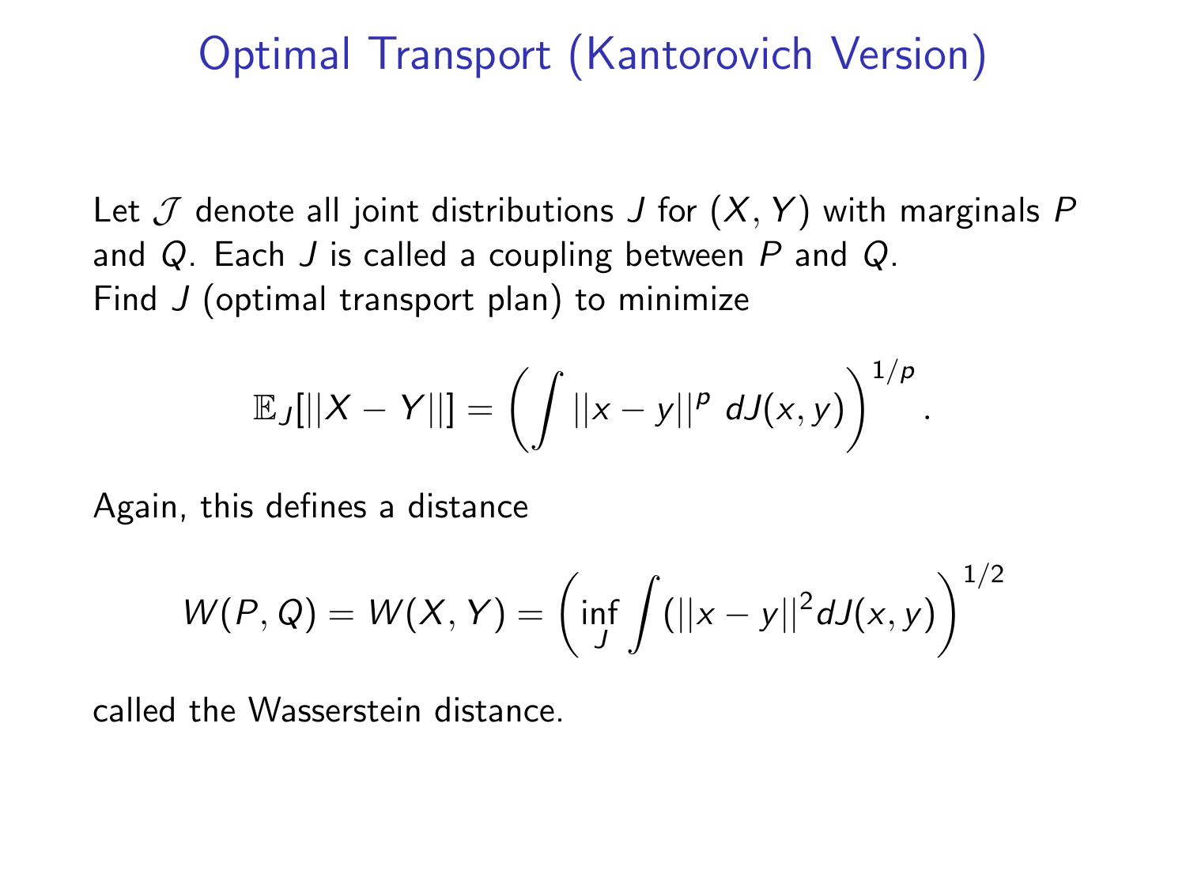# Optimal Transport (Kantorovich Version)

Let $\mathcal{J}$ denote all joint distributions $J$ for $(X, Y)$ with marginals $P$ and $Q$. Each $J$ is called a coupling between $P$ and $Q$. Find $J$ (optimal transport plan) to minimize

$$\mathbb{E}_J[||X - Y||] = \left( \int ||x - y||^p \; dJ(x, y) \right)^{1/p}.$$

Again, this defines a distance

$$W(P, Q) = W(X, Y) = \left( \inf_J \int (||x - y||^2 dJ(x, y) \right)^{1/2}$$

called the Wasserstein distance.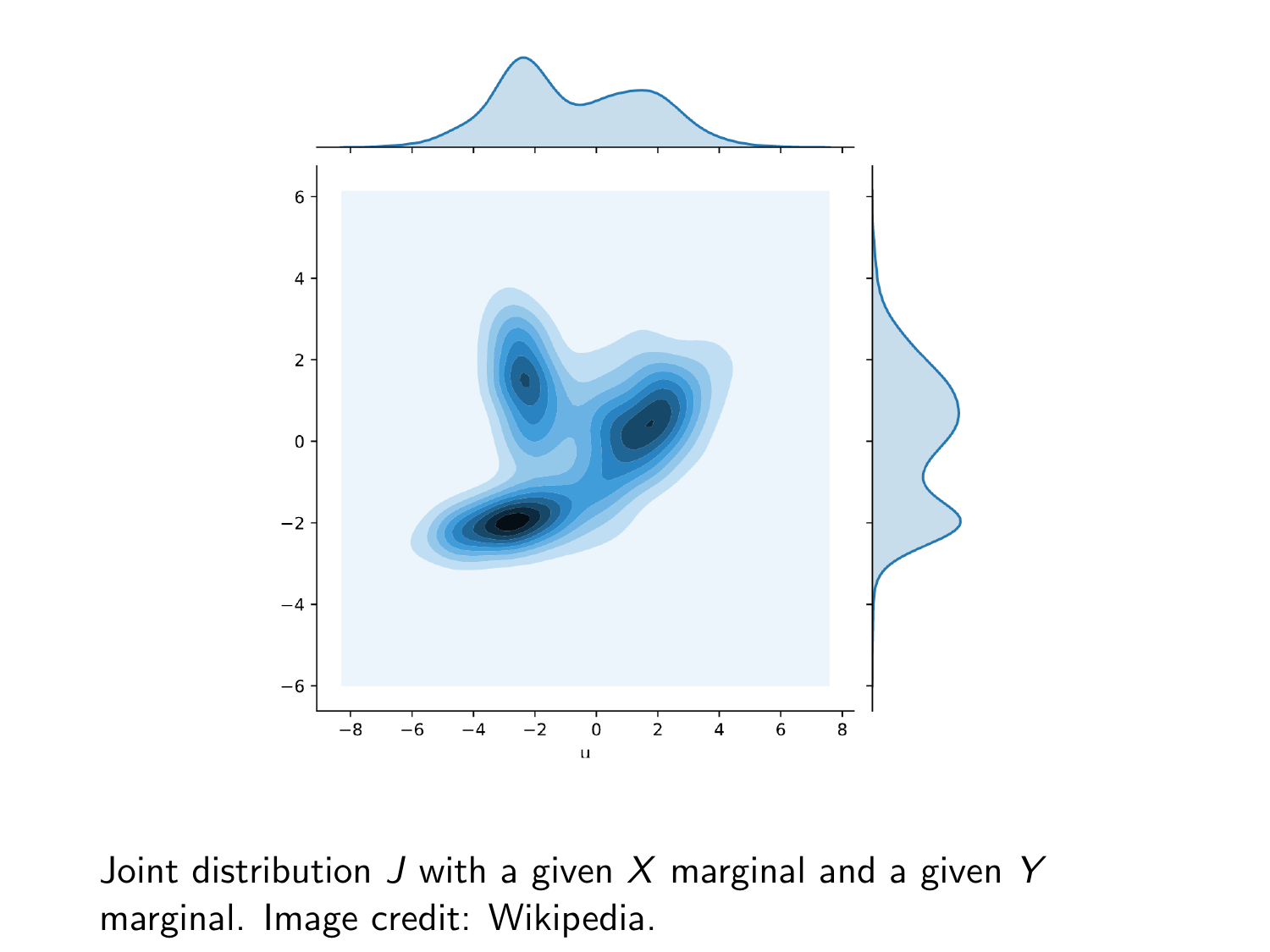Joint distribution $J$ with a given $X$ marginal and a given $Y$ marginal. Image credit: Wikipedia.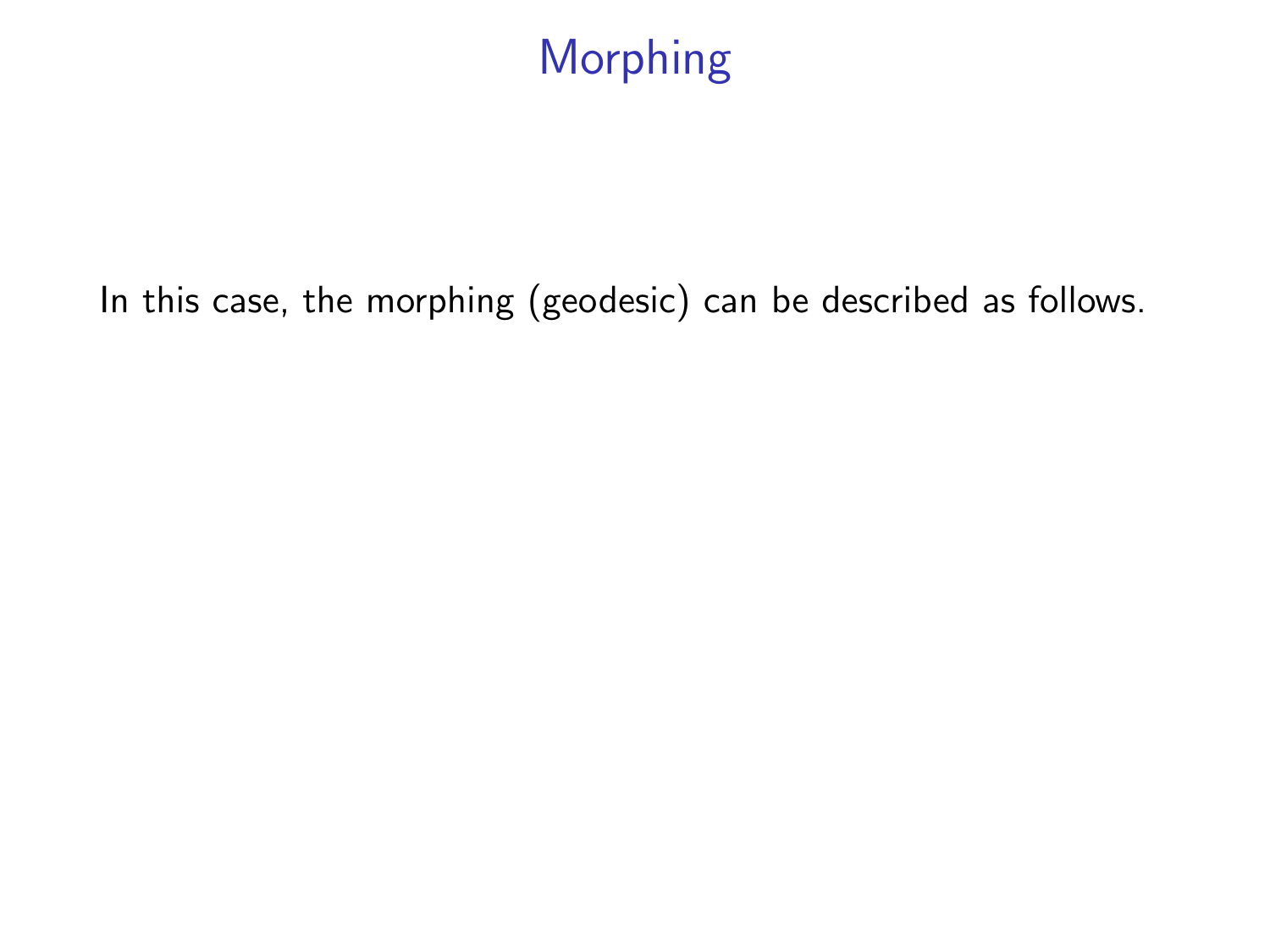# Morphing

In this case, the morphing (geodesic) can be described as follows.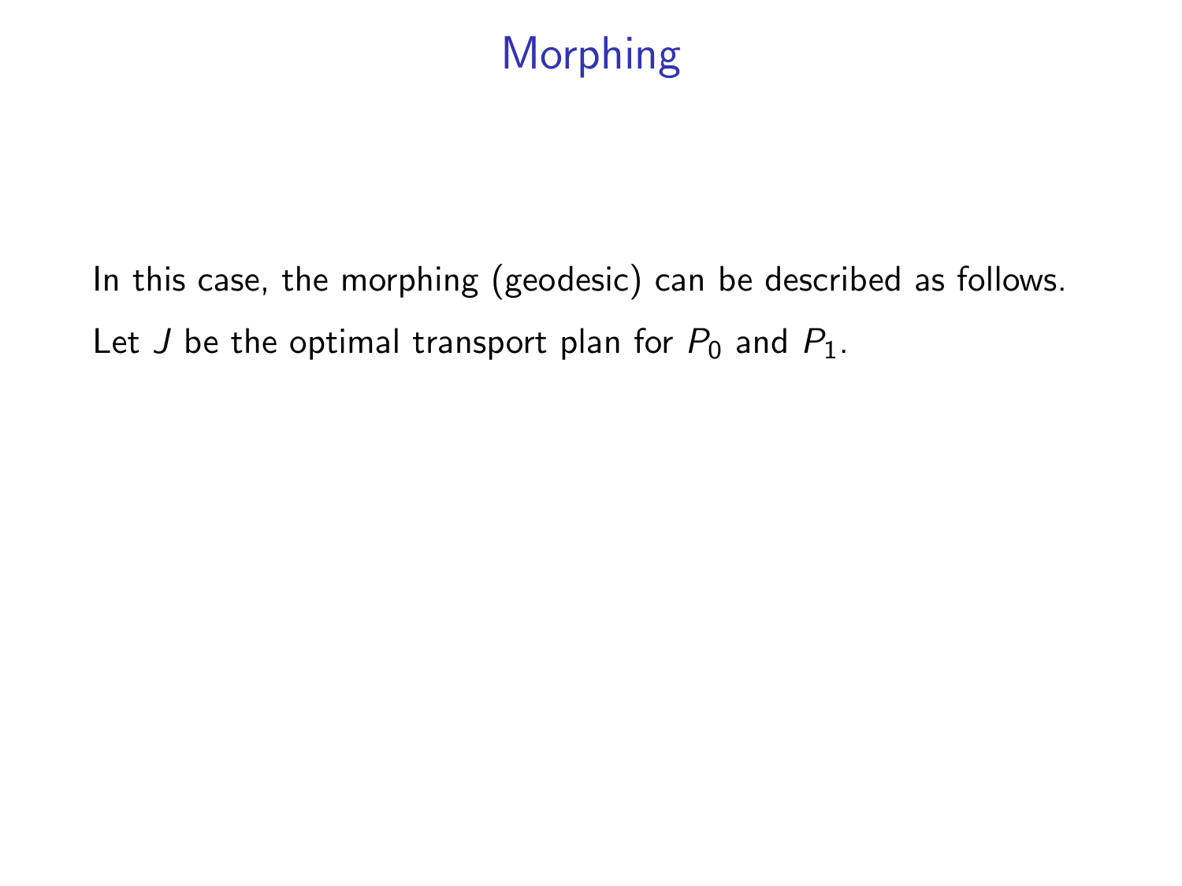# Morphing

In this case, the morphing (geodesic) can be described as follows.

Let $J$ be the optimal transport plan for $P_0$ and $P_1$.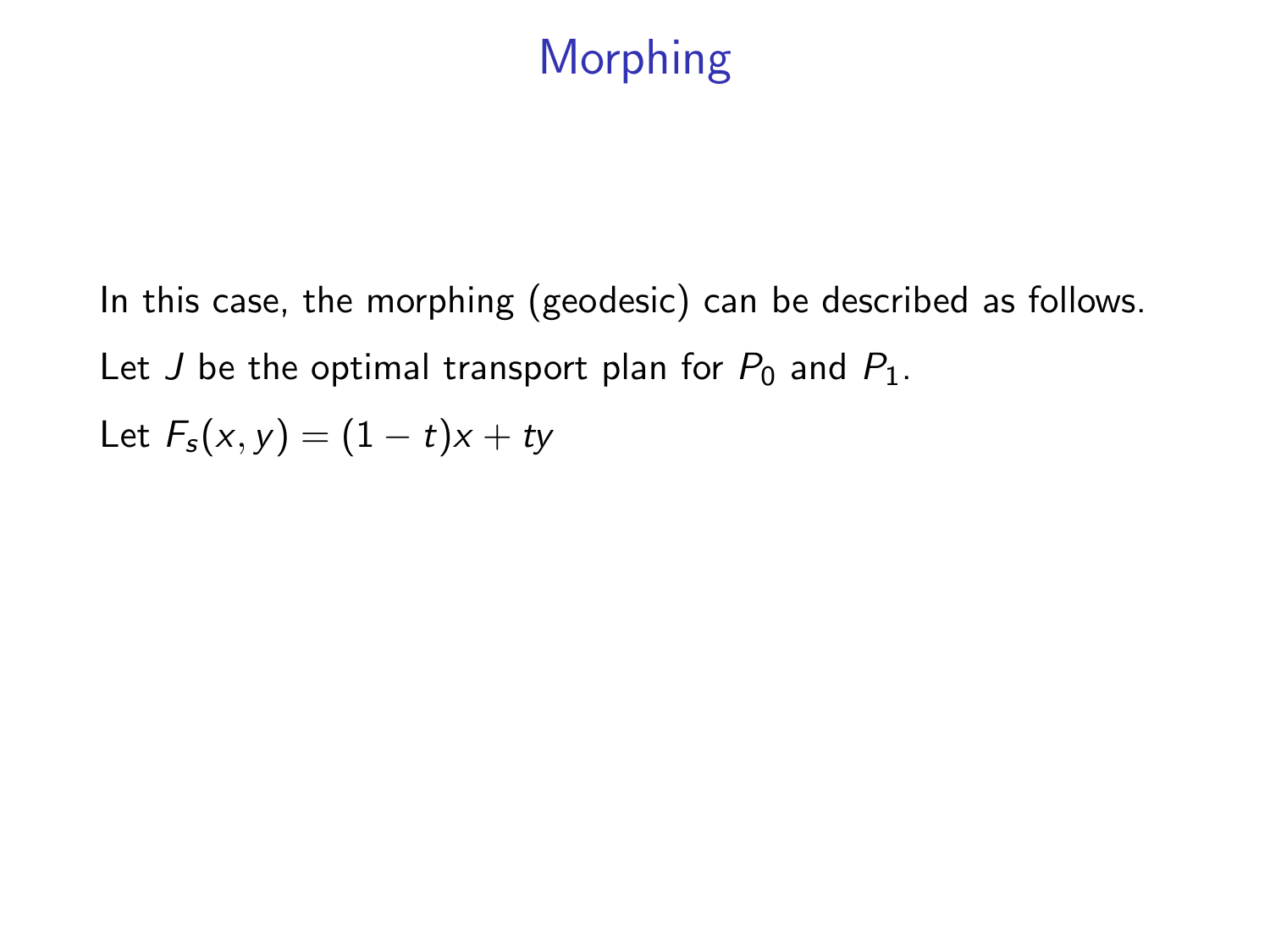# Morphing

In this case, the morphing (geodesic) can be described as follows.

Let $J$ be the optimal transport plan for $P_0$ and $P_1$.

Let $F_s(x, y) = (1 - t)x + ty$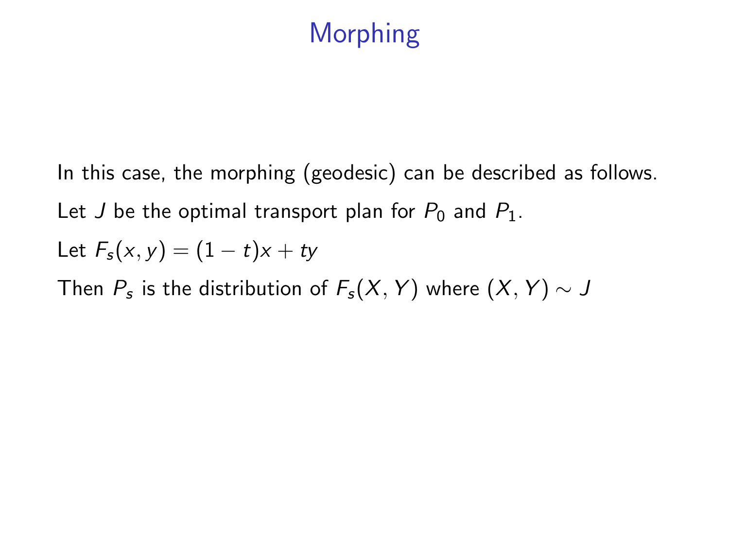# Morphing

In this case, the morphing (geodesic) can be described as follows.

Let $J$ be the optimal transport plan for $P_0$ and $P_1$.

Let $F_s(x, y) = (1 - t)x + ty$

Then $P_s$ is the distribution of $F_s(X, Y)$ where $(X, Y) \sim J$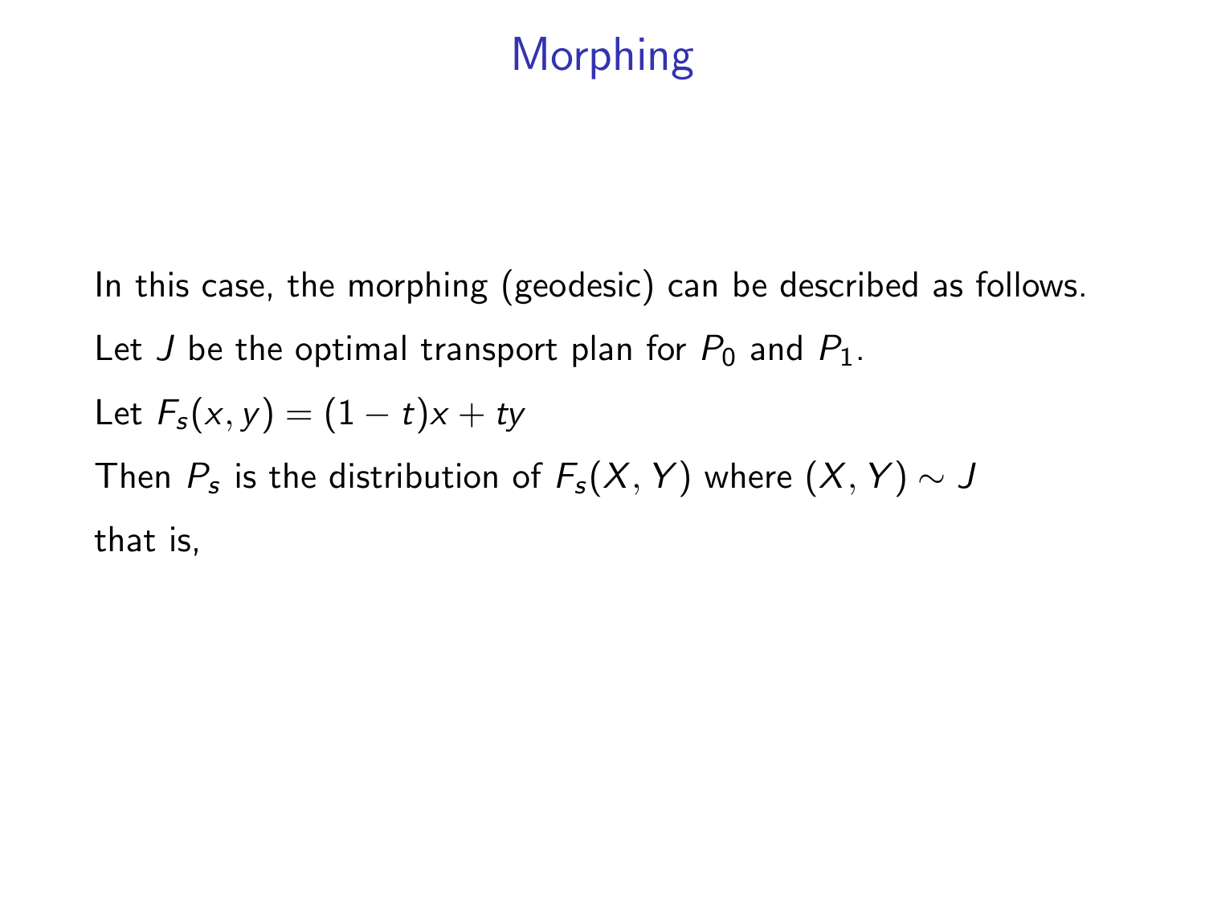# Morphing

In this case, the morphing (geodesic) can be described as follows.

Let $J$ be the optimal transport plan for $P_0$ and $P_1$.

Let $F_s(x, y) = (1 - t)x + ty$

Then $P_s$ is the distribution of $F_s(X, Y)$ where $(X, Y) \sim J$

that is,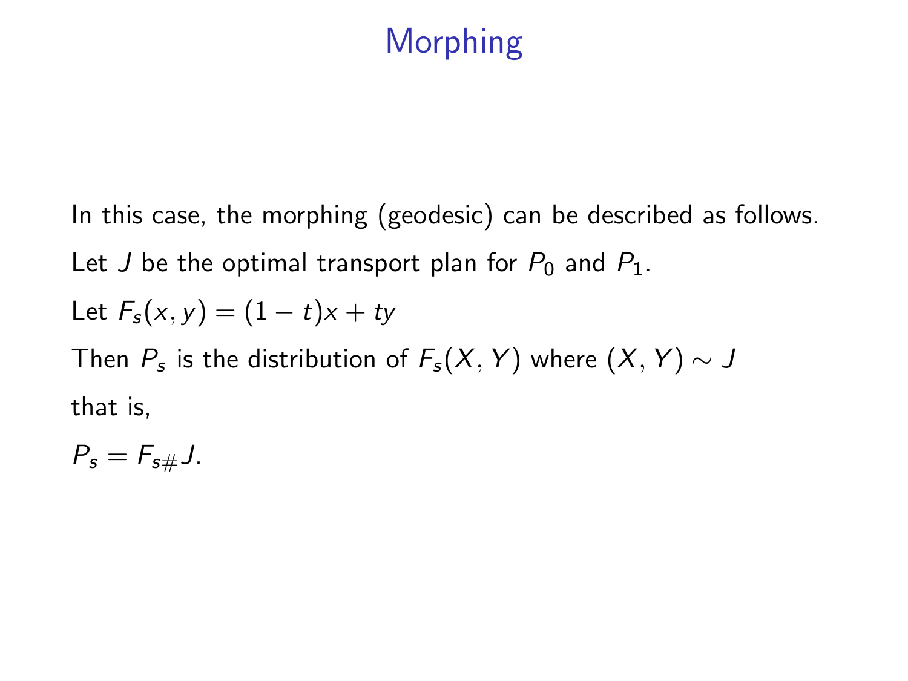# Morphing

In this case, the morphing (geodesic) can be described as follows.

Let $J$ be the optimal transport plan for $P_0$ and $P_1$.

Let $F_s(x, y) = (1 - t)x + ty$

Then $P_s$ is the distribution of $F_s(X, Y)$ where $(X, Y) \sim J$

that is,

$P_s = F_{s\#}J$.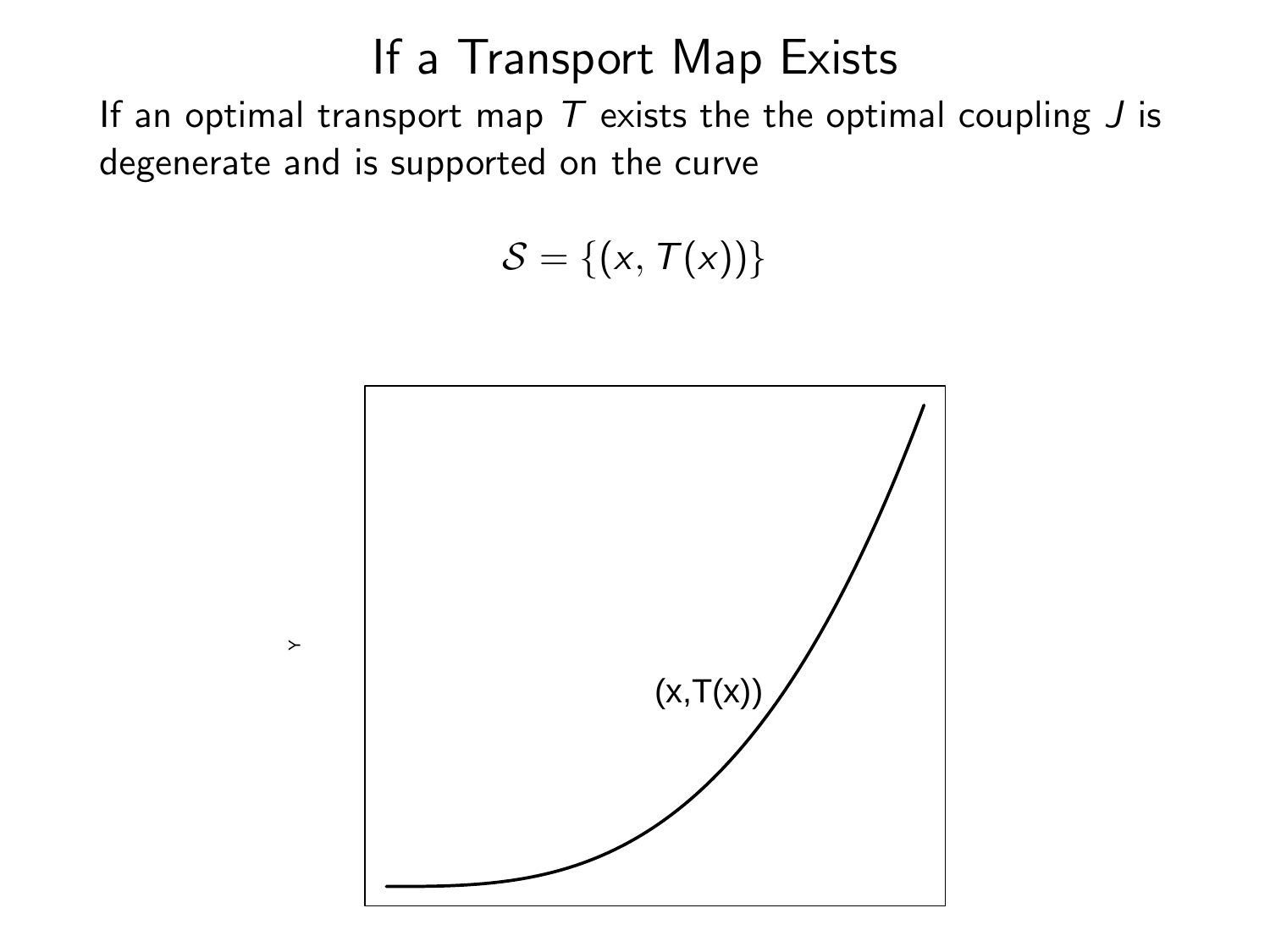# If a Transport Map Exists

If an optimal transport map $T$ exists the the optimal coupling $J$ is degenerate and is supported on the curve

$$\mathcal{S} = \{(x, T(x))\}$$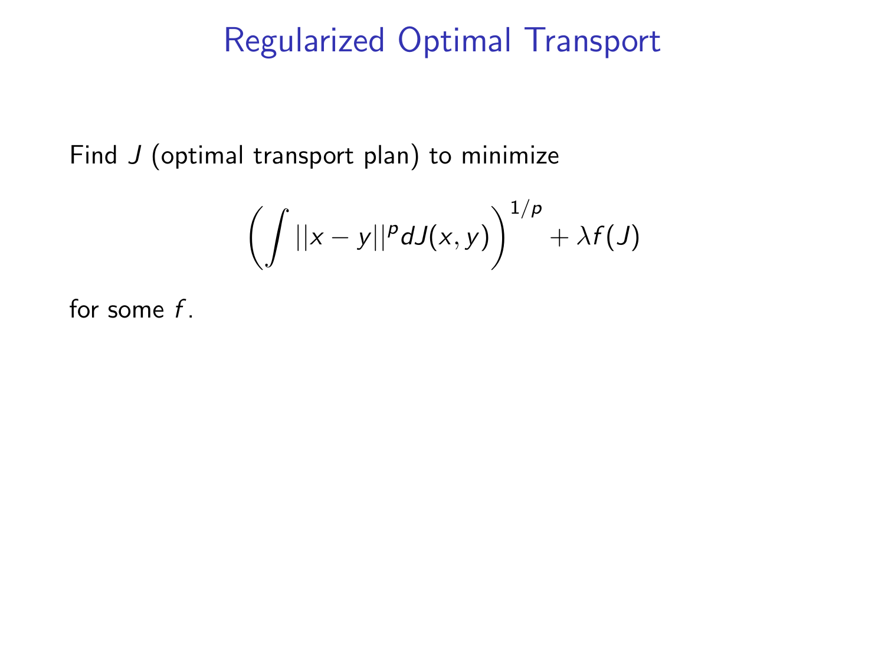# Regularized Optimal Transport

Find $J$ (optimal transport plan) to minimize

$$\left( \int ||x - y||^p dJ(x, y) \right)^{1/p} + \lambda f(J)$$

for some $f$.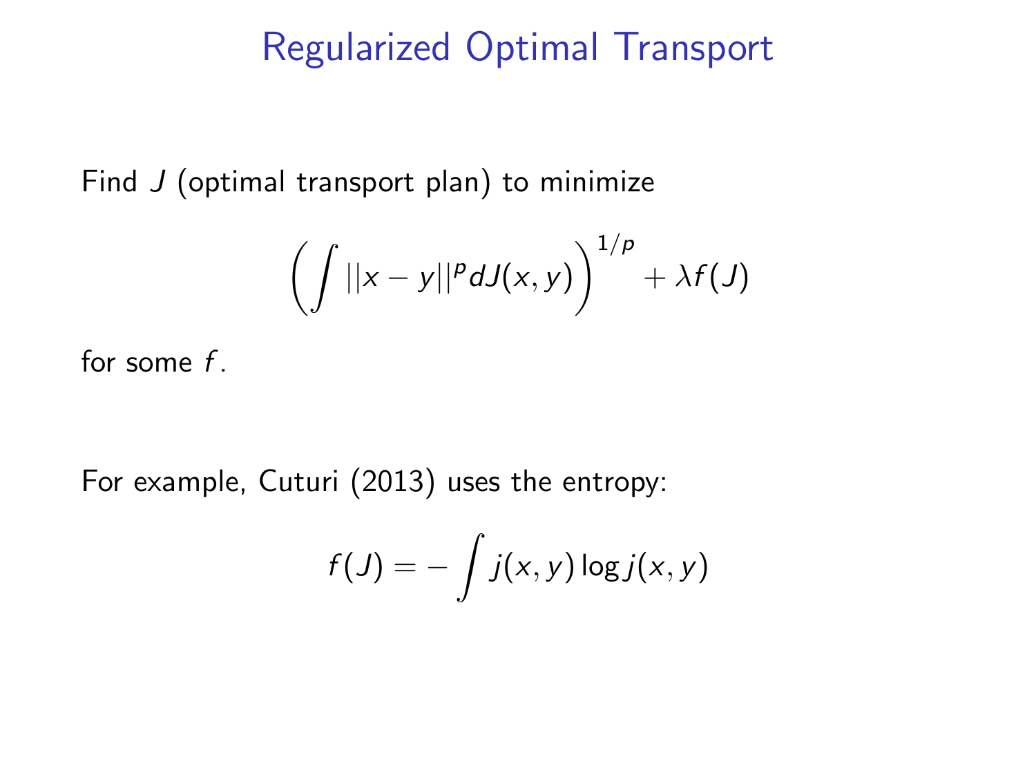# Regularized Optimal Transport

Find $J$ (optimal transport plan) to minimize

$$\left( \int ||x - y||^p dJ(x, y) \right)^{1/p} + \lambda f(J)$$

for some $f$.

For example, Cuturi (2013) uses the entropy:

$$f(J) = -\int j(x, y) \log j(x, y)$$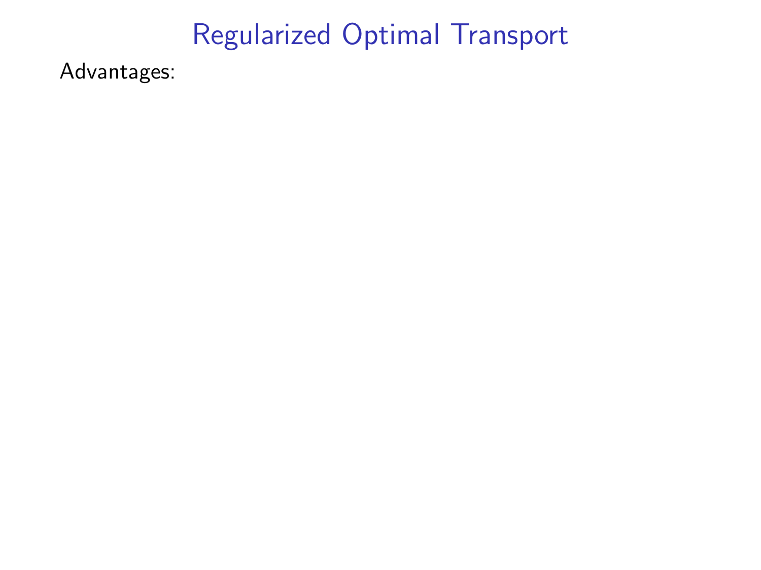# Regularized Optimal Transport

Advantages: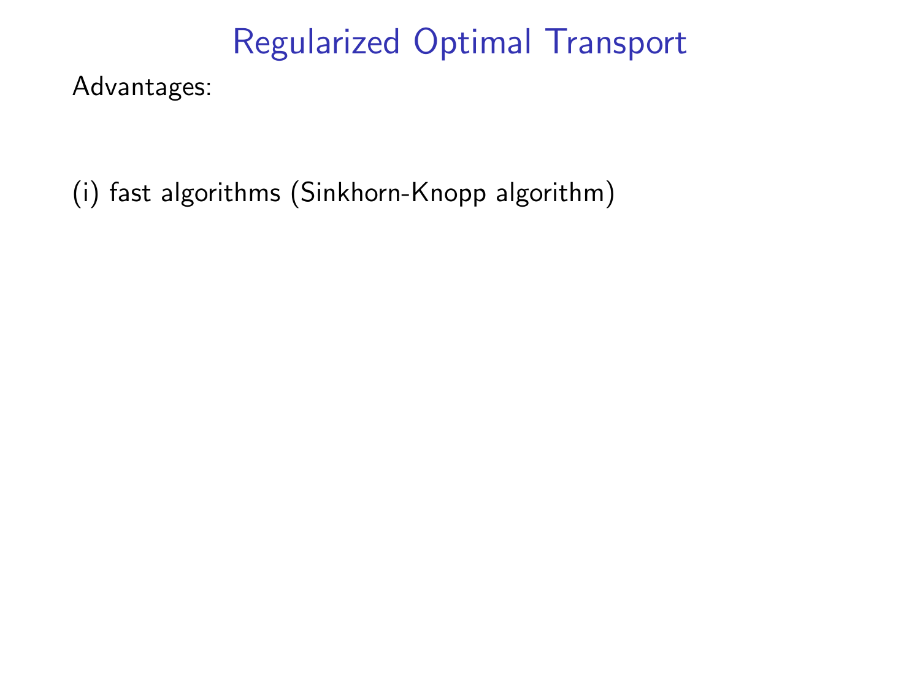# Regularized Optimal Transport

Advantages:

(i) fast algorithms (Sinkhorn-Knopp algorithm)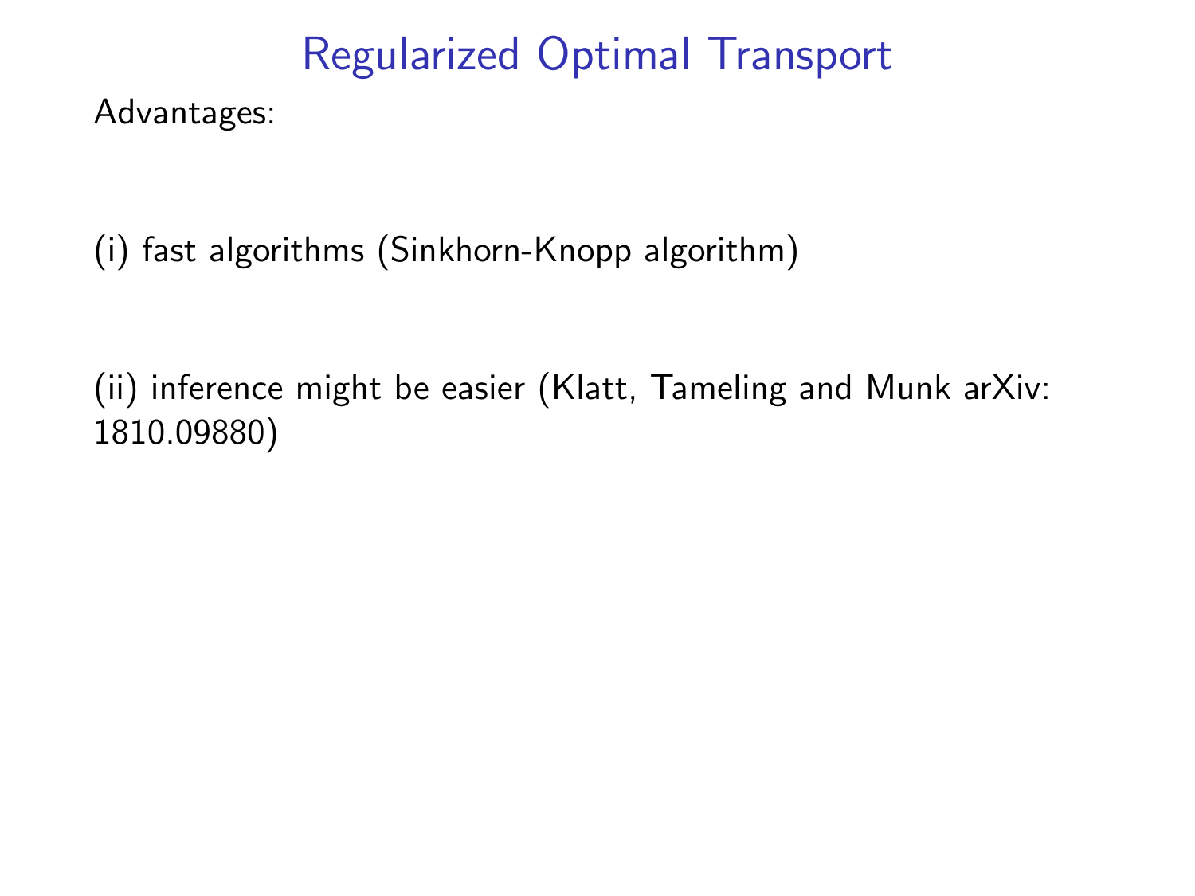# Regularized Optimal Transport

Advantages:

(i) fast algorithms (Sinkhorn-Knopp algorithm)

(ii) inference might be easier (Klatt, Tameling and Munk arXiv: 1810.09880)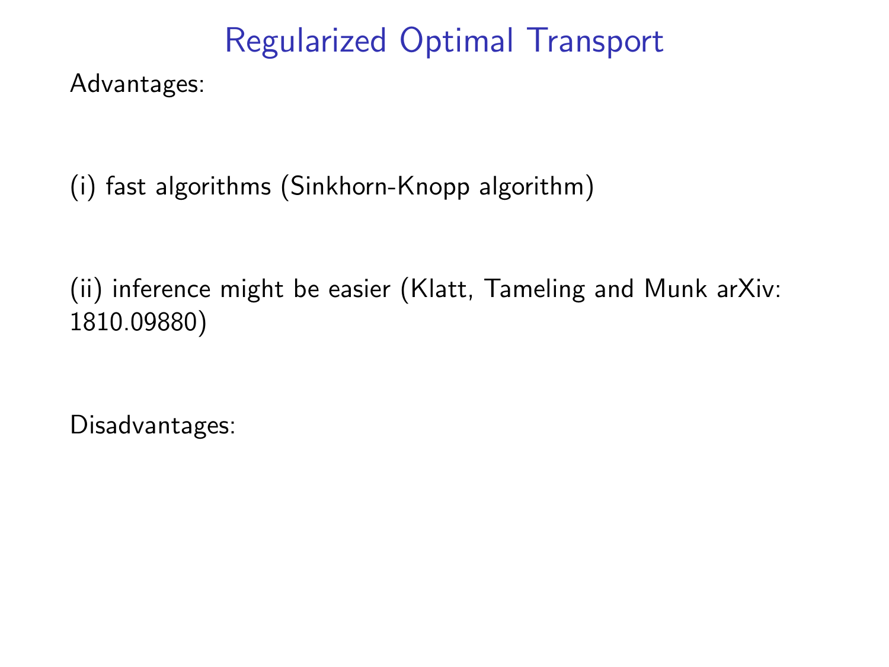# Regularized Optimal Transport

Advantages:

(i) fast algorithms (Sinkhorn-Knopp algorithm)

(ii) inference might be easier (Klatt, Tameling and Munk arXiv: 1810.09880)

Disadvantages: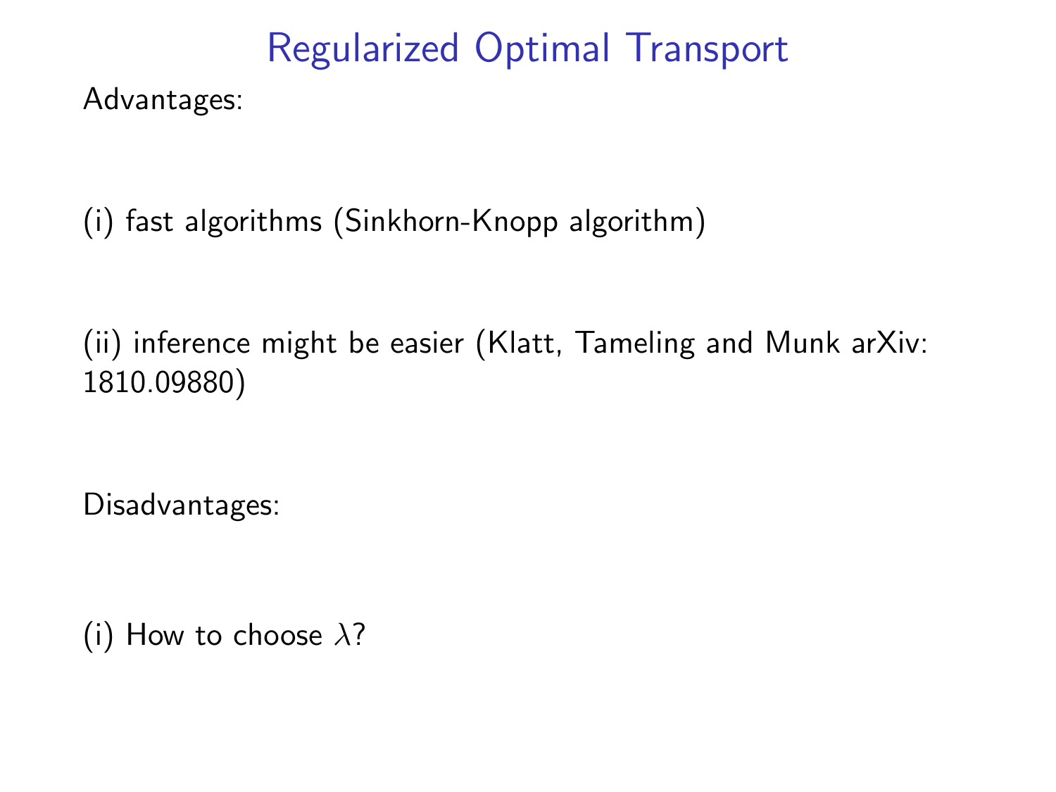# Regularized Optimal Transport

Advantages:

(i) fast algorithms (Sinkhorn-Knopp algorithm)

(ii) inference might be easier (Klatt, Tameling and Munk arXiv: 1810.09880)

Disadvantages:

(i) How to choose $\lambda$?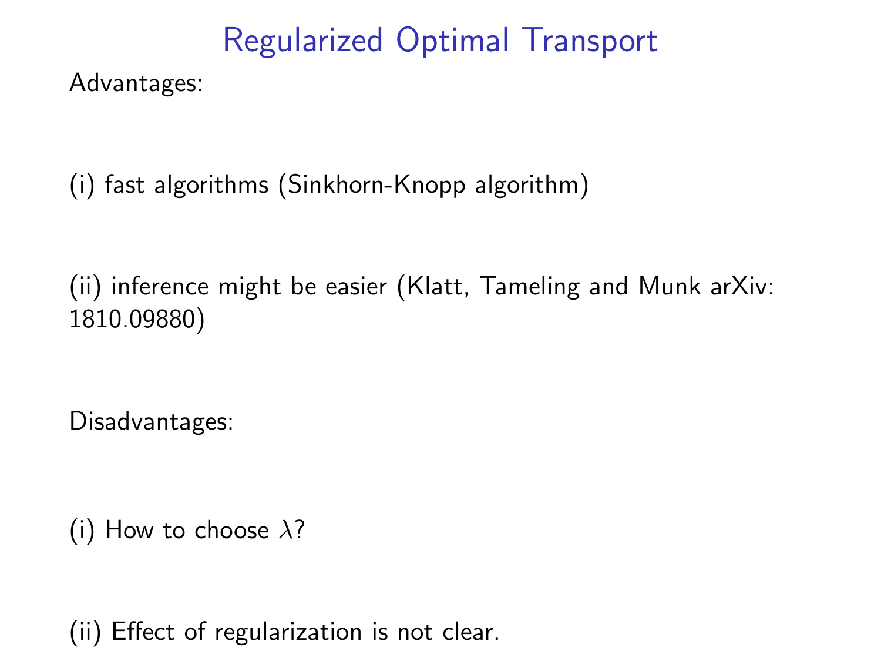# Regularized Optimal Transport

Advantages:

(i) fast algorithms (Sinkhorn-Knopp algorithm)

(ii) inference might be easier (Klatt, Tameling and Munk arXiv: 1810.09880)

Disadvantages:

(i) How to choose $\lambda$?

(ii) Effect of regularization is not clear.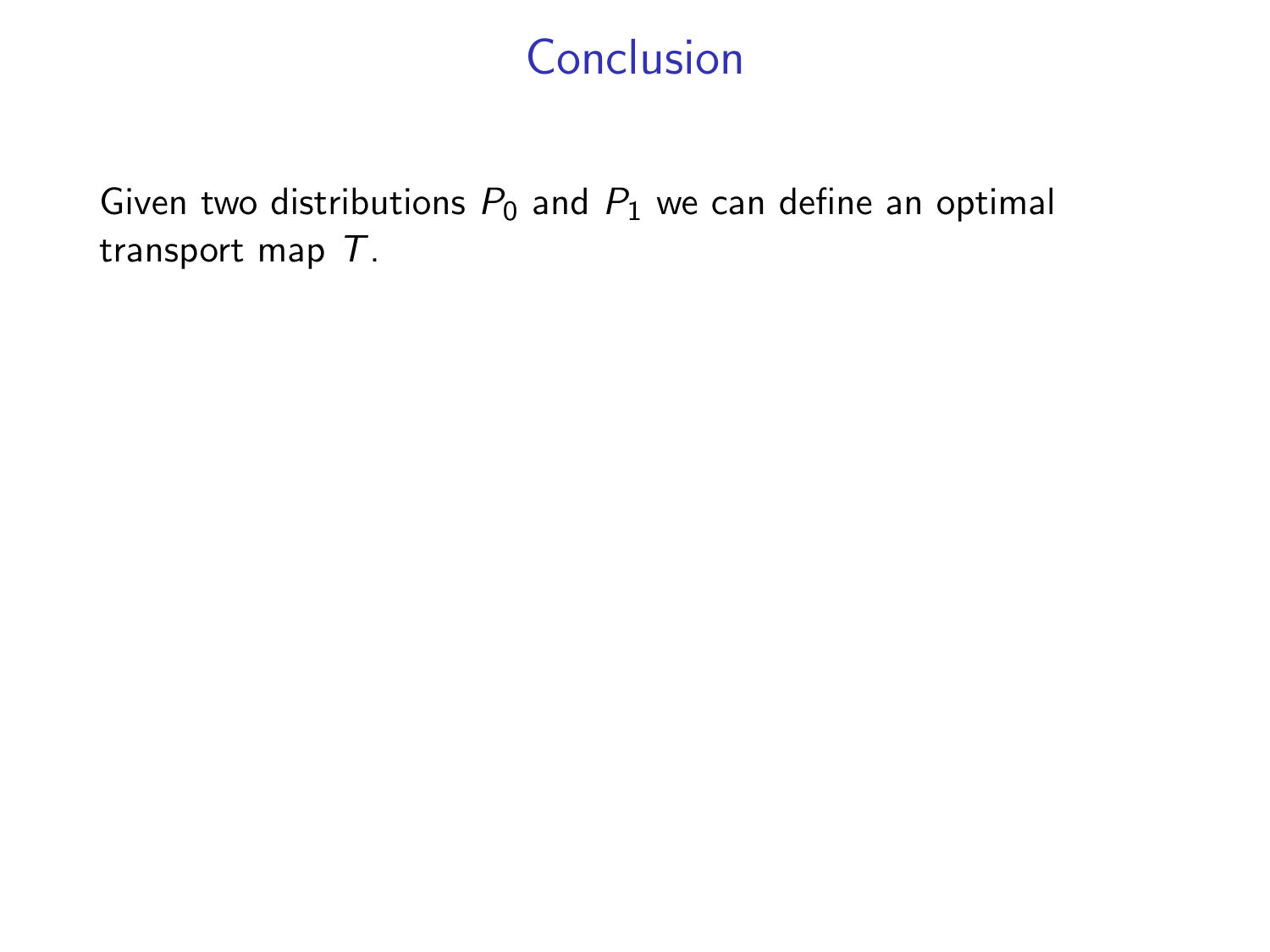# Conclusion

Given two distributions $P_0$ and $P_1$ we can define an optimal transport map $T$.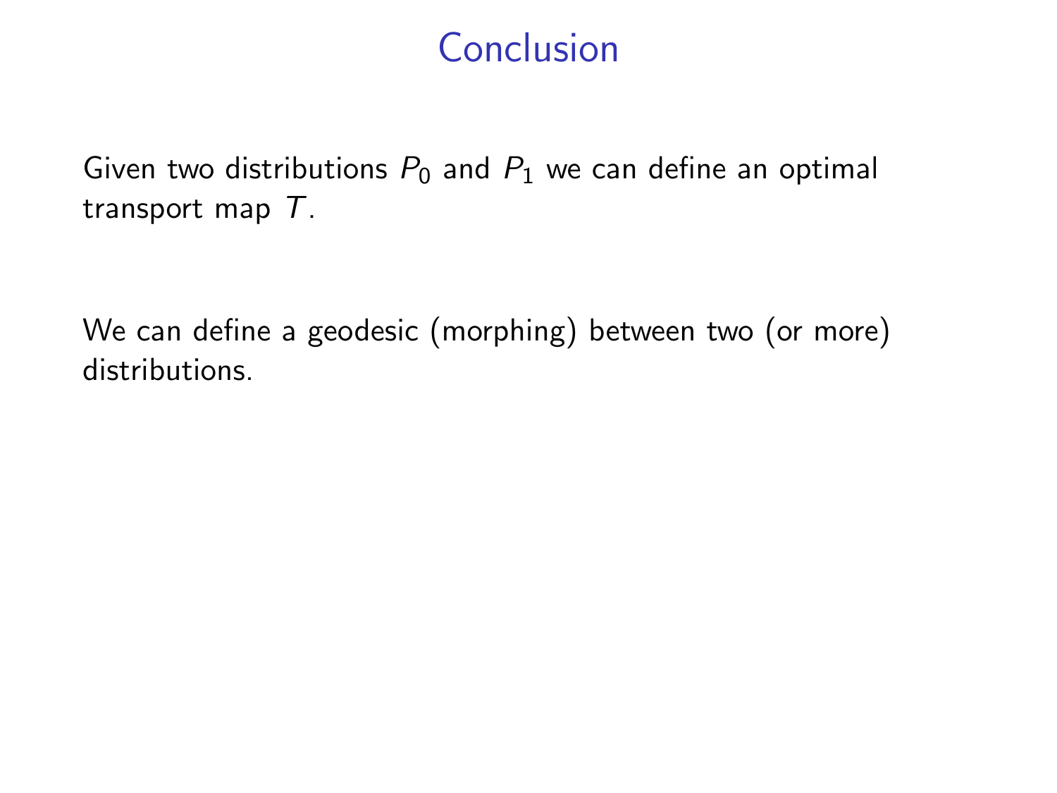# Conclusion

Given two distributions $P_0$ and $P_1$ we can define an optimal transport map $T$.

We can define a geodesic (morphing) between two (or more) distributions.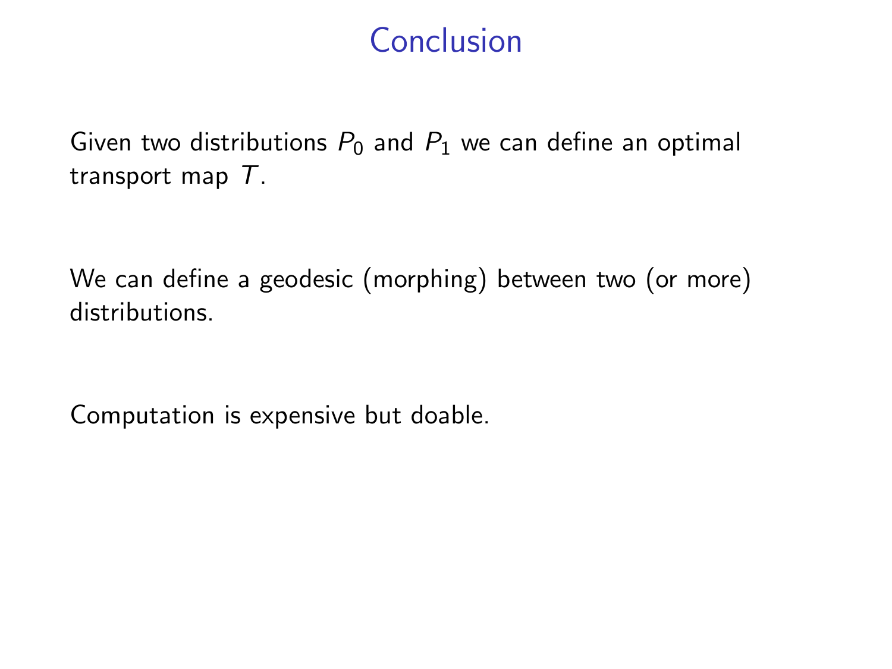# Conclusion

Given two distributions $P_0$ and $P_1$ we can define an optimal transport map $T$.

We can define a geodesic (morphing) between two (or more) distributions.

Computation is expensive but doable.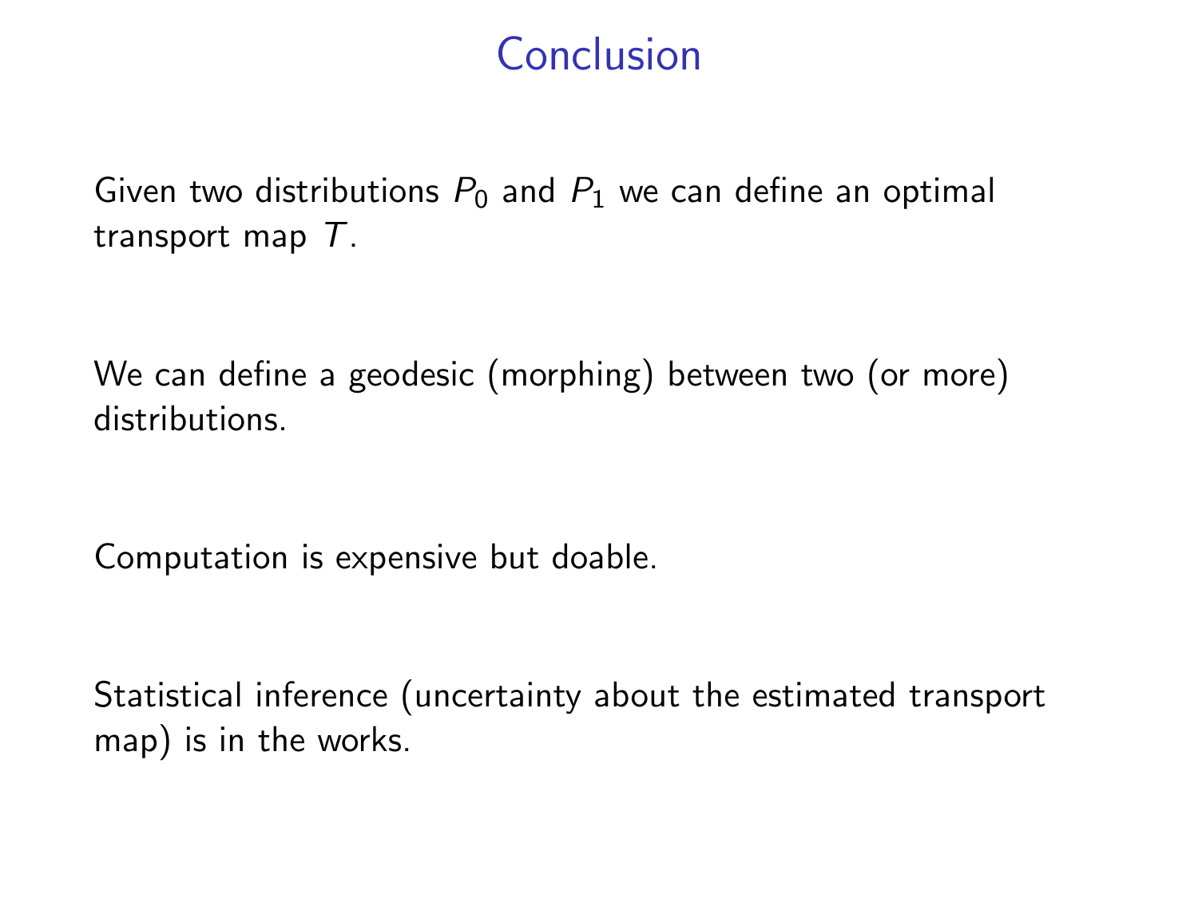# Conclusion

Given two distributions $P_0$ and $P_1$ we can define an optimal transport map $T$.

We can define a geodesic (morphing) between two (or more) distributions.

Computation is expensive but doable.

Statistical inference (uncertainty about the estimated transport map) is in the works.